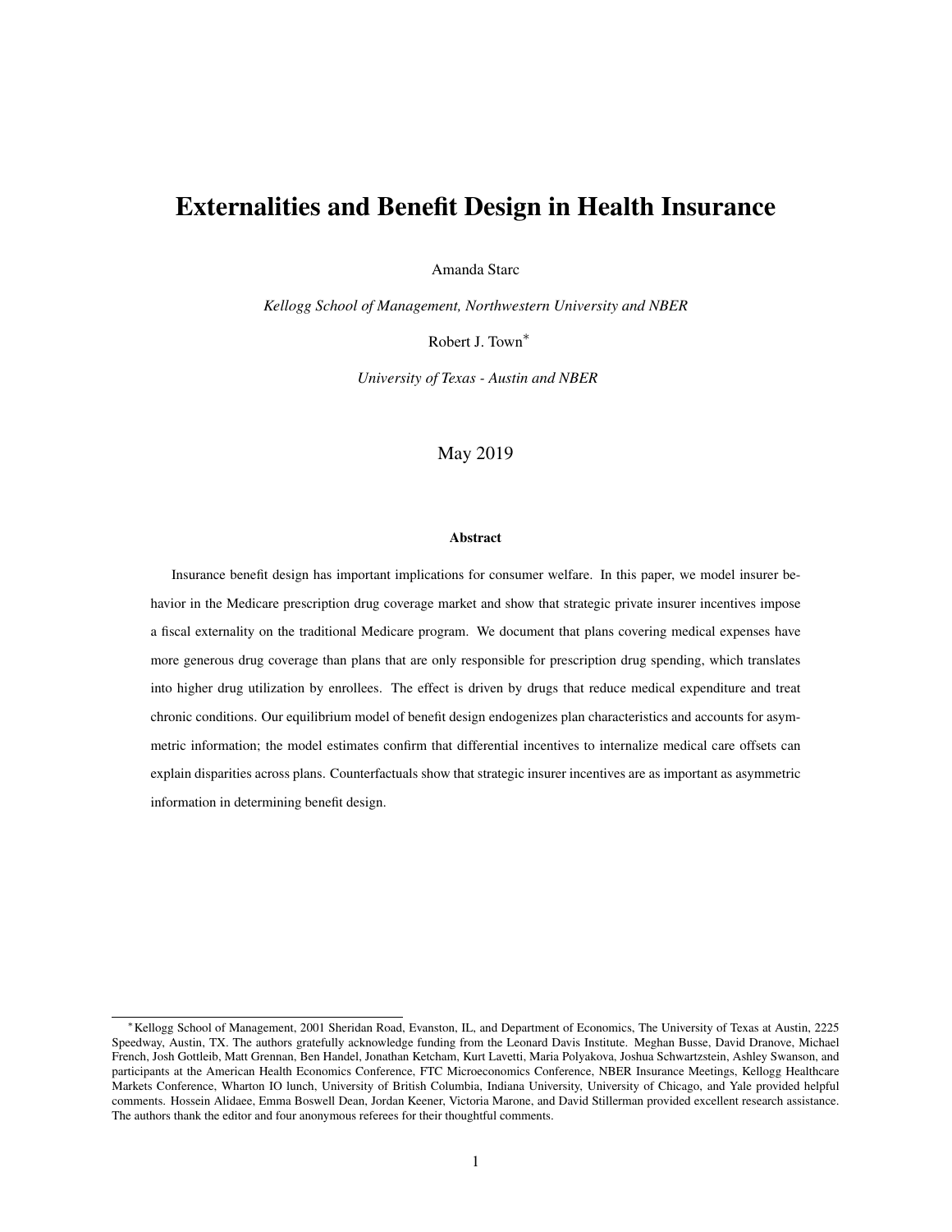# Externalities and Benefit Design in Health Insurance

Amanda Starc

*Kellogg School of Management, Northwestern University and NBER*

Robert J. Town*

*University of Texas - Austin and NBER*

May 2019

### Abstract

Insurance benefit design has important implications for consumer welfare. In this paper, we model insurer behavior in the Medicare prescription drug coverage market and show that strategic private insurer incentives impose a fiscal externality on the traditional Medicare program. We document that plans covering medical expenses have more generous drug coverage than plans that are only responsible for prescription drug spending, which translates into higher drug utilization by enrollees. The effect is driven by drugs that reduce medical expenditure and treat chronic conditions. Our equilibrium model of benefit design endogenizes plan characteristics and accounts for asymmetric information; the model estimates confirm that differential incentives to internalize medical care offsets can explain disparities across plans. Counterfactuals show that strategic insurer incentives are as important as asymmetric information in determining benefit design.

---

*Kellogg School of Management, 2001 Sheridan Road, Evanston, IL, and Department of Economics, The University of Texas at Austin, 2225 Speedway, Austin, TX. The authors gratefully acknowledge funding from the Leonard Davis Institute. Meghan Busse, David Dranove, Michael French, Josh Gottleib, Matt Grennan, Ben Handel, Jonathan Ketcham, Kurt Lavetti, Maria Polyakova, Joshua Schwartzstein, Ashley Swanson, and participants at the American Health Economics Conference, FTC Microeconomics Conference, NBER Insurance Meetings, Kellogg Healthcare Markets Conference, Wharton IO lunch, University of British Columbia, Indiana University, University of Chicago, and Yale provided helpful comments. Hossein Alidaee, Emma Boswell Dean, Jordan Keener, Victoria Marone, and David Stillerman provided excellent research assistance. The authors thank the editor and four anonymous referees for their thoughtful comments.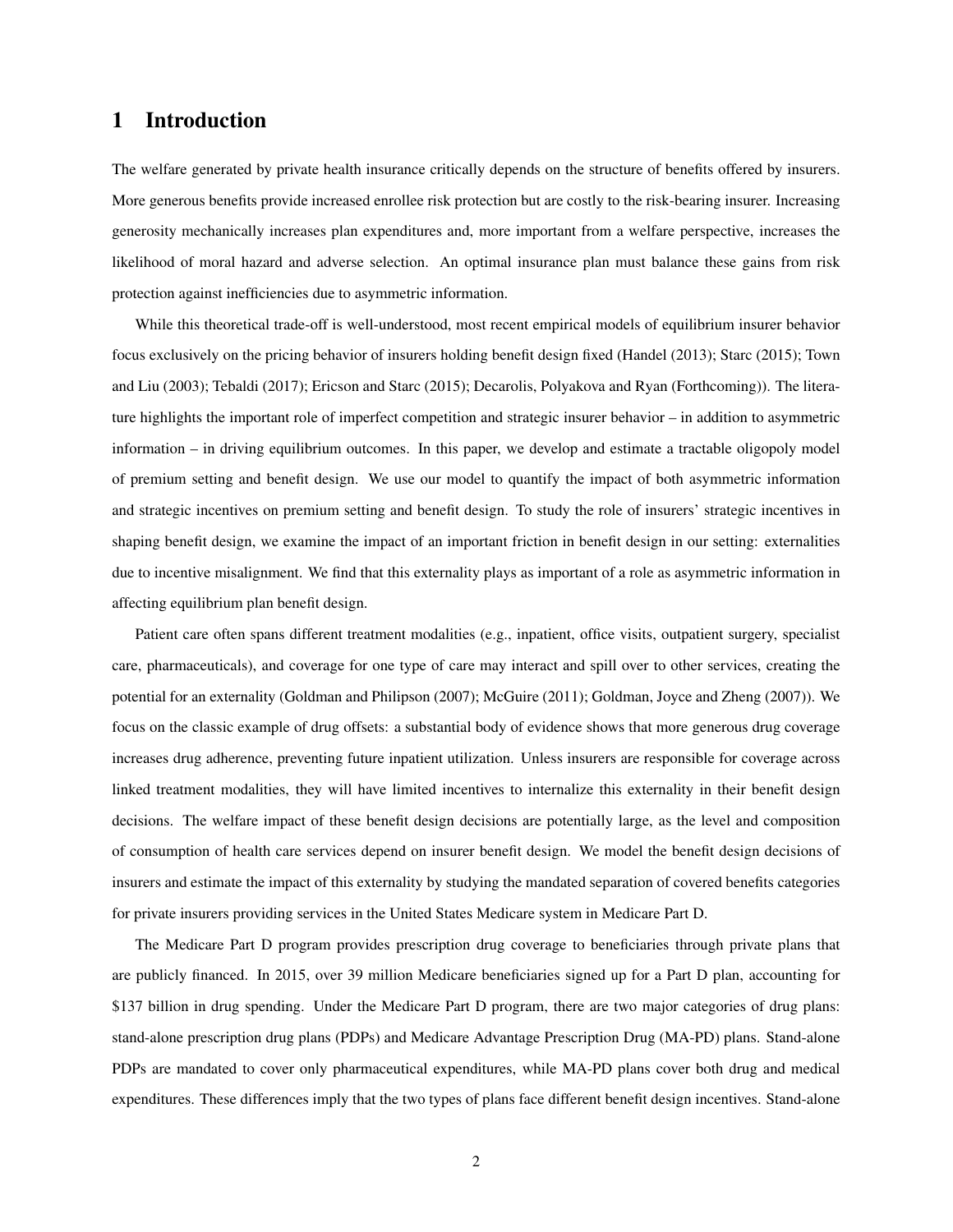# 1 Introduction

The welfare generated by private health insurance critically depends on the structure of benefits offered by insurers. More generous benefits provide increased enrollee risk protection but are costly to the risk-bearing insurer. Increasing generosity mechanically increases plan expenditures and, more important from a welfare perspective, increases the likelihood of moral hazard and adverse selection. An optimal insurance plan must balance these gains from risk protection against inefficiencies due to asymmetric information.

While this theoretical trade-off is well-understood, most recent empirical models of equilibrium insurer behavior focus exclusively on the pricing behavior of insurers holding benefit design fixed (Handel (2013); Starc (2015); Town and Liu (2003); Tebaldi (2017); Ericson and Starc (2015); Decarolis, Polyakova and Ryan (Forthcoming)). The literature highlights the important role of imperfect competition and strategic insurer behavior – in addition to asymmetric information – in driving equilibrium outcomes. In this paper, we develop and estimate a tractable oligopoly model of premium setting and benefit design. We use our model to quantify the impact of both asymmetric information and strategic incentives on premium setting and benefit design. To study the role of insurers' strategic incentives in shaping benefit design, we examine the impact of an important friction in benefit design in our setting: externalities due to incentive misalignment. We find that this externality plays as important of a role as asymmetric information in affecting equilibrium plan benefit design.

Patient care often spans different treatment modalities (e.g., inpatient, office visits, outpatient surgery, specialist care, pharmaceuticals), and coverage for one type of care may interact and spill over to other services, creating the potential for an externality (Goldman and Philipson (2007); McGuire (2011); Goldman, Joyce and Zheng (2007)). We focus on the classic example of drug offsets: a substantial body of evidence shows that more generous drug coverage increases drug adherence, preventing future inpatient utilization. Unless insurers are responsible for coverage across linked treatment modalities, they will have limited incentives to internalize this externality in their benefit design decisions. The welfare impact of these benefit design decisions are potentially large, as the level and composition of consumption of health care services depend on insurer benefit design. We model the benefit design decisions of insurers and estimate the impact of this externality by studying the mandated separation of covered benefits categories for private insurers providing services in the United States Medicare system in Medicare Part D.

The Medicare Part D program provides prescription drug coverage to beneficiaries through private plans that are publicly financed. In 2015, over 39 million Medicare beneficiaries signed up for a Part D plan, accounting for $137 billion in drug spending. Under the Medicare Part D program, there are two major categories of drug plans: stand-alone prescription drug plans (PDPs) and Medicare Advantage Prescription Drug (MA-PD) plans. Stand-alone PDPs are mandated to cover only pharmaceutical expenditures, while MA-PD plans cover both drug and medical expenditures. These differences imply that the two types of plans face different benefit design incentives. Stand-alone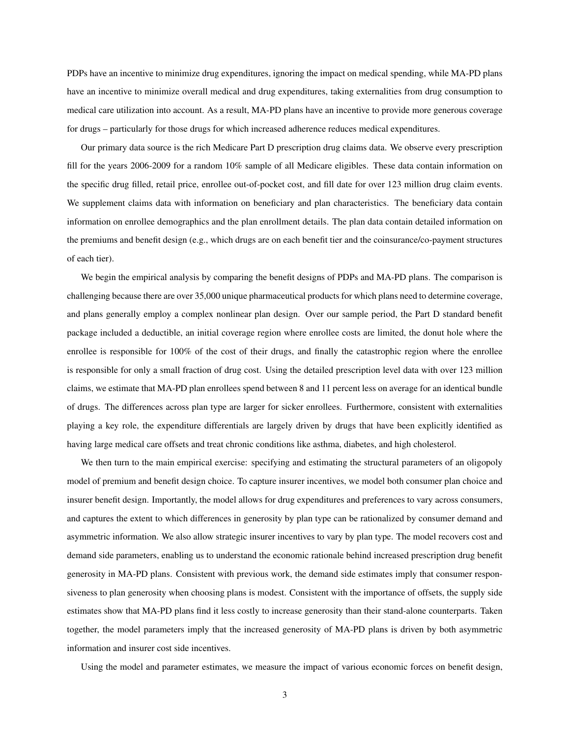PDPs have an incentive to minimize drug expenditures, ignoring the impact on medical spending, while MA-PD plans have an incentive to minimize overall medical and drug expenditures, taking externalities from drug consumption to medical care utilization into account. As a result, MA-PD plans have an incentive to provide more generous coverage for drugs – particularly for those drugs for which increased adherence reduces medical expenditures.

Our primary data source is the rich Medicare Part D prescription drug claims data. We observe every prescription fill for the years 2006-2009 for a random 10% sample of all Medicare eligibles. These data contain information on the specific drug filled, retail price, enrollee out-of-pocket cost, and fill date for over 123 million drug claim events. We supplement claims data with information on beneficiary and plan characteristics. The beneficiary data contain information on enrollee demographics and the plan enrollment details. The plan data contain detailed information on the premiums and benefit design (e.g., which drugs are on each benefit tier and the coinsurance/co-payment structures of each tier).

We begin the empirical analysis by comparing the benefit designs of PDPs and MA-PD plans. The comparison is challenging because there are over 35,000 unique pharmaceutical products for which plans need to determine coverage, and plans generally employ a complex nonlinear plan design. Over our sample period, the Part D standard benefit package included a deductible, an initial coverage region where enrollee costs are limited, the donut hole where the enrollee is responsible for 100% of the cost of their drugs, and finally the catastrophic region where the enrollee is responsible for only a small fraction of drug cost. Using the detailed prescription level data with over 123 million claims, we estimate that MA-PD plan enrollees spend between 8 and 11 percent less on average for an identical bundle of drugs. The differences across plan type are larger for sicker enrollees. Furthermore, consistent with externalities playing a key role, the expenditure differentials are largely driven by drugs that have been explicitly identified as having large medical care offsets and treat chronic conditions like asthma, diabetes, and high cholesterol.

We then turn to the main empirical exercise: specifying and estimating the structural parameters of an oligopoly model of premium and benefit design choice. To capture insurer incentives, we model both consumer plan choice and insurer benefit design. Importantly, the model allows for drug expenditures and preferences to vary across consumers, and captures the extent to which differences in generosity by plan type can be rationalized by consumer demand and asymmetric information. We also allow strategic insurer incentives to vary by plan type. The model recovers cost and demand side parameters, enabling us to understand the economic rationale behind increased prescription drug benefit generosity in MA-PD plans. Consistent with previous work, the demand side estimates imply that consumer responsiveness to plan generosity when choosing plans is modest. Consistent with the importance of offsets, the supply side estimates show that MA-PD plans find it less costly to increase generosity than their stand-alone counterparts. Taken together, the model parameters imply that the increased generosity of MA-PD plans is driven by both asymmetric information and insurer cost side incentives.

Using the model and parameter estimates, we measure the impact of various economic forces on benefit design,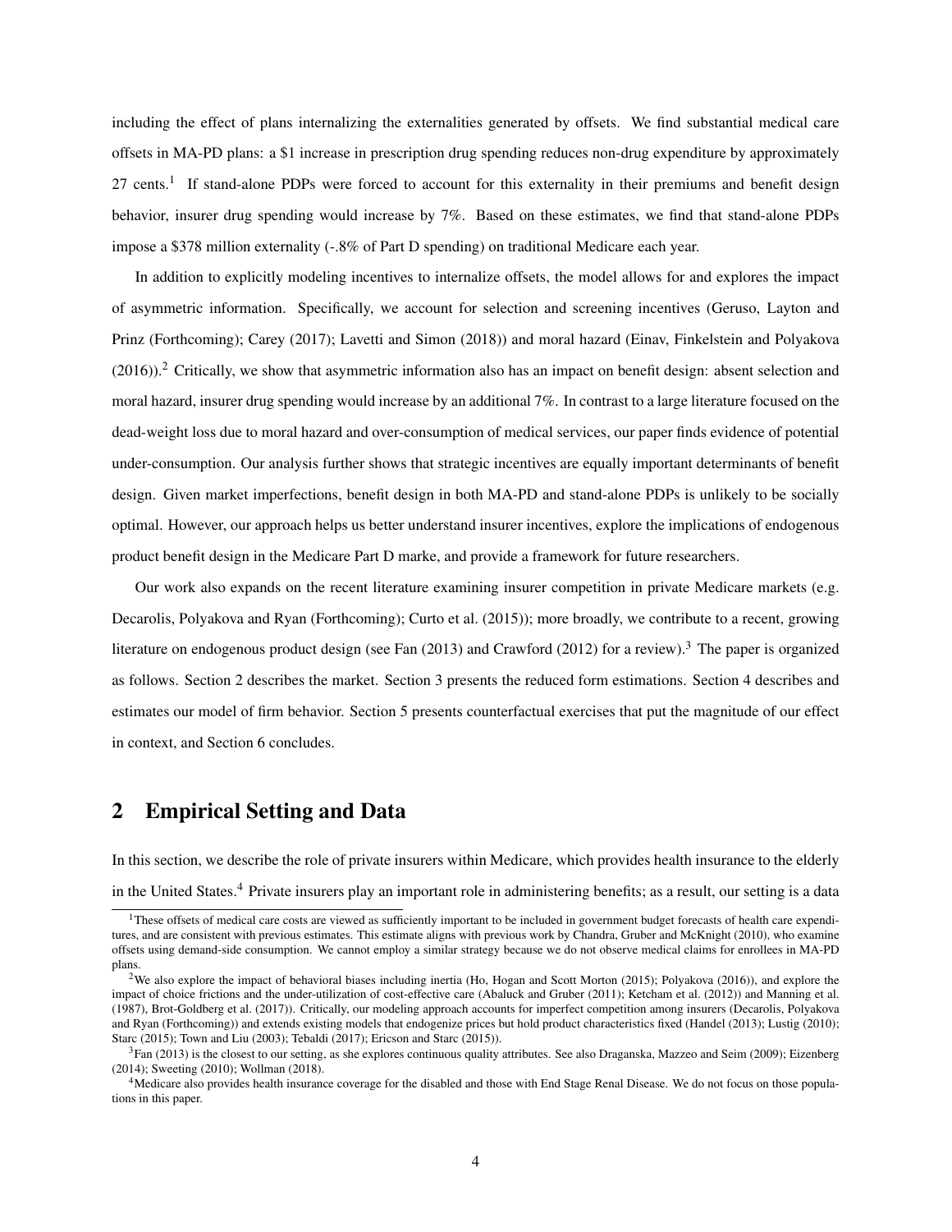including the effect of plans internalizing the externalities generated by offsets. We find substantial medical care offsets in MA-PD plans: a \$1 increase in prescription drug spending reduces non-drug expenditure by approximately 27 cents.[1] If stand-alone PDPs were forced to account for this externality in their premiums and benefit design behavior, insurer drug spending would increase by 7%. Based on these estimates, we find that stand-alone PDPs impose a \$378 million externality (-.8% of Part D spending) on traditional Medicare each year.

In addition to explicitly modeling incentives to internalize offsets, the model allows for and explores the impact of asymmetric information. Specifically, we account for selection and screening incentives (Geruso, Layton and Prinz (Forthcoming); Carey (2017); Lavetti and Simon (2018)) and moral hazard (Einav, Finkelstein and Polyakova (2016)).[2] Critically, we show that asymmetric information also has an impact on benefit design: absent selection and moral hazard, insurer drug spending would increase by an additional 7%. In contrast to a large literature focused on the dead-weight loss due to moral hazard and over-consumption of medical services, our paper finds evidence of potential under-consumption. Our analysis further shows that strategic incentives are equally important determinants of benefit design. Given market imperfections, benefit design in both MA-PD and stand-alone PDPs is unlikely to be socially optimal. However, our approach helps us better understand insurer incentives, explore the implications of endogenous product benefit design in the Medicare Part D marke, and provide a framework for future researchers.

Our work also expands on the recent literature examining insurer competition in private Medicare markets (e.g. Decarolis, Polyakova and Ryan (Forthcoming); Curto et al. (2015)); more broadly, we contribute to a recent, growing literature on endogenous product design (see Fan (2013) and Crawford (2012) for a review).[3] The paper is organized as follows. Section 2 describes the market. Section 3 presents the reduced form estimations. Section 4 describes and estimates our model of firm behavior. Section 5 presents counterfactual exercises that put the magnitude of our effect in context, and Section 6 concludes.

## 2 Empirical Setting and Data

In this section, we describe the role of private insurers within Medicare, which provides health insurance to the elderly in the United States.[4] Private insurers play an important role in administering benefits; as a result, our setting is a data

---

[1] These offsets of medical care costs are viewed as sufficiently important to be included in government budget forecasts of health care expenditures, and are consistent with previous estimates. This estimate aligns with previous work by Chandra, Gruber and McKnight (2010), who examine offsets using demand-side consumption. We cannot employ a similar strategy because we do not observe medical claims for enrollees in MA-PD plans.

[2] We also explore the impact of behavioral biases including inertia (Ho, Hogan and Scott Morton (2015); Polyakova (2016)), and explore the impact of choice frictions and the under-utilization of cost-effective care (Abaluck and Gruber (2011); Ketcham et al. (2012)) and Manning et al. (1987), Brot-Goldberg et al. (2017)). Critically, our modeling approach accounts for imperfect competition among insurers (Decarolis, Polyakova and Ryan (Forthcoming)) and extends existing models that endogenize prices but hold product characteristics fixed (Handel (2013); Lustig (2010); Starc (2015); Town and Liu (2003); Tebaldi (2017); Ericson and Starc (2015)).

[3] Fan (2013) is the closest to our setting, as she explores continuous quality attributes. See also Draganska, Mazzeo and Seim (2009); Eizenberg (2014); Sweeting (2010); Wollman (2018).

[4] Medicare also provides health insurance coverage for the disabled and those with End Stage Renal Disease. We do not focus on those populations in this paper.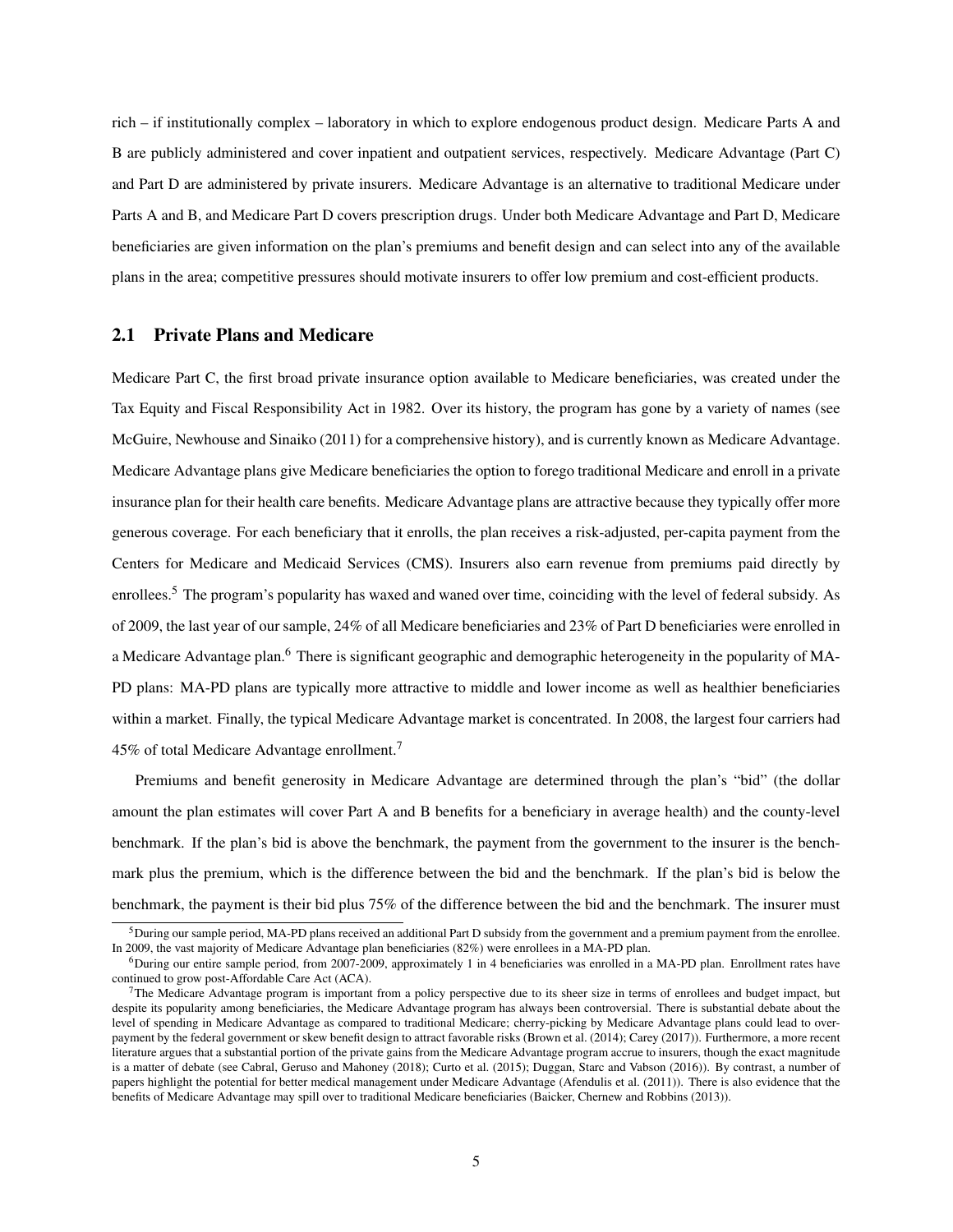rich – if institutionally complex – laboratory in which to explore endogenous product design. Medicare Parts A and B are publicly administered and cover inpatient and outpatient services, respectively. Medicare Advantage (Part C) and Part D are administered by private insurers. Medicare Advantage is an alternative to traditional Medicare under Parts A and B, and Medicare Part D covers prescription drugs. Under both Medicare Advantage and Part D, Medicare beneficiaries are given information on the plan's premiums and benefit design and can select into any of the available plans in the area; competitive pressures should motivate insurers to offer low premium and cost-efficient products.

## 2.1 Private Plans and Medicare

Medicare Part C, the first broad private insurance option available to Medicare beneficiaries, was created under the Tax Equity and Fiscal Responsibility Act in 1982. Over its history, the program has gone by a variety of names (see McGuire, Newhouse and Sinaiko (2011) for a comprehensive history), and is currently known as Medicare Advantage. Medicare Advantage plans give Medicare beneficiaries the option to forego traditional Medicare and enroll in a private insurance plan for their health care benefits. Medicare Advantage plans are attractive because they typically offer more generous coverage. For each beneficiary that it enrolls, the plan receives a risk-adjusted, per-capita payment from the Centers for Medicare and Medicaid Services (CMS). Insurers also earn revenue from premiums paid directly by enrollees.[5] The program's popularity has waxed and waned over time, coinciding with the level of federal subsidy. As of 2009, the last year of our sample, 24% of all Medicare beneficiaries and 23% of Part D beneficiaries were enrolled in a Medicare Advantage plan.[6] There is significant geographic and demographic heterogeneity in the popularity of MA-PD plans: MA-PD plans are typically more attractive to middle and lower income as well as healthier beneficiaries within a market. Finally, the typical Medicare Advantage market is concentrated. In 2008, the largest four carriers had 45% of total Medicare Advantage enrollment.[7]

Premiums and benefit generosity in Medicare Advantage are determined through the plan's "bid" (the dollar amount the plan estimates will cover Part A and B benefits for a beneficiary in average health) and the county-level benchmark. If the plan's bid is above the benchmark, the payment from the government to the insurer is the benchmark plus the premium, which is the difference between the bid and the benchmark. If the plan's bid is below the benchmark, the payment is their bid plus 75% of the difference between the bid and the benchmark. The insurer must

[5] During our sample period, MA-PD plans received an additional Part D subsidy from the government and a premium payment from the enrollee. In 2009, the vast majority of Medicare Advantage plan beneficiaries (82%) were enrollees in a MA-PD plan.

[6] During our entire sample period, from 2007-2009, approximately 1 in 4 beneficiaries was enrolled in a MA-PD plan. Enrollment rates have continued to grow post-Affordable Care Act (ACA).

[7] The Medicare Advantage program is important from a policy perspective due to its sheer size in terms of enrollees and budget impact, but despite its popularity among beneficiaries, the Medicare Advantage program has always been controversial. There is substantial debate about the level of spending in Medicare Advantage as compared to traditional Medicare; cherry-picking by Medicare Advantage plans could lead to overpayment by the federal government or skew benefit design to attract favorable risks (Brown et al. (2014); Carey (2017)). Furthermore, a more recent literature argues that a substantial portion of the private gains from the Medicare Advantage program accrue to insurers, though the exact magnitude is a matter of debate (see Cabral, Geruso and Mahoney (2018); Curto et al. (2015); Duggan, Starc and Vabson (2016)). By contrast, a number of papers highlight the potential for better medical management under Medicare Advantage (Afendulis et al. (2011)). There is also evidence that the benefits of Medicare Advantage may spill over to traditional Medicare beneficiaries (Baicker, Chernew and Robbins (2013)).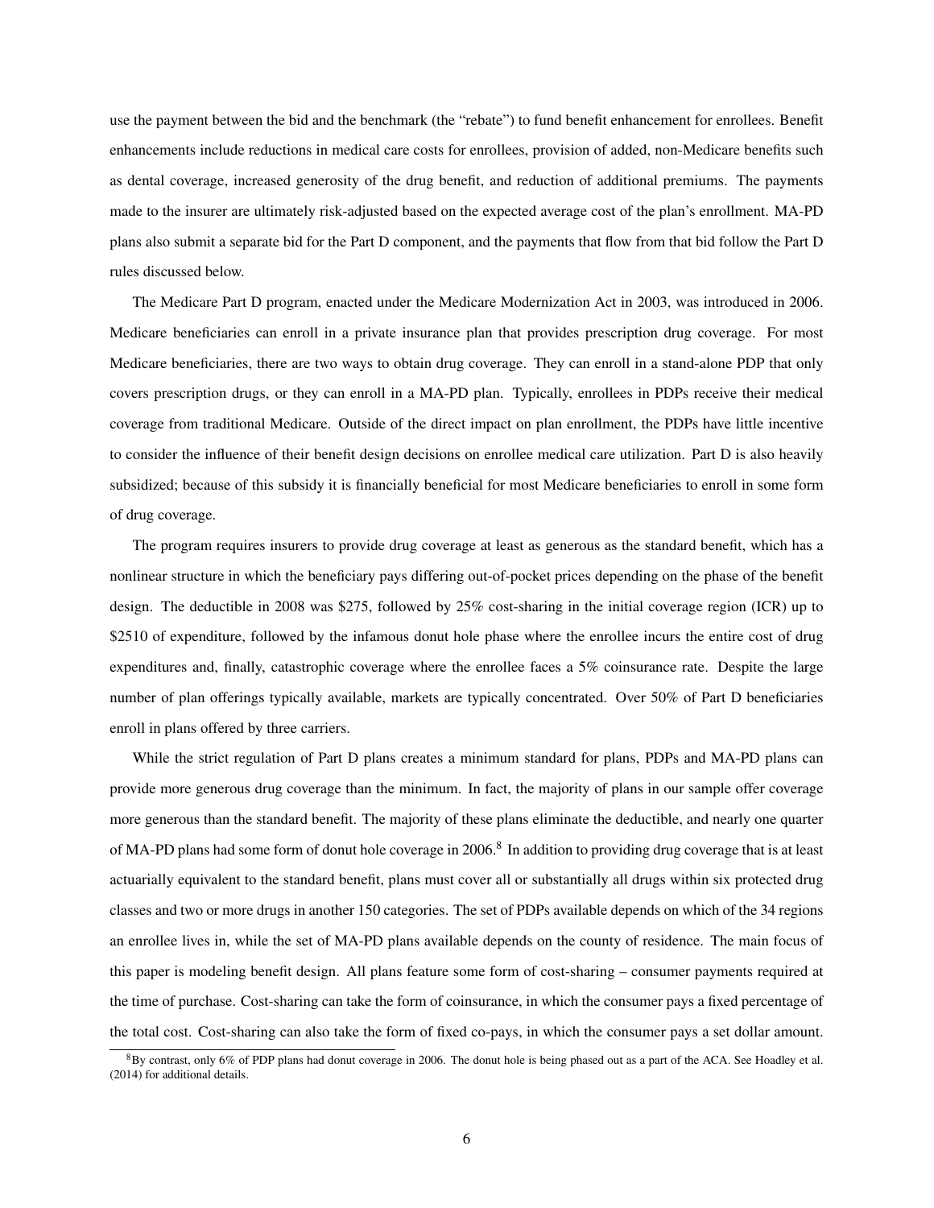use the payment between the bid and the benchmark (the "rebate") to fund benefit enhancement for enrollees. Benefit enhancements include reductions in medical care costs for enrollees, provision of added, non-Medicare benefits such as dental coverage, increased generosity of the drug benefit, and reduction of additional premiums. The payments made to the insurer are ultimately risk-adjusted based on the expected average cost of the plan's enrollment. MA-PD plans also submit a separate bid for the Part D component, and the payments that flow from that bid follow the Part D rules discussed below.

The Medicare Part D program, enacted under the Medicare Modernization Act in 2003, was introduced in 2006. Medicare beneficiaries can enroll in a private insurance plan that provides prescription drug coverage. For most Medicare beneficiaries, there are two ways to obtain drug coverage. They can enroll in a stand-alone PDP that only covers prescription drugs, or they can enroll in a MA-PD plan. Typically, enrollees in PDPs receive their medical coverage from traditional Medicare. Outside of the direct impact on plan enrollment, the PDPs have little incentive to consider the influence of their benefit design decisions on enrollee medical care utilization. Part D is also heavily subsidized; because of this subsidy it is financially beneficial for most Medicare beneficiaries to enroll in some form of drug coverage.

The program requires insurers to provide drug coverage at least as generous as the standard benefit, which has a nonlinear structure in which the beneficiary pays differing out-of-pocket prices depending on the phase of the benefit design. The deductible in 2008 was \$275, followed by 25% cost-sharing in the initial coverage region (ICR) up to \$2510 of expenditure, followed by the infamous donut hole phase where the enrollee incurs the entire cost of drug expenditures and, finally, catastrophic coverage where the enrollee faces a 5% coinsurance rate. Despite the large number of plan offerings typically available, markets are typically concentrated. Over 50% of Part D beneficiaries enroll in plans offered by three carriers.

While the strict regulation of Part D plans creates a minimum standard for plans, PDPs and MA-PD plans can provide more generous drug coverage than the minimum. In fact, the majority of plans in our sample offer coverage more generous than the standard benefit. The majority of these plans eliminate the deductible, and nearly one quarter of MA-PD plans had some form of donut hole coverage in 2006.[8] In addition to providing drug coverage that is at least actuarially equivalent to the standard benefit, plans must cover all or substantially all drugs within six protected drug classes and two or more drugs in another 150 categories. The set of PDPs available depends on which of the 34 regions an enrollee lives in, while the set of MA-PD plans available depends on the county of residence. The main focus of this paper is modeling benefit design. All plans feature some form of cost-sharing – consumer payments required at the time of purchase. Cost-sharing can take the form of coinsurance, in which the consumer pays a fixed percentage of the total cost. Cost-sharing can also take the form of fixed co-pays, in which the consumer pays a set dollar amount.

[8]By contrast, only 6% of PDP plans had donut coverage in 2006. The donut hole is being phased out as a part of the ACA. See Hoadley et al. (2014) for additional details.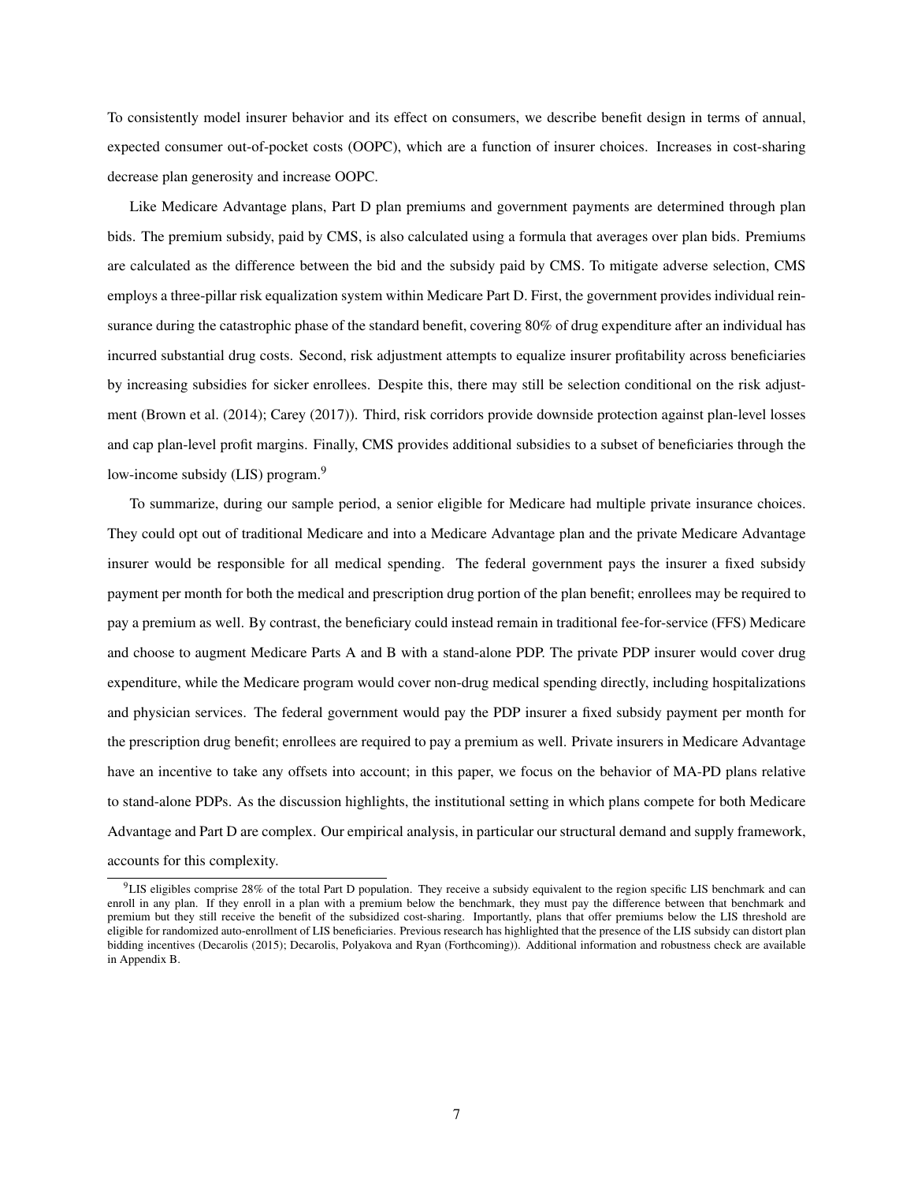To consistently model insurer behavior and its effect on consumers, we describe benefit design in terms of annual, expected consumer out-of-pocket costs (OOPC), which are a function of insurer choices. Increases in cost-sharing decrease plan generosity and increase OOPC.

Like Medicare Advantage plans, Part D plan premiums and government payments are determined through plan bids. The premium subsidy, paid by CMS, is also calculated using a formula that averages over plan bids. Premiums are calculated as the difference between the bid and the subsidy paid by CMS. To mitigate adverse selection, CMS employs a three-pillar risk equalization system within Medicare Part D. First, the government provides individual reinsurance during the catastrophic phase of the standard benefit, covering 80% of drug expenditure after an individual has incurred substantial drug costs. Second, risk adjustment attempts to equalize insurer profitability across beneficiaries by increasing subsidies for sicker enrollees. Despite this, there may still be selection conditional on the risk adjustment (Brown et al. (2014); Carey (2017)). Third, risk corridors provide downside protection against plan-level losses and cap plan-level profit margins. Finally, CMS provides additional subsidies to a subset of beneficiaries through the low-income subsidy (LIS) program.[9]

To summarize, during our sample period, a senior eligible for Medicare had multiple private insurance choices. They could opt out of traditional Medicare and into a Medicare Advantage plan and the private Medicare Advantage insurer would be responsible for all medical spending. The federal government pays the insurer a fixed subsidy payment per month for both the medical and prescription drug portion of the plan benefit; enrollees may be required to pay a premium as well. By contrast, the beneficiary could instead remain in traditional fee-for-service (FFS) Medicare and choose to augment Medicare Parts A and B with a stand-alone PDP. The private PDP insurer would cover drug expenditure, while the Medicare program would cover non-drug medical spending directly, including hospitalizations and physician services. The federal government would pay the PDP insurer a fixed subsidy payment per month for the prescription drug benefit; enrollees are required to pay a premium as well. Private insurers in Medicare Advantage have an incentive to take any offsets into account; in this paper, we focus on the behavior of MA-PD plans relative to stand-alone PDPs. As the discussion highlights, the institutional setting in which plans compete for both Medicare Advantage and Part D are complex. Our empirical analysis, in particular our structural demand and supply framework, accounts for this complexity.

[9]LIS eligibles comprise 28% of the total Part D population. They receive a subsidy equivalent to the region specific LIS benchmark and can enroll in any plan. If they enroll in a plan with a premium below the benchmark, they must pay the difference between that benchmark and premium but they still receive the benefit of the subsidized cost-sharing. Importantly, plans that offer premiums below the LIS threshold are eligible for randomized auto-enrollment of LIS beneficiaries. Previous research has highlighted that the presence of the LIS subsidy can distort plan bidding incentives (Decarolis (2015); Decarolis, Polyakova and Ryan (Forthcoming)). Additional information and robustness check are available in Appendix B.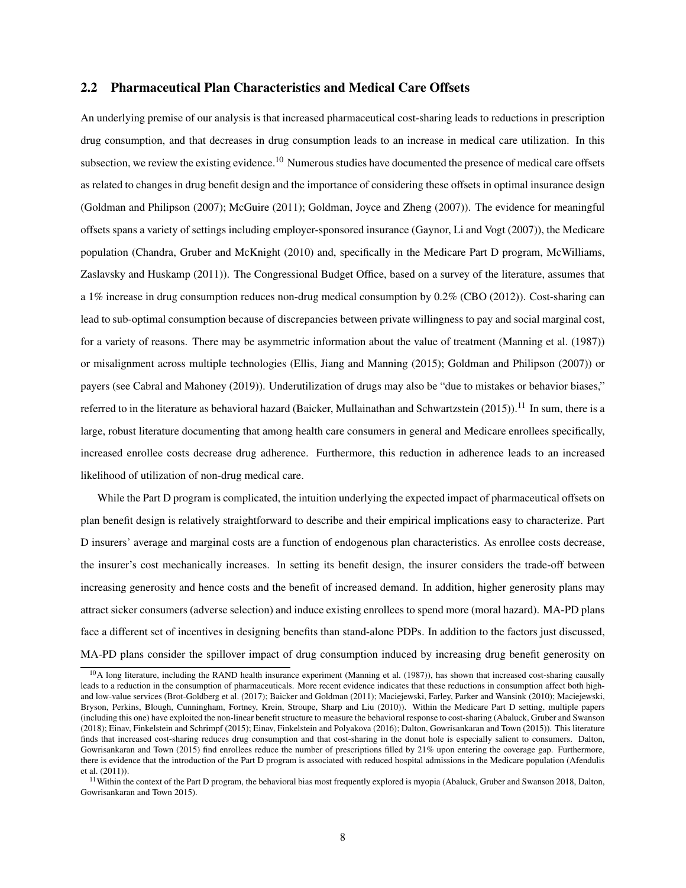## 2.2 Pharmaceutical Plan Characteristics and Medical Care Offsets

An underlying premise of our analysis is that increased pharmaceutical cost-sharing leads to reductions in prescription drug consumption, and that decreases in drug consumption leads to an increase in medical care utilization. In this subsection, we review the existing evidence.[10] Numerous studies have documented the presence of medical care offsets as related to changes in drug benefit design and the importance of considering these offsets in optimal insurance design (Goldman and Philipson (2007); McGuire (2011); Goldman, Joyce and Zheng (2007)). The evidence for meaningful offsets spans a variety of settings including employer-sponsored insurance (Gaynor, Li and Vogt (2007)), the Medicare population (Chandra, Gruber and McKnight (2010) and, specifically in the Medicare Part D program, McWilliams, Zaslavsky and Huskamp (2011)). The Congressional Budget Office, based on a survey of the literature, assumes that a 1% increase in drug consumption reduces non-drug medical consumption by 0.2% (CBO (2012)). Cost-sharing can lead to sub-optimal consumption because of discrepancies between private willingness to pay and social marginal cost, for a variety of reasons. There may be asymmetric information about the value of treatment (Manning et al. (1987)) or misalignment across multiple technologies (Ellis, Jiang and Manning (2015); Goldman and Philipson (2007)) or payers (see Cabral and Mahoney (2019)). Underutilization of drugs may also be "due to mistakes or behavior biases," referred to in the literature as behavioral hazard (Baicker, Mullainathan and Schwartzstein (2015)).[11] In sum, there is a large, robust literature documenting that among health care consumers in general and Medicare enrollees specifically, increased enrollee costs decrease drug adherence. Furthermore, this reduction in adherence leads to an increased likelihood of utilization of non-drug medical care.

While the Part D program is complicated, the intuition underlying the expected impact of pharmaceutical offsets on plan benefit design is relatively straightforward to describe and their empirical implications easy to characterize. Part D insurers' average and marginal costs are a function of endogenous plan characteristics. As enrollee costs decrease, the insurer's cost mechanically increases. In setting its benefit design, the insurer considers the trade-off between increasing generosity and hence costs and the benefit of increased demand. In addition, higher generosity plans may attract sicker consumers (adverse selection) and induce existing enrollees to spend more (moral hazard). MA-PD plans face a different set of incentives in designing benefits than stand-alone PDPs. In addition to the factors just discussed, MA-PD plans consider the spillover impact of drug consumption induced by increasing drug benefit generosity on

[10] A long literature, including the RAND health insurance experiment (Manning et al. (1987)), has shown that increased cost-sharing causally leads to a reduction in the consumption of pharmaceuticals. More recent evidence indicates that these reductions in consumption affect both high- and low-value services (Brot-Goldberg et al. (2017); Baicker and Goldman (2011); Maciejewski, Farley, Parker and Wansink (2010); Maciejewski, Bryson, Perkins, Blough, Cunningham, Fortney, Krein, Stroupe, Sharp and Liu (2010)). Within the Medicare Part D setting, multiple papers (including this one) have exploited the non-linear benefit structure to measure the behavioral response to cost-sharing (Abaluck, Gruber and Swanson (2018); Einav, Finkelstein and Schrimpf (2015); Einav, Finkelstein and Polyakova (2016); Dalton, Gowrisankaran and Town (2015)). This literature finds that increased cost-sharing reduces drug consumption and that cost-sharing in the donut hole is especially salient to consumers. Dalton, Gowrisankaran and Town (2015) find enrollees reduce the number of prescriptions filled by 21% upon entering the coverage gap. Furthermore, there is evidence that the introduction of the Part D program is associated with reduced hospital admissions in the Medicare population (Afendulis et al. (2011)).

[11] Within the context of the Part D program, the behavioral bias most frequently explored is myopia (Abaluck, Gruber and Swanson 2018, Dalton, Gowrisankaran and Town 2015).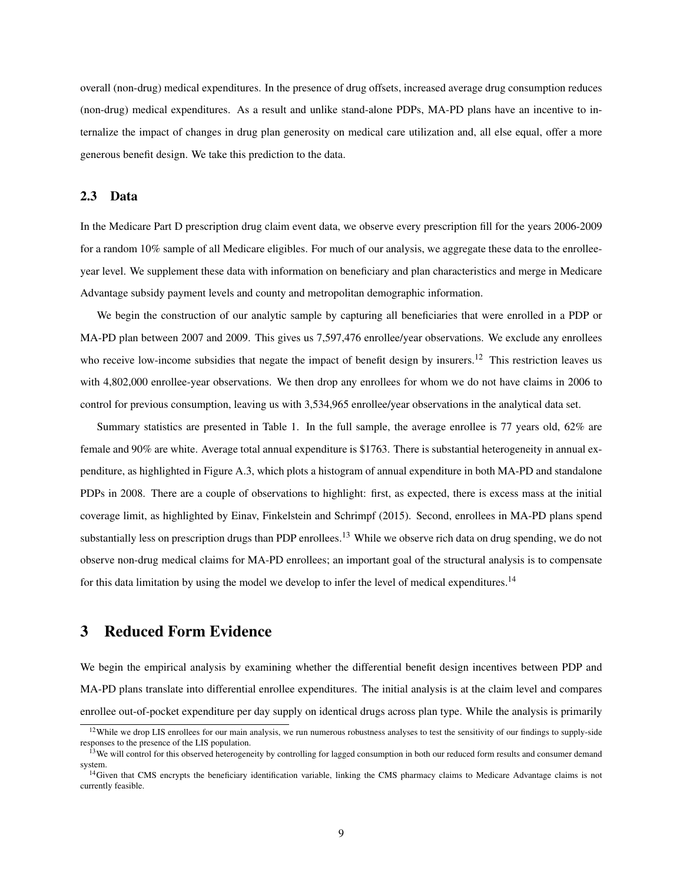overall (non-drug) medical expenditures. In the presence of drug offsets, increased average drug consumption reduces (non-drug) medical expenditures. As a result and unlike stand-alone PDPs, MA-PD plans have an incentive to internalize the impact of changes in drug plan generosity on medical care utilization and, all else equal, offer a more generous benefit design. We take this prediction to the data.

### 2.3 Data

In the Medicare Part D prescription drug claim event data, we observe every prescription fill for the years 2006-2009 for a random 10% sample of all Medicare eligibles. For much of our analysis, we aggregate these data to the enrollee-year level. We supplement these data with information on beneficiary and plan characteristics and merge in Medicare Advantage subsidy payment levels and county and metropolitan demographic information.

We begin the construction of our analytic sample by capturing all beneficiaries that were enrolled in a PDP or MA-PD plan between 2007 and 2009. This gives us 7,597,476 enrollee/year observations. We exclude any enrollees who receive low-income subsidies that negate the impact of benefit design by insurers.[12] This restriction leaves us with 4,802,000 enrollee-year observations. We then drop any enrollees for whom we do not have claims in 2006 to control for previous consumption, leaving us with 3,534,965 enrollee/year observations in the analytical data set.

Summary statistics are presented in Table 1. In the full sample, the average enrollee is 77 years old, 62% are female and 90% are white. Average total annual expenditure is $1763. There is substantial heterogeneity in annual expenditure, as highlighted in Figure A.3, which plots a histogram of annual expenditure in both MA-PD and standalone PDPs in 2008. There are a couple of observations to highlight: first, as expected, there is excess mass at the initial coverage limit, as highlighted by Einav, Finkelstein and Schrimpf (2015). Second, enrollees in MA-PD plans spend substantially less on prescription drugs than PDP enrollees.[13] While we observe rich data on drug spending, we do not observe non-drug medical claims for MA-PD enrollees; an important goal of the structural analysis is to compensate for this data limitation by using the model we develop to infer the level of medical expenditures.[14]

## 3 Reduced Form Evidence

We begin the empirical analysis by examining whether the differential benefit design incentives between PDP and MA-PD plans translate into differential enrollee expenditures. The initial analysis is at the claim level and compares enrollee out-of-pocket expenditure per day supply on identical drugs across plan type. While the analysis is primarily

[12] While we drop LIS enrollees for our main analysis, we run numerous robustness analyses to test the sensitivity of our findings to supply-side responses to the presence of the LIS population.

[13] We will control for this observed heterogeneity by controlling for lagged consumption in both our reduced form results and consumer demand system.

[14] Given that CMS encrypts the beneficiary identification variable, linking the CMS pharmacy claims to Medicare Advantage claims is not currently feasible.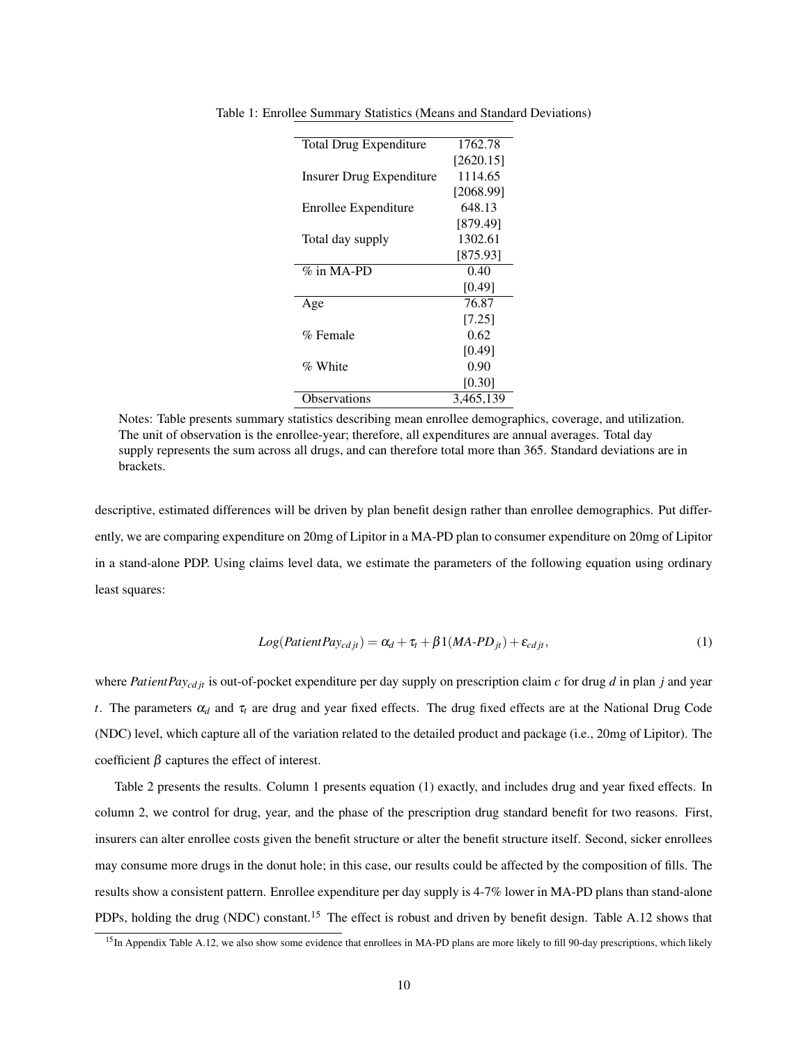Table 1: Enrollee Summary Statistics (Means and Standard Deviations)

| | |
|---|---|
| Total Drug Expenditure | 1762.78 |
| | [2620.15] |
| Insurer Drug Expenditure | 1114.65 |
| | [2068.99] |
| Enrollee Expenditure | 648.13 |
| | [879.49] |
| Total day supply | 1302.61 |
| | [875.93] |
| % in MA-PD | 0.40 |
| | [0.49] |
| Age | 76.87 |
| | [7.25] |
| % Female | 0.62 |
| | [0.49] |
| % White | 0.90 |
| | [0.30] |
| Observations | 3,465,139 |

Notes: Table presents summary statistics describing mean enrollee demographics, coverage, and utilization. The unit of observation is the enrollee-year; therefore, all expenditures are annual averages. Total day supply represents the sum across all drugs, and can therefore total more than 365. Standard deviations are in brackets.

descriptive, estimated differences will be driven by plan benefit design rather than enrollee demographics. Put differently, we are comparing expenditure on 20mg of Lipitor in a MA-PD plan to consumer expenditure on 20mg of Lipitor in a stand-alone PDP. Using claims level data, we estimate the parameters of the following equation using ordinary least squares:

$$Log(PatientPay_{cdjt}) = \alpha_d + \tau_t + \beta 1(MA\text{-}PD_{jt}) + \varepsilon_{cdjt}, \tag{1}$$

where $PatientPay_{cdjt}$ is out-of-pocket expenditure per day supply on prescription claim $c$ for drug $d$ in plan $j$ and year $t$. The parameters $\alpha_d$ and $\tau_t$ are drug and year fixed effects. The drug fixed effects are at the National Drug Code (NDC) level, which capture all of the variation related to the detailed product and package (i.e., 20mg of Lipitor). The coefficient $\beta$ captures the effect of interest.

Table 2 presents the results. Column 1 presents equation (1) exactly, and includes drug and year fixed effects. In column 2, we control for drug, year, and the phase of the prescription drug standard benefit for two reasons. First, insurers can alter enrollee costs given the benefit structure or alter the benefit structure itself. Second, sicker enrollees may consume more drugs in the donut hole; in this case, our results could be affected by the composition of fills. The results show a consistent pattern. Enrollee expenditure per day supply is 4-7% lower in MA-PD plans than stand-alone PDPs, holding the drug (NDC) constant.[15] The effect is robust and driven by benefit design. Table A.12 shows that

[15] In Appendix Table A.12, we also show some evidence that enrollees in MA-PD plans are more likely to fill 90-day prescriptions, which likely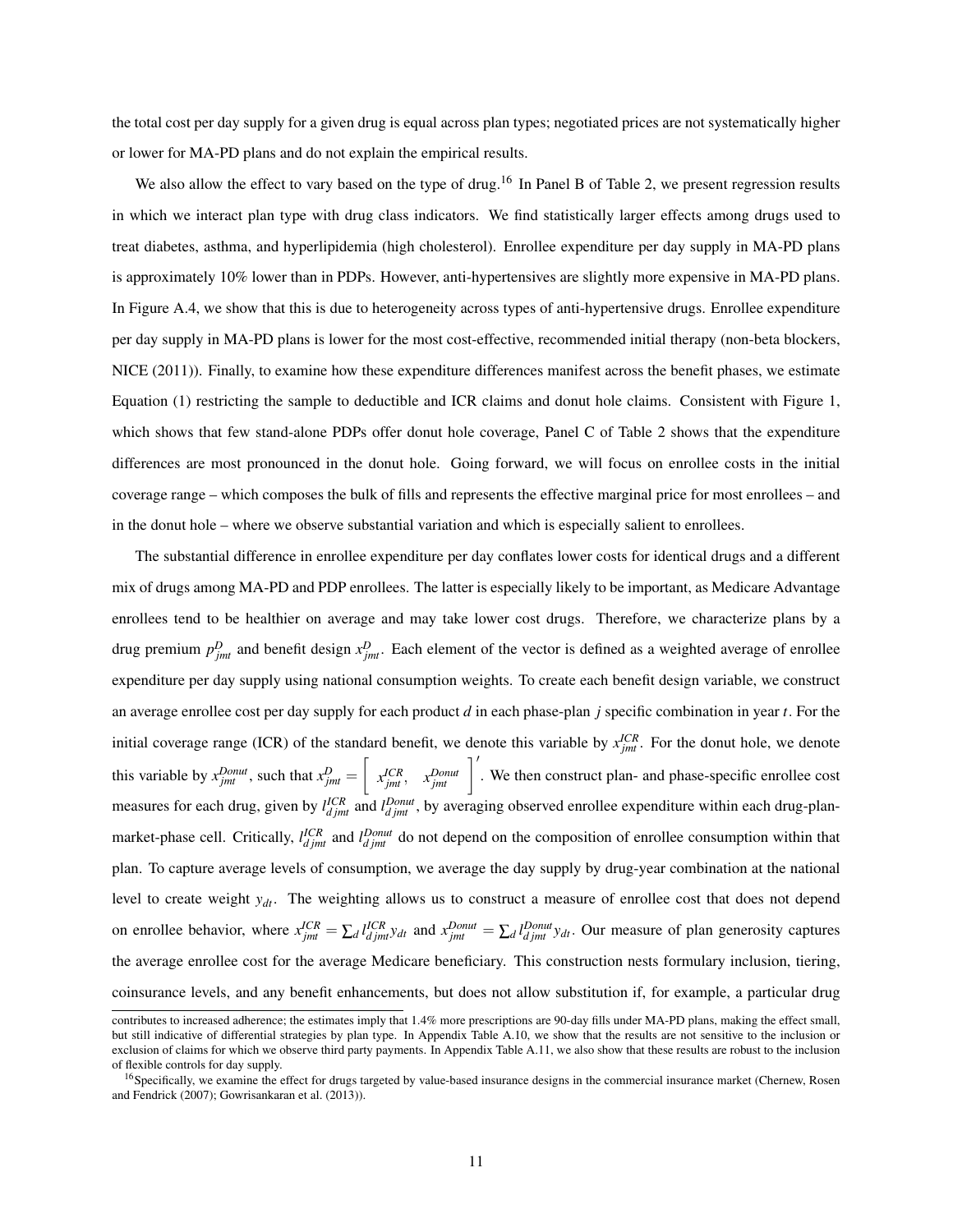the total cost per day supply for a given drug is equal across plan types; negotiated prices are not systematically higher or lower for MA-PD plans and do not explain the empirical results.

We also allow the effect to vary based on the type of drug.[16] In Panel B of Table 2, we present regression results in which we interact plan type with drug class indicators. We find statistically larger effects among drugs used to treat diabetes, asthma, and hyperlipidemia (high cholesterol). Enrollee expenditure per day supply in MA-PD plans is approximately 10% lower than in PDPs. However, anti-hypertensives are slightly more expensive in MA-PD plans. In Figure A.4, we show that this is due to heterogeneity across types of anti-hypertensive drugs. Enrollee expenditure per day supply in MA-PD plans is lower for the most cost-effective, recommended initial therapy (non-beta blockers, NICE (2011)). Finally, to examine how these expenditure differences manifest across the benefit phases, we estimate Equation (1) restricting the sample to deductible and ICR claims and donut hole claims. Consistent with Figure 1, which shows that few stand-alone PDPs offer donut hole coverage, Panel C of Table 2 shows that the expenditure differences are most pronounced in the donut hole. Going forward, we will focus on enrollee costs in the initial coverage range – which composes the bulk of fills and represents the effective marginal price for most enrollees – and in the donut hole – where we observe substantial variation and which is especially salient to enrollees.

The substantial difference in enrollee expenditure per day conflates lower costs for identical drugs and a different mix of drugs among MA-PD and PDP enrollees. The latter is especially likely to be important, as Medicare Advantage enrollees tend to be healthier on average and may take lower cost drugs. Therefore, we characterize plans by a drug premium $p^D_{jmt}$ and benefit design $x^D_{jmt}$. Each element of the vector is defined as a weighted average of enrollee expenditure per day supply using national consumption weights. To create each benefit design variable, we construct an average enrollee cost per day supply for each product $d$ in each phase-plan $j$ specific combination in year $t$. For the initial coverage range (ICR) of the standard benefit, we denote this variable by $x^{ICR}_{jmt}$. For the donut hole, we denote this variable by $x^{Donut}_{jmt}$, such that $x^D_{jmt} = \left[ \begin{array}{cc} x^{ICR}_{jmt}, & x^{Donut}_{jmt} \end{array} \right]'$. We then construct plan- and phase-specific enrollee cost measures for each drug, given by $l^{ICR}_{djmt}$ and $l^{Donut}_{djmt}$, by averaging observed enrollee expenditure within each drug-plan-market-phase cell. Critically, $l^{ICR}_{djmt}$ and $l^{Donut}_{djmt}$ do not depend on the composition of enrollee consumption within that plan. To capture average levels of consumption, we average the day supply by drug-year combination at the national level to create weight $y_{dt}$. The weighting allows us to construct a measure of enrollee cost that does not depend on enrollee behavior, where $x^{ICR}_{jmt} = \sum_d l^{ICR}_{djmt} y_{dt}$ and $x^{Donut}_{jmt} = \sum_d l^{Donut}_{djmt} y_{dt}$. Our measure of plan generosity captures the average enrollee cost for the average Medicare beneficiary. This construction nests formulary inclusion, tiering, coinsurance levels, and any benefit enhancements, but does not allow substitution if, for example, a particular drug

contributes to increased adherence; the estimates imply that 1.4% more prescriptions are 90-day fills under MA-PD plans, making the effect small, but still indicative of differential strategies by plan type. In Appendix Table A.10, we show that the results are not sensitive to the inclusion or exclusion of claims for which we observe third party payments. In Appendix Table A.11, we also show that these results are robust to the inclusion of flexible controls for day supply.

[16] Specifically, we examine the effect for drugs targeted by value-based insurance designs in the commercial insurance market (Chernew, Rosen and Fendrick (2007); Gowrisankaran et al. (2013)).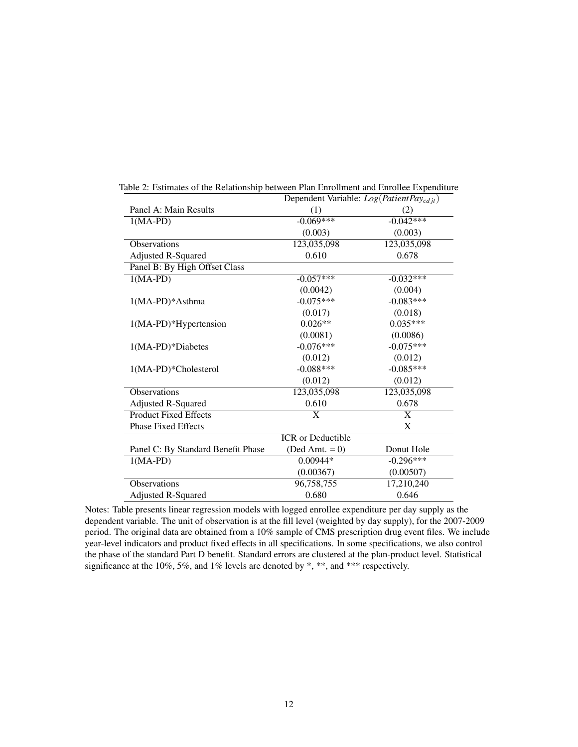Table 2: Estimates of the Relationship between Plan Enrollment and Enrollee Expenditure

| | Dependent Variable: $Log(PatientPay_{cdjt})$ | |
|---|---|---|
| Panel A: Main Results | (1) | (2) |
| 1(MA-PD) | -0.069*** | -0.042*** |
| | (0.003) | (0.003) |
| Observations | 123,035,098 | 123,035,098 |
| Adjusted R-Squared | 0.610 | 0.678 |
| Panel B: By High Offset Class | | |
| 1(MA-PD) | -0.057*** | -0.032*** |
| | (0.0042) | (0.004) |
| 1(MA-PD)*Asthma | -0.075*** | -0.083*** |
| | (0.017) | (0.018) |
| 1(MA-PD)*Hypertension | 0.026** | 0.035*** |
| | (0.0081) | (0.0086) |
| 1(MA-PD)*Diabetes | -0.076*** | -0.075*** |
| | (0.012) | (0.012) |
| 1(MA-PD)*Cholesterol | -0.088*** | -0.085*** |
| | (0.012) | (0.012) |
| Observations | 123,035,098 | 123,035,098 |
| Adjusted R-Squared | 0.610 | 0.678 |
| Product Fixed Effects | X | X |
| Phase Fixed Effects | | X |
| | ICR or Deductible | |
| Panel C: By Standard Benefit Phase | (Ded Amt. = 0) | Donut Hole |
| 1(MA-PD) | 0.00944* | -0.296*** |
| | (0.00367) | (0.00507) |
| Observations | 96,758,755 | 17,210,240 |
| Adjusted R-Squared | 0.680 | 0.646 |

Notes: Table presents linear regression models with logged enrollee expenditure per day supply as the dependent variable. The unit of observation is at the fill level (weighted by day supply), for the 2007-2009 period. The original data are obtained from a 10% sample of CMS prescription drug event files. We include year-level indicators and product fixed effects in all specifications. In some specifications, we also control the phase of the standard Part D benefit. Standard errors are clustered at the plan-product level. Statistical significance at the 10%, 5%, and 1% levels are denoted by *, **, and *** respectively.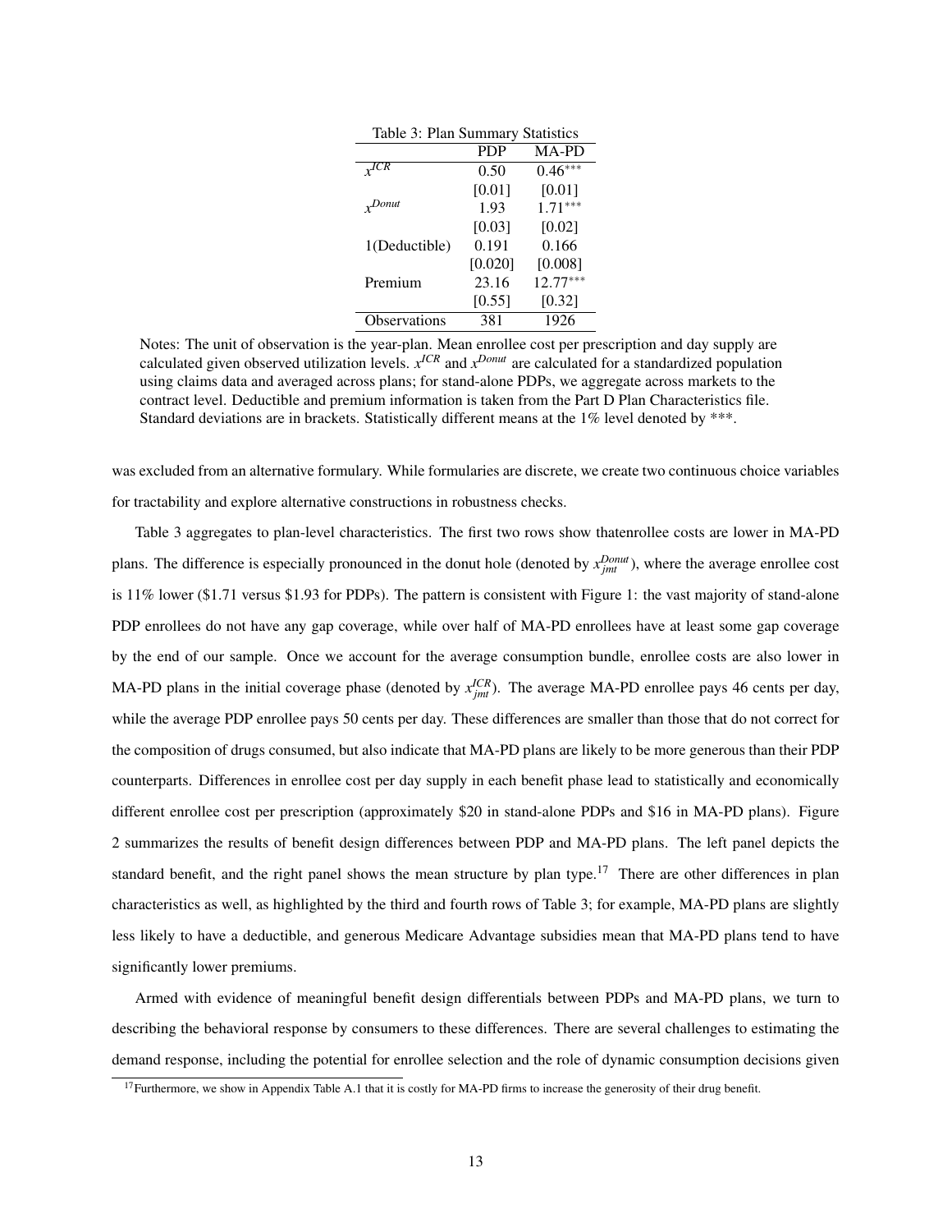Table 3: Plan Summary Statistics

| | PDP | MA-PD |
|---|---|---|
| $x^{ICR}$ | 0.50 | 0.46*** |
| | [0.01] | [0.01] |
| $x^{Donut}$ | 1.93 | 1.71*** |
| | [0.03] | [0.02] |
| 1(Deductible) | 0.191 | 0.166 |
| | [0.020] | [0.008] |
| Premium | 23.16 | 12.77*** |
| | [0.55] | [0.32] |
| Observations | 381 | 1926 |

Notes: The unit of observation is the year-plan. Mean enrollee cost per prescription and day supply are calculated given observed utilization levels. $x^{ICR}$ and $x^{Donut}$ are calculated for a standardized population using claims data and averaged across plans; for stand-alone PDPs, we aggregate across markets to the contract level. Deductible and premium information is taken from the Part D Plan Characteristics file. Standard deviations are in brackets. Statistically different means at the 1% level denoted by ***.

was excluded from an alternative formulary. While formularies are discrete, we create two continuous choice variables for tractability and explore alternative constructions in robustness checks.

Table 3 aggregates to plan-level characteristics. The first two rows show thatenrollee costs are lower in MA-PD plans. The difference is especially pronounced in the donut hole (denoted by $x^{Donut}_{jmt}$), where the average enrollee cost is 11% lower ($1.71 versus $1.93 for PDPs). The pattern is consistent with Figure 1: the vast majority of stand-alone PDP enrollees do not have any gap coverage, while over half of MA-PD enrollees have at least some gap coverage by the end of our sample. Once we account for the average consumption bundle, enrollee costs are also lower in MA-PD plans in the initial coverage phase (denoted by $x^{ICR}_{jmt}$). The average MA-PD enrollee pays 46 cents per day, while the average PDP enrollee pays 50 cents per day. These differences are smaller than those that do not correct for the composition of drugs consumed, but also indicate that MA-PD plans are likely to be more generous than their PDP counterparts. Differences in enrollee cost per day supply in each benefit phase lead to statistically and economically different enrollee cost per prescription (approximately $20 in stand-alone PDPs and $16 in MA-PD plans). Figure 2 summarizes the results of benefit design differences between PDP and MA-PD plans. The left panel depicts the standard benefit, and the right panel shows the mean structure by plan type.[17] There are other differences in plan characteristics as well, as highlighted by the third and fourth rows of Table 3; for example, MA-PD plans are slightly less likely to have a deductible, and generous Medicare Advantage subsidies mean that MA-PD plans tend to have significantly lower premiums.

Armed with evidence of meaningful benefit design differentials between PDPs and MA-PD plans, we turn to describing the behavioral response by consumers to these differences. There are several challenges to estimating the demand response, including the potential for enrollee selection and the role of dynamic consumption decisions given

[17] Furthermore, we show in Appendix Table A.1 that it is costly for MA-PD firms to increase the generosity of their drug benefit.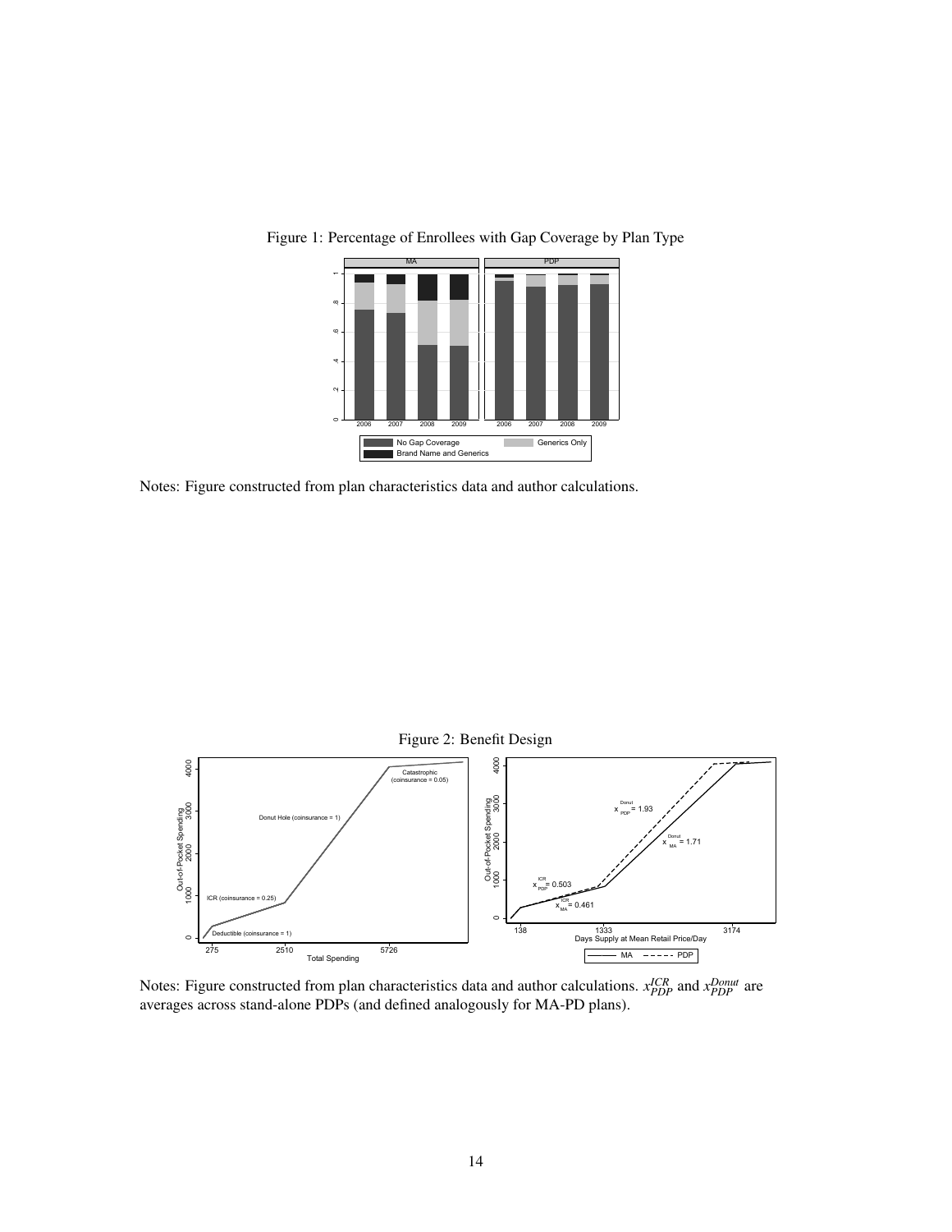Figure 1: Percentage of Enrollees with Gap Coverage by Plan Type

Notes: Figure constructed from plan characteristics data and author calculations.

Figure 2: Benefit Design

Notes: Figure constructed from plan characteristics data and author calculations. $x_{PDP}^{ICR}$ and $x_{PDP}^{Donut}$ are averages across stand-alone PDPs (and defined analogously for MA-PD plans).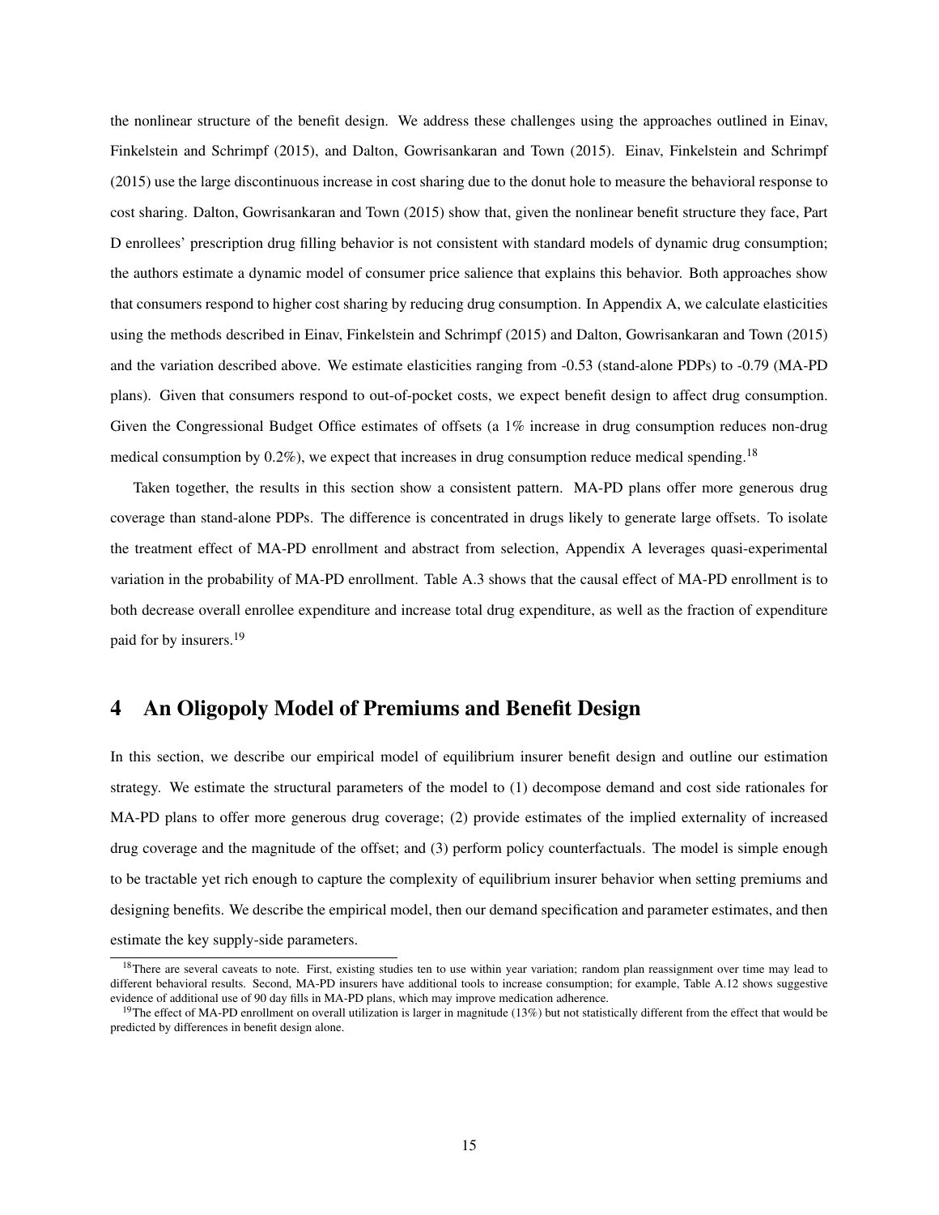the nonlinear structure of the benefit design. We address these challenges using the approaches outlined in Einav, Finkelstein and Schrimpf (2015), and Dalton, Gowrisankaran and Town (2015). Einav, Finkelstein and Schrimpf (2015) use the large discontinuous increase in cost sharing due to the donut hole to measure the behavioral response to cost sharing. Dalton, Gowrisankaran and Town (2015) show that, given the nonlinear benefit structure they face, Part D enrollees' prescription drug filling behavior is not consistent with standard models of dynamic drug consumption; the authors estimate a dynamic model of consumer price salience that explains this behavior. Both approaches show that consumers respond to higher cost sharing by reducing drug consumption. In Appendix A, we calculate elasticities using the methods described in Einav, Finkelstein and Schrimpf (2015) and Dalton, Gowrisankaran and Town (2015) and the variation described above. We estimate elasticities ranging from -0.53 (stand-alone PDPs) to -0.79 (MA-PD plans). Given that consumers respond to out-of-pocket costs, we expect benefit design to affect drug consumption. Given the Congressional Budget Office estimates of offsets (a 1% increase in drug consumption reduces non-drug medical consumption by 0.2%), we expect that increases in drug consumption reduce medical spending.[18]

Taken together, the results in this section show a consistent pattern. MA-PD plans offer more generous drug coverage than stand-alone PDPs. The difference is concentrated in drugs likely to generate large offsets. To isolate the treatment effect of MA-PD enrollment and abstract from selection, Appendix A leverages quasi-experimental variation in the probability of MA-PD enrollment. Table A.3 shows that the causal effect of MA-PD enrollment is to both decrease overall enrollee expenditure and increase total drug expenditure, as well as the fraction of expenditure paid for by insurers.[19]

# 4 An Oligopoly Model of Premiums and Benefit Design

In this section, we describe our empirical model of equilibrium insurer benefit design and outline our estimation strategy. We estimate the structural parameters of the model to (1) decompose demand and cost side rationales for MA-PD plans to offer more generous drug coverage; (2) provide estimates of the implied externality of increased drug coverage and the magnitude of the offset; and (3) perform policy counterfactuals. The model is simple enough to be tractable yet rich enough to capture the complexity of equilibrium insurer behavior when setting premiums and designing benefits. We describe the empirical model, then our demand specification and parameter estimates, and then estimate the key supply-side parameters.

[18] There are several caveats to note. First, existing studies ten to use within year variation; random plan reassignment over time may lead to different behavioral results. Second, MA-PD insurers have additional tools to increase consumption; for example, Table A.12 shows suggestive evidence of additional use of 90 day fills in MA-PD plans, which may improve medication adherence.

[19] The effect of MA-PD enrollment on overall utilization is larger in magnitude (13%) but not statistically different from the effect that would be predicted by differences in benefit design alone.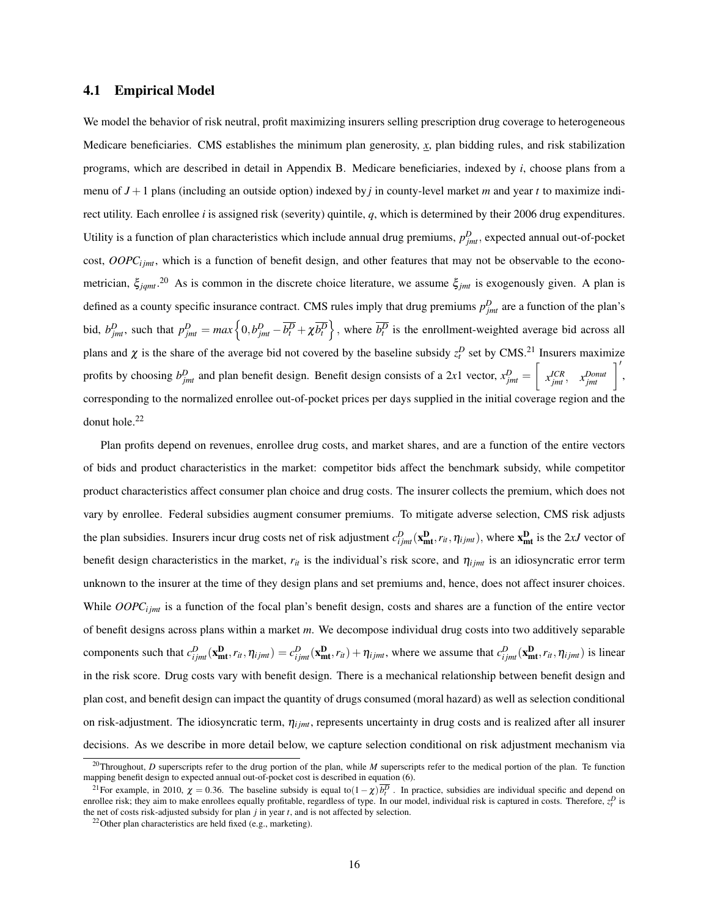### 4.1 Empirical Model

We model the behavior of risk neutral, profit maximizing insurers selling prescription drug coverage to heterogeneous Medicare beneficiaries. CMS establishes the minimum plan generosity, $\underline{x}$, plan bidding rules, and risk stabilization programs, which are described in detail in Appendix B. Medicare beneficiaries, indexed by $i$, choose plans from a menu of $J+1$ plans (including an outside option) indexed by $j$ in county-level market $m$ and year $t$ to maximize indirect utility. Each enrollee $i$ is assigned risk (severity) quintile, $q$, which is determined by their 2006 drug expenditures. Utility is a function of plan characteristics which include annual drug premiums, $p^D_{jmt}$, expected annual out-of-pocket cost, $OOPC_{ijmt}$, which is a function of benefit design, and other features that may not be observable to the econometrician, $\xi_{jqmt}$.[20] As is common in the discrete choice literature, we assume $\xi_{jmt}$ is exogenously given. A plan is defined as a county specific insurance contract. CMS rules imply that drug premiums $p^D_{jmt}$ are a function of the plan's bid, $b^D_{jmt}$, such that $p^D_{jmt} = max\left\{0, b^D_{jmt} - \overline{b^D_t} + \chi \overline{b^D_t}\right\}$, where $\overline{b^D_t}$ is the enrollment-weighted average bid across all plans and $\chi$ is the share of the average bid not covered by the baseline subsidy $z^D_t$ set by CMS.[21] Insurers maximize profits by choosing $b^D_{jmt}$ and plan benefit design. Benefit design consists of a 2$x$1 vector, $x^D_{jmt} = \begin{bmatrix} x^{ICR}_{jmt}, & x^{Donut}_{jmt} \end{bmatrix}'$, corresponding to the normalized enrollee out-of-pocket prices per days supplied in the initial coverage region and the donut hole.[22]

Plan profits depend on revenues, enrollee drug costs, and market shares, and are a function of the entire vectors of bids and product characteristics in the market: competitor bids affect the benchmark subsidy, while competitor product characteristics affect consumer plan choice and drug costs. The insurer collects the premium, which does not vary by enrollee. Federal subsidies augment consumer premiums. To mitigate adverse selection, CMS risk adjusts the plan subsidies. Insurers incur drug costs net of risk adjustment $c^D_{ijmt}(\mathbf{x^D_{mt}}, r_{it}, \eta_{ijmt})$, where $\mathbf{x^D_{mt}}$ is the 2$x$$J$ vector of benefit design characteristics in the market, $r_{it}$ is the individual's risk score, and $\eta_{ijmt}$ is an idiosyncratic error term unknown to the insurer at the time of they design plans and set premiums and, hence, does not affect insurer choices. While $OOPC_{ijmt}$ is a function of the focal plan's benefit design, costs and shares are a function of the entire vector of benefit designs across plans within a market $m$. We decompose individual drug costs into two additively separable components such that $c^D_{ijmt}(\mathbf{x^D_{mt}}, r_{it}, \eta_{ijmt}) = c^D_{ijmt}(\mathbf{x^D_{mt}}, r_{it}) + \eta_{ijmt}$, where we assume that $c^D_{ijmt}(\mathbf{x^D_{mt}}, r_{it}, \eta_{ijmt})$ is linear in the risk score. Drug costs vary with benefit design. There is a mechanical relationship between benefit design and plan cost, and benefit design can impact the quantity of drugs consumed (moral hazard) as well as selection conditional on risk-adjustment. The idiosyncratic term, $\eta_{ijmt}$, represents uncertainty in drug costs and is realized after all insurer decisions. As we describe in more detail below, we capture selection conditional on risk adjustment mechanism via

[20]Throughout, $D$ superscripts refer to the drug portion of the plan, while $M$ superscripts refer to the medical portion of the plan. Te function mapping benefit design to expected annual out-of-pocket cost is described in equation (6).

[21]For example, in 2010, $\chi = 0.36$. The baseline subsidy is equal to$(1-\chi)\overline{b^D_t}$ . In practice, subsidies are individual specific and depend on enrollee risk; they aim to make enrollees equally profitable, regardless of type. In our model, individual risk is captured in costs. Therefore, $z^D_t$ is the net of costs risk-adjusted subsidy for plan $j$ in year $t$, and is not affected by selection.

[22]Other plan characteristics are held fixed (e.g., marketing).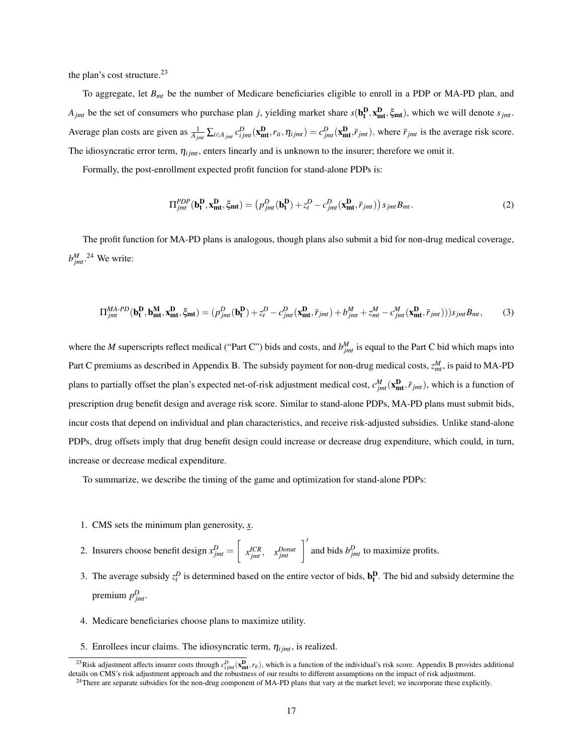the plan's cost structure.[23]

To aggregate, let $B_{mt}$ be the number of Medicare beneficiaries eligible to enroll in a PDP or MA-PD plan, and $A_{jmt}$ be the set of consumers who purchase plan $j$, yielding market share $s(\mathbf{b_t^D}, \mathbf{x_{mt}^D}, \xi_{\mathbf{mt}})$, which we will denote $s_{jmt}$. Average plan costs are given as $\frac{1}{A_{jmt}} \sum_{i \in A_{jmt}} c^D_{ijmt}(\mathbf{x_{mt}^D}, r_{it}, \eta_{ijmt}) = c^D_{jmt}(\mathbf{x_{mt}^D}, \bar{r}_{jmt})$, where $\bar{r}_{jmt}$ is the average risk score. The idiosyncratic error term, $\eta_{ijmt}$, enters linearly and is unknown to the insurer; therefore we omit it.

Formally, the post-enrollment expected profit function for stand-alone PDPs is:

$$\Pi^{PDP}_{jmt}(\mathbf{b_t^D}, \mathbf{x_{mt}^D}, \xi_{\mathbf{mt}}) = \left(p^D_{jmt}(\mathbf{b_t^D}) + z^D_t - c^D_{jmt}(\mathbf{x_{mt}^D}, \bar{r}_{jmt})\right) s_{jmt} B_{mt}. \tag{2}$$

The profit function for MA-PD plans is analogous, though plans also submit a bid for non-drug medical coverage, $b^M_{jmt}$.[24] We write:

$$\Pi^{MA\text{-}PD}_{jmt}(\mathbf{b_t^D}, \mathbf{b_{mt}^M}, \mathbf{x_{mt}^D}, \xi_{\mathbf{mt}}) = (p^D_{jmt}(\mathbf{b_t^D}) + z^D_t - c^D_{jmt}(\mathbf{x_{mt}^D}, \bar{r}_{jmt}) + b^M_{jmt} + z^M_{mt} - c^M_{jmt}(\mathbf{x_{mt}^D}, \bar{r}_{jmt}))) s_{jmt} B_{mt}, \tag{3}$$

where the $M$ superscripts reflect medical ("Part C") bids and costs, and $b^M_{jmt}$ is equal to the Part C bid which maps into Part C premiums as described in Appendix B. The subsidy payment for non-drug medical costs, $z^M_{mt}$, is paid to MA-PD plans to partially offset the plan's expected net-of-risk adjustment medical cost, $c^M_{jmt}(\mathbf{x_{mt}^D}, \bar{r}_{jmt})$, which is a function of prescription drug benefit design and average risk score. Similar to stand-alone PDPs, MA-PD plans must submit bids, incur costs that depend on individual and plan characteristics, and receive risk-adjusted subsidies. Unlike stand-alone PDPs, drug offsets imply that drug benefit design could increase or decrease drug expenditure, which could, in turn, increase or decrease medical expenditure.

To summarize, we describe the timing of the game and optimization for stand-alone PDPs:

1. CMS sets the minimum plan generosity, $\underline{x}$.
2. Insurers choose benefit design $x^D_{jmt} = \begin{bmatrix} x^{ICR}_{jmt}, & x^{Donut}_{jmt} \end{bmatrix}'$ and bids $b^D_{jmt}$ to maximize profits.
3. The average subsidy $z^D_t$ is determined based on the entire vector of bids, $\mathbf{b_t^D}$. The bid and subsidy determine the premium $p^D_{jmt}$.
4. Medicare beneficiaries choose plans to maximize utility.
5. Enrollees incur claims. The idiosyncratic term, $\eta_{ijmt}$, is realized.

[23] Risk adjustment affects insurer costs through $c^D_{ijmt}(\mathbf{x_{mt}^D}, r_{it})$, which is a function of the individual's risk score. Appendix B provides additional details on CMS's risk adjustment approach and the robustness of our results to different assumptions on the impact of risk adjustment.

[24] There are separate subsidies for the non-drug component of MA-PD plans that vary at the market level; we incorporate these explicitly.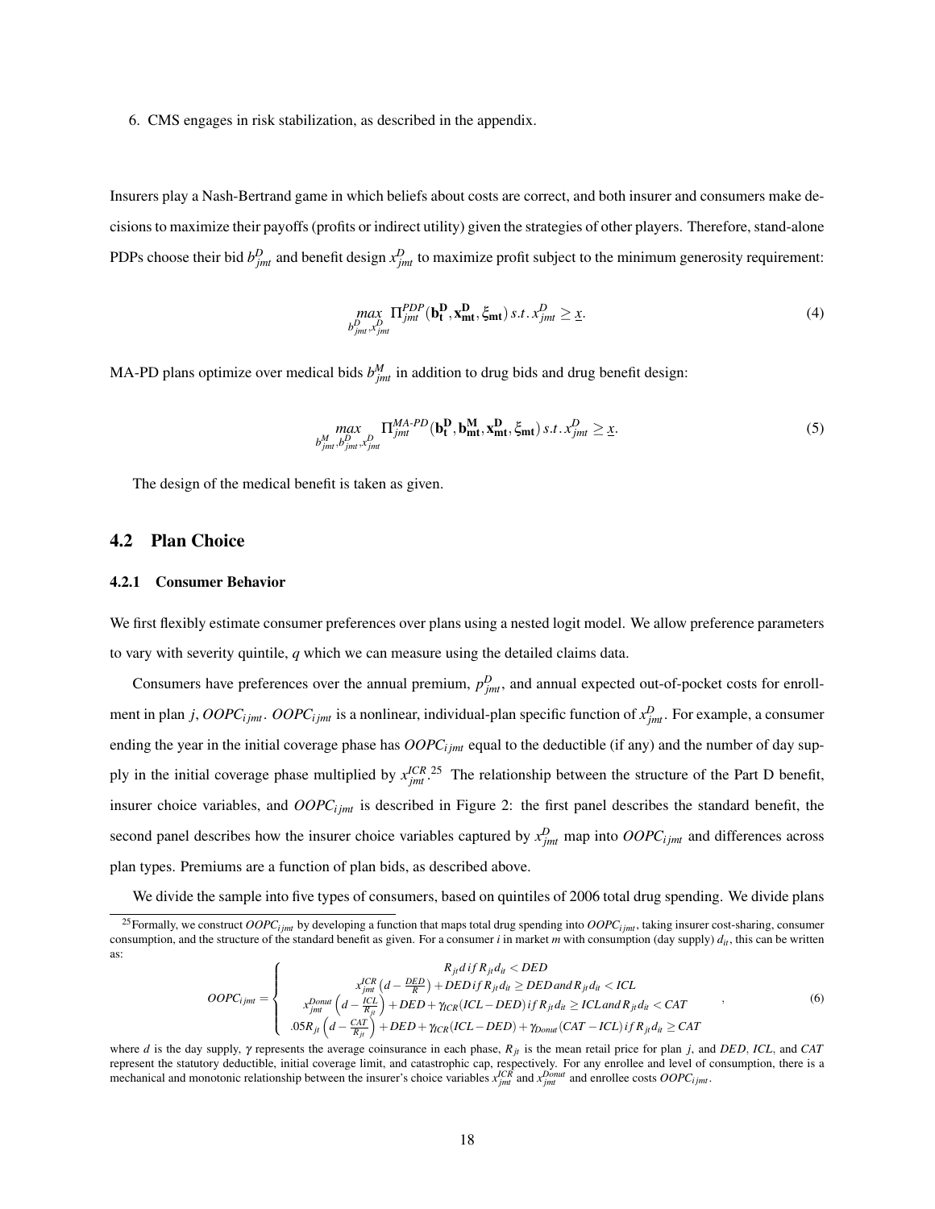6. CMS engages in risk stabilization, as described in the appendix.

Insurers play a Nash-Bertrand game in which beliefs about costs are correct, and both insurer and consumers make decisions to maximize their payoffs (profits or indirect utility) given the strategies of other players. Therefore, stand-alone PDPs choose their bid $b^D_{jmt}$ and benefit design $x^D_{jmt}$ to maximize profit subject to the minimum generosity requirement:

$$\max_{b^D_{jmt}, x^D_{jmt}} \Pi^{PDP}_{jmt}(\mathbf{b^D_t}, \mathbf{x^D_{mt}}, \xi_{\mathbf{mt}}) \; s.t. \; x^D_{jmt} \geq \underline{x}. \tag{4}$$

MA-PD plans optimize over medical bids $b^M_{jmt}$ in addition to drug bids and drug benefit design:

$$\max_{b^M_{jmt}, b^D_{jmt}, x^D_{jmt}} \Pi^{MA\text{-}PD}_{jmt}(\mathbf{b^D_t}, \mathbf{b^M_{mt}}, \mathbf{x^D_{mt}}, \xi_{\mathbf{mt}}) \; s.t. \; x^D_{jmt} \geq \underline{x}. \tag{5}$$

The design of the medical benefit is taken as given.

## 4.2 Plan Choice

### 4.2.1 Consumer Behavior

We first flexibly estimate consumer preferences over plans using a nested logit model. We allow preference parameters to vary with severity quintile, $q$ which we can measure using the detailed claims data.

Consumers have preferences over the annual premium, $p^D_{jmt}$, and annual expected out-of-pocket costs for enrollment in plan $j$, $OOPC_{ijmt}$. $OOPC_{ijmt}$ is a nonlinear, individual-plan specific function of $x^D_{jmt}$. For example, a consumer ending the year in the initial coverage phase has $OOPC_{ijmt}$ equal to the deductible (if any) and the number of day supply in the initial coverage phase multiplied by $x^{ICR}_{jmt}$.[25] The relationship between the structure of the Part D benefit, insurer choice variables, and $OOPC_{ijmt}$ is described in Figure 2: the first panel describes the standard benefit, the second panel describes how the insurer choice variables captured by $x^D_{jmt}$ map into $OOPC_{ijmt}$ and differences across plan types. Premiums are a function of plan bids, as described above.

We divide the sample into five types of consumers, based on quintiles of 2006 total drug spending. We divide plans

[25] Formally, we construct $OOPC_{ijmt}$ by developing a function that maps total drug spending into $OOPC_{ijmt}$, taking insurer cost-sharing, consumer consumption, and the structure of the standard benefit as given. For a consumer $i$ in market $m$ with consumption (day supply) $d_{it}$, this can be written as:

$$OOPC_{ijmt} = \begin{cases} R_{jt} d \; if \; R_{jt} d_{it} < DED \\ x^{ICR}_{jmt}\left(d - \frac{DED}{R}\right) + DED \; if \; R_{jt} d_{it} \geq DED \; and \; R_{jt} d_{it} < ICL \\ x^{Donut}_{jmt}\left(d - \frac{ICL}{R_{jt}}\right) + DED + \gamma_{ICR}(ICL - DED) \; if \; R_{jt} d_{it} \geq ICL \; and \; R_{jt} d_{it} < CAT \\ .05 R_{jt}\left(d - \frac{CAT}{R_{jt}}\right) + DED + \gamma_{ICR}(ICL - DED) + \gamma_{Donut}(CAT - ICL) \; if \; R_{jt} d_{it} \geq CAT \end{cases}, \tag{6}$$

where $d$ is the day supply, $\gamma$ represents the average coinsurance in each phase, $R_{jt}$ is the mean retail price for plan $j$, and $DED$, $ICL$, and $CAT$ represent the statutory deductible, initial coverage limit, and catastrophic cap, respectively. For any enrollee and level of consumption, there is a mechanical and monotonic relationship between the insurer's choice variables $x^{ICR}_{jmt}$ and $x^{Donut}_{jmt}$ and enrollee costs $OOPC_{ijmt}$.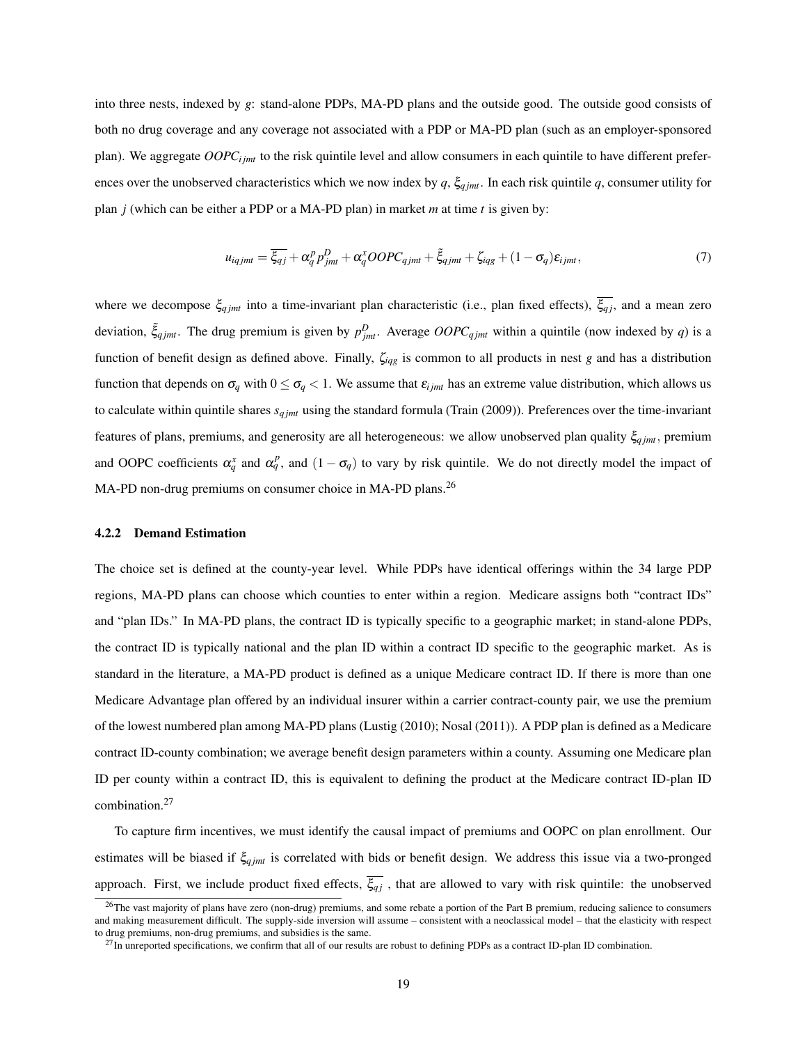into three nests, indexed by $g$: stand-alone PDPs, MA-PD plans and the outside good. The outside good consists of both no drug coverage and any coverage not associated with a PDP or MA-PD plan (such as an employer-sponsored plan). We aggregate $OOPC_{ijmt}$ to the risk quintile level and allow consumers in each quintile to have different preferences over the unobserved characteristics which we now index by $q$, $\xi_{qjmt}$. In each risk quintile $q$, consumer utility for plan $j$ (which can be either a PDP or a MA-PD plan) in market $m$ at time $t$ is given by:

$$u_{iqjmt} = \overline{\xi_{qj}} + \alpha_q^p p_{jmt}^D + \alpha_q^x OOPC_{qjmt} + \tilde{\xi}_{qjmt} + \zeta_{iqg} + (1-\sigma_q)\varepsilon_{ijmt}, \tag{7}$$

where we decompose $\xi_{qjmt}$ into a time-invariant plan characteristic (i.e., plan fixed effects), $\overline{\xi_{qj}}$, and a mean zero deviation, $\tilde{\xi}_{qjmt}$. The drug premium is given by $p_{jmt}^D$. Average $OOPC_{qjmt}$ within a quintile (now indexed by $q$) is a function of benefit design as defined above. Finally, $\zeta_{iqg}$ is common to all products in nest $g$ and has a distribution function that depends on $\sigma_q$ with $0 \leq \sigma_q < 1$. We assume that $\varepsilon_{ijmt}$ has an extreme value distribution, which allows us to calculate within quintile shares $s_{qjmt}$ using the standard formula (Train (2009)). Preferences over the time-invariant features of plans, premiums, and generosity are all heterogeneous: we allow unobserved plan quality $\xi_{qjmt}$, premium and OOPC coefficients $\alpha_q^x$ and $\alpha_q^p$, and $(1-\sigma_q)$ to vary by risk quintile. We do not directly model the impact of MA-PD non-drug premiums on consumer choice in MA-PD plans.[26]

### 4.2.2 Demand Estimation

The choice set is defined at the county-year level. While PDPs have identical offerings within the 34 large PDP regions, MA-PD plans can choose which counties to enter within a region. Medicare assigns both "contract IDs" and "plan IDs." In MA-PD plans, the contract ID is typically specific to a geographic market; in stand-alone PDPs, the contract ID is typically national and the plan ID within a contract ID specific to the geographic market. As is standard in the literature, a MA-PD product is defined as a unique Medicare contract ID. If there is more than one Medicare Advantage plan offered by an individual insurer within a carrier contract-county pair, we use the premium of the lowest numbered plan among MA-PD plans (Lustig (2010); Nosal (2011)). A PDP plan is defined as a Medicare contract ID-county combination; we average benefit design parameters within a county. Assuming one Medicare plan ID per county within a contract ID, this is equivalent to defining the product at the Medicare contract ID-plan ID combination.[27]

To capture firm incentives, we must identify the causal impact of premiums and OOPC on plan enrollment. Our estimates will be biased if $\xi_{qjmt}$ is correlated with bids or benefit design. We address this issue via a two-pronged approach. First, we include product fixed effects, $\overline{\xi_{qj}}$ , that are allowed to vary with risk quintile: the unobserved

[26]The vast majority of plans have zero (non-drug) premiums, and some rebate a portion of the Part B premium, reducing salience to consumers and making measurement difficult. The supply-side inversion will assume – consistent with a neoclassical model – that the elasticity with respect to drug premiums, non-drug premiums, and subsidies is the same.

[27]In unreported specifications, we confirm that all of our results are robust to defining PDPs as a contract ID-plan ID combination.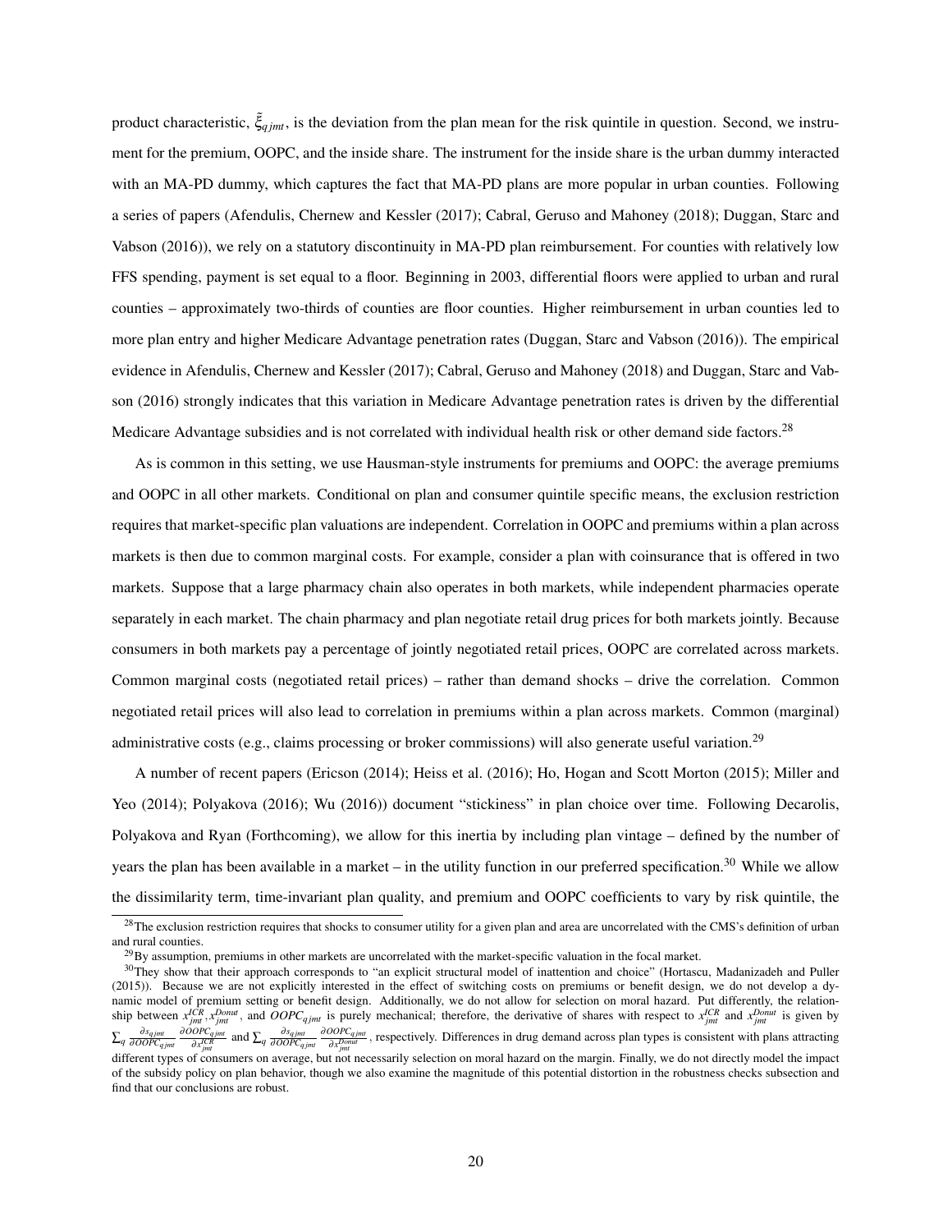product characteristic, $\tilde{\xi}_{qjmt}$, is the deviation from the plan mean for the risk quintile in question. Second, we instrument for the premium, OOPC, and the inside share. The instrument for the inside share is the urban dummy interacted with an MA-PD dummy, which captures the fact that MA-PD plans are more popular in urban counties. Following a series of papers (Afendulis, Chernew and Kessler (2017); Cabral, Geruso and Mahoney (2018); Duggan, Starc and Vabson (2016)), we rely on a statutory discontinuity in MA-PD plan reimbursement. For counties with relatively low FFS spending, payment is set equal to a floor. Beginning in 2003, differential floors were applied to urban and rural counties – approximately two-thirds of counties are floor counties. Higher reimbursement in urban counties led to more plan entry and higher Medicare Advantage penetration rates (Duggan, Starc and Vabson (2016)). The empirical evidence in Afendulis, Chernew and Kessler (2017); Cabral, Geruso and Mahoney (2018) and Duggan, Starc and Vabson (2016) strongly indicates that this variation in Medicare Advantage penetration rates is driven by the differential Medicare Advantage subsidies and is not correlated with individual health risk or other demand side factors.[28]

As is common in this setting, we use Hausman-style instruments for premiums and OOPC: the average premiums and OOPC in all other markets. Conditional on plan and consumer quintile specific means, the exclusion restriction requires that market-specific plan valuations are independent. Correlation in OOPC and premiums within a plan across markets is then due to common marginal costs. For example, consider a plan with coinsurance that is offered in two markets. Suppose that a large pharmacy chain also operates in both markets, while independent pharmacies operate separately in each market. The chain pharmacy and plan negotiate retail drug prices for both markets jointly. Because consumers in both markets pay a percentage of jointly negotiated retail prices, OOPC are correlated across markets. Common marginal costs (negotiated retail prices) – rather than demand shocks – drive the correlation. Common negotiated retail prices will also lead to correlation in premiums within a plan across markets. Common (marginal) administrative costs (e.g., claims processing or broker commissions) will also generate useful variation.[29]

A number of recent papers (Ericson (2014); Heiss et al. (2016); Ho, Hogan and Scott Morton (2015); Miller and Yeo (2014); Polyakova (2016); Wu (2016)) document "stickiness" in plan choice over time. Following Decarolis, Polyakova and Ryan (Forthcoming), we allow for this inertia by including plan vintage – defined by the number of years the plan has been available in a market – in the utility function in our preferred specification.[30] While we allow the dissimilarity term, time-invariant plan quality, and premium and OOPC coefficients to vary by risk quintile, the

---

[28] The exclusion restriction requires that shocks to consumer utility for a given plan and area are uncorrelated with the CMS's definition of urban and rural counties.

[29] By assumption, premiums in other markets are uncorrelated with the market-specific valuation in the focal market.

[30] They show that their approach corresponds to "an explicit structural model of inattention and choice" (Hortacsu, Madanizadeh and Puller (2015)). Because we are not explicitly interested in the effect of switching costs on premiums or benefit design, we do not develop a dynamic model of premium setting or benefit design. Additionally, we do not allow for selection on moral hazard. Put differently, the relationship between $x^{ICR}_{jmt}, x^{Donut}_{jmt}$, and $OOPC_{qjmt}$ is purely mechanical; therefore, the derivative of shares with respect to $x^{ICR}_{jmt}$ and $x^{Donut}_{jmt}$ is given by $\sum_q \frac{\partial s_{qjmt}}{\partial OOPC_{qjmt}} \frac{\partial OOPC_{qjmt}}{\partial x^{ICR}_{jmt}}$ and $\sum_q \frac{\partial s_{qjmt}}{\partial OOPC_{qjmt}} \frac{\partial OOPC_{qjmt}}{\partial x^{Donut}_{jmt}}$, respectively. Differences in drug demand across plan types is consistent with plans attracting different types of consumers on average, but not necessarily selection on moral hazard on the margin. Finally, we do not directly model the impact of the subsidy policy on plan behavior, though we also examine the magnitude of this potential distortion in the robustness checks subsection and find that our conclusions are robust.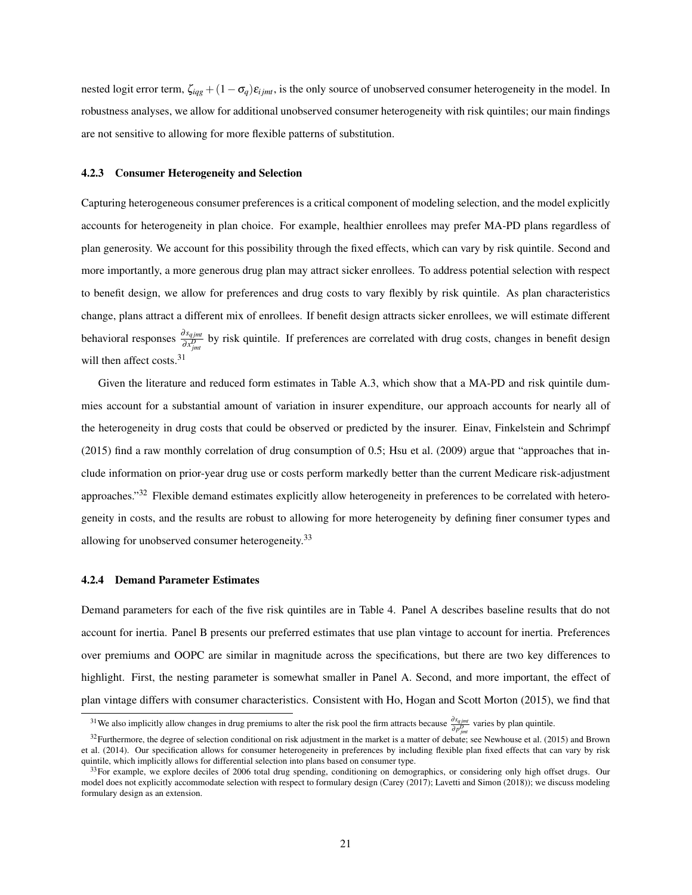nested logit error term, $\zeta_{iqg} + (1-\sigma_q)\varepsilon_{ijmt}$, is the only source of unobserved consumer heterogeneity in the model. In robustness analyses, we allow for additional unobserved consumer heterogeneity with risk quintiles; our main findings are not sensitive to allowing for more flexible patterns of substitution.

#### 4.2.3 Consumer Heterogeneity and Selection

Capturing heterogeneous consumer preferences is a critical component of modeling selection, and the model explicitly accounts for heterogeneity in plan choice. For example, healthier enrollees may prefer MA-PD plans regardless of plan generosity. We account for this possibility through the fixed effects, which can vary by risk quintile. Second and more importantly, a more generous drug plan may attract sicker enrollees. To address potential selection with respect to benefit design, we allow for preferences and drug costs to vary flexibly by risk quintile. As plan characteristics change, plans attract a different mix of enrollees. If benefit design attracts sicker enrollees, we will estimate different behavioral responses $\frac{\partial s_{qjmt}}{\partial x^D_{jmt}}$ by risk quintile. If preferences are correlated with drug costs, changes in benefit design will then affect costs.[31]

Given the literature and reduced form estimates in Table A.3, which show that a MA-PD and risk quintile dummies account for a substantial amount of variation in insurer expenditure, our approach accounts for nearly all of the heterogeneity in drug costs that could be observed or predicted by the insurer. Einav, Finkelstein and Schrimpf (2015) find a raw monthly correlation of drug consumption of 0.5; Hsu et al. (2009) argue that "approaches that include information on prior-year drug use or costs perform markedly better than the current Medicare risk-adjustment approaches."[32] Flexible demand estimates explicitly allow heterogeneity in preferences to be correlated with heterogeneity in costs, and the results are robust to allowing for more heterogeneity by defining finer consumer types and allowing for unobserved consumer heterogeneity.[33]

#### 4.2.4 Demand Parameter Estimates

Demand parameters for each of the five risk quintiles are in Table 4. Panel A describes baseline results that do not account for inertia. Panel B presents our preferred estimates that use plan vintage to account for inertia. Preferences over premiums and OOPC are similar in magnitude across the specifications, but there are two key differences to highlight. First, the nesting parameter is somewhat smaller in Panel A. Second, and more important, the effect of plan vintage differs with consumer characteristics. Consistent with Ho, Hogan and Scott Morton (2015), we find that

---

[31] We also implicitly allow changes in drug premiums to alter the risk pool the firm attracts because $\frac{\partial s_{qjmt}}{\partial p^D_{jmt}}$ varies by plan quintile.

[32] Furthermore, the degree of selection conditional on risk adjustment in the market is a matter of debate; see Newhouse et al. (2015) and Brown et al. (2014). Our specification allows for consumer heterogeneity in preferences by including flexible plan fixed effects that can vary by risk quintile, which implicitly allows for differential selection into plans based on consumer type.

[33] For example, we explore deciles of 2006 total drug spending, conditioning on demographics, or considering only high offset drugs. Our model does not explicitly accommodate selection with respect to formulary design (Carey (2017); Lavetti and Simon (2018)); we discuss modeling formulary design as an extension.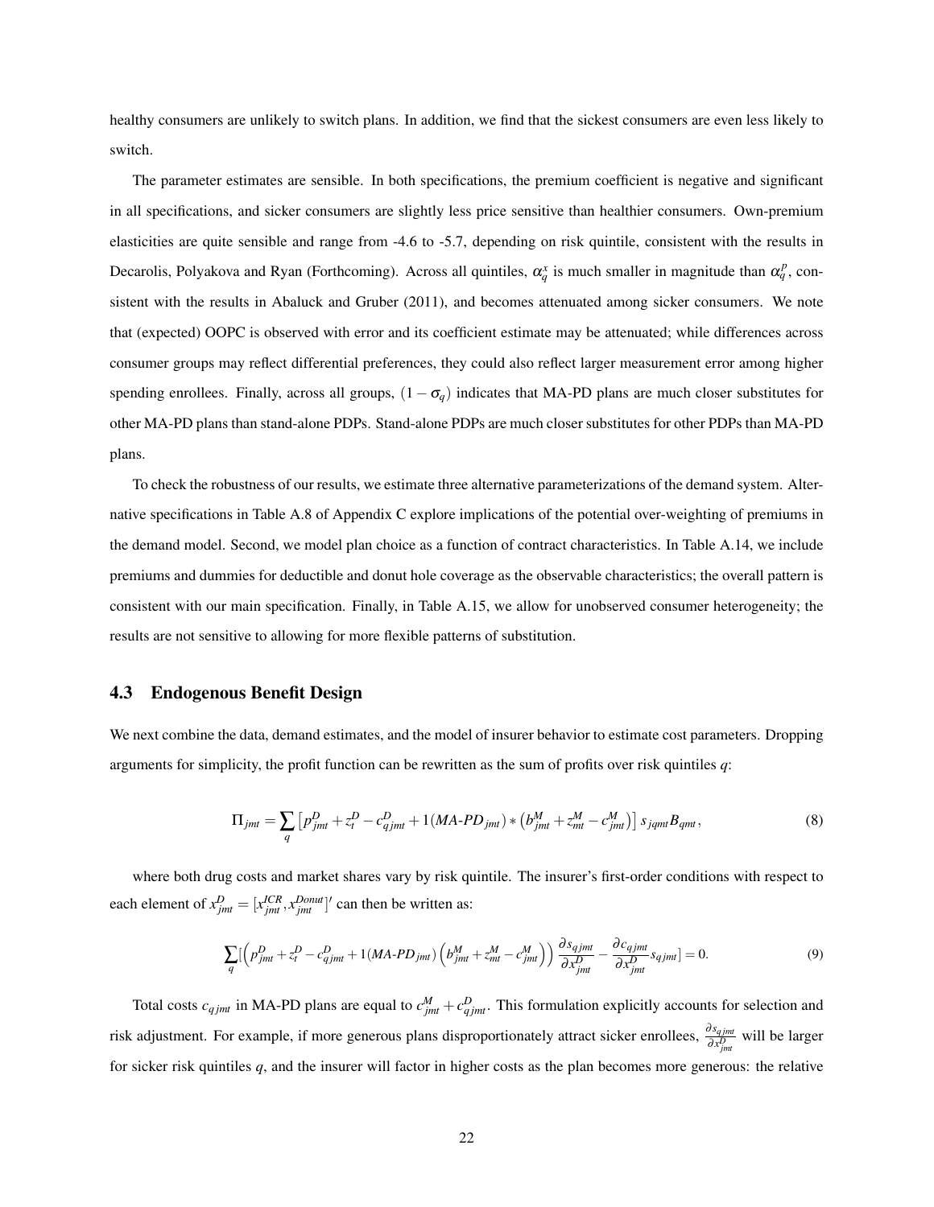healthy consumers are unlikely to switch plans. In addition, we find that the sickest consumers are even less likely to switch.

The parameter estimates are sensible. In both specifications, the premium coefficient is negative and significant in all specifications, and sicker consumers are slightly less price sensitive than healthier consumers. Own-premium elasticities are quite sensible and range from -4.6 to -5.7, depending on risk quintile, consistent with the results in Decarolis, Polyakova and Ryan (Forthcoming). Across all quintiles, $\alpha_q^x$ is much smaller in magnitude than $\alpha_q^p$, consistent with the results in Abaluck and Gruber (2011), and becomes attenuated among sicker consumers. We note that (expected) OOPC is observed with error and its coefficient estimate may be attenuated; while differences across consumer groups may reflect differential preferences, they could also reflect larger measurement error among higher spending enrollees. Finally, across all groups, $(1-\sigma_q)$ indicates that MA-PD plans are much closer substitutes for other MA-PD plans than stand-alone PDPs. Stand-alone PDPs are much closer substitutes for other PDPs than MA-PD plans.

To check the robustness of our results, we estimate three alternative parameterizations of the demand system. Alternative specifications in Table A.8 of Appendix C explore implications of the potential over-weighting of premiums in the demand model. Second, we model plan choice as a function of contract characteristics. In Table A.14, we include premiums and dummies for deductible and donut hole coverage as the observable characteristics; the overall pattern is consistent with our main specification. Finally, in Table A.15, we allow for unobserved consumer heterogeneity; the results are not sensitive to allowing for more flexible patterns of substitution.

### 4.3 Endogenous Benefit Design

We next combine the data, demand estimates, and the model of insurer behavior to estimate cost parameters. Dropping arguments for simplicity, the profit function can be rewritten as the sum of profits over risk quintiles $q$:

$$\Pi_{jmt} = \sum_q \left[ p^D_{jmt} + z^D_t - c^D_{qjmt} + 1(MA\text{-}PD_{jmt}) * \left( b^M_{jmt} + z^M_{mt} - c^M_{jmt} \right) \right] s_{jqmt} B_{qmt}, \tag{8}$$

where both drug costs and market shares vary by risk quintile. The insurer's first-order conditions with respect to each element of $x^D_{jmt} = [x^{ICR}_{jmt}, x^{Donut}_{jmt}]'$ can then be written as:

$$\sum_q [\left( p^D_{jmt} + z^D_t - c^D_{qjmt} + 1(MA\text{-}PD_{jmt}) \left( b^M_{jmt} + z^M_{mt} - c^M_{jmt} \right) \right) \frac{\partial s_{qjmt}}{\partial x^D_{jmt}} - \frac{\partial c_{qjmt}}{\partial x^D_{jmt}} s_{qjmt}] = 0. \tag{9}$$

Total costs $c_{qjmt}$ in MA-PD plans are equal to $c^M_{jmt} + c^D_{qjmt}$. This formulation explicitly accounts for selection and risk adjustment. For example, if more generous plans disproportionately attract sicker enrollees, $\frac{\partial s_{qjmt}}{\partial x^D_{jmt}}$ will be larger for sicker risk quintiles $q$, and the insurer will factor in higher costs as the plan becomes more generous: the relative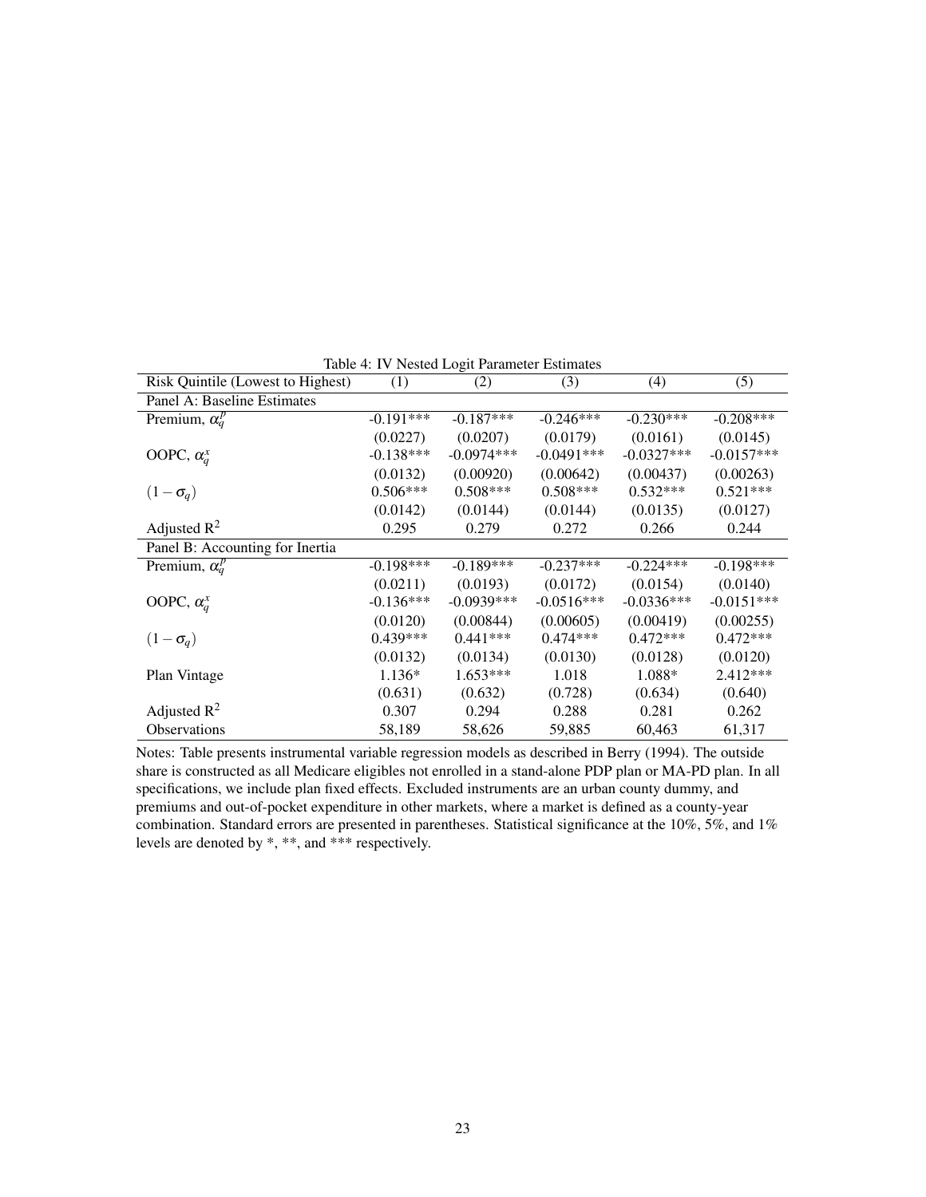Table 4: IV Nested Logit Parameter Estimates

| Risk Quintile (Lowest to Highest) | (1) | (2) | (3) | (4) | (5) |
|---|---|---|---|---|---|
| Panel A: Baseline Estimates | | | | | |
| Premium, $\alpha_q^p$ | -0.191*** | -0.187*** | -0.246*** | -0.230*** | -0.208*** |
| | (0.0227) | (0.0207) | (0.0179) | (0.0161) | (0.0145) |
| OOPC, $\alpha_q^x$ | -0.138*** | -0.0974*** | -0.0491*** | -0.0327*** | -0.0157*** |
| | (0.0132) | (0.00920) | (0.00642) | (0.00437) | (0.00263) |
| $(1-\sigma_q)$ | 0.506*** | 0.508*** | 0.508*** | 0.532*** | 0.521*** |
| | (0.0142) | (0.0144) | (0.0144) | (0.0135) | (0.0127) |
| Adjusted $R^2$ | 0.295 | 0.279 | 0.272 | 0.266 | 0.244 |
| Panel B: Accounting for Inertia | | | | | |
| Premium, $\alpha_q^p$ | -0.198*** | -0.189*** | -0.237*** | -0.224*** | -0.198*** |
| | (0.0211) | (0.0193) | (0.0172) | (0.0154) | (0.0140) |
| OOPC, $\alpha_q^x$ | -0.136*** | -0.0939*** | -0.0516*** | -0.0336*** | -0.0151*** |
| | (0.0120) | (0.00844) | (0.00605) | (0.00419) | (0.00255) |
| $(1-\sigma_q)$ | 0.439*** | 0.441*** | 0.474*** | 0.472*** | 0.472*** |
| | (0.0132) | (0.0134) | (0.0130) | (0.0128) | (0.0120) |
| Plan Vintage | 1.136* | 1.653*** | 1.018 | 1.088* | 2.412*** |
| | (0.631) | (0.632) | (0.728) | (0.634) | (0.640) |
| Adjusted $R^2$ | 0.307 | 0.294 | 0.288 | 0.281 | 0.262 |
| Observations | 58,189 | 58,626 | 59,885 | 60,463 | 61,317 |

Notes: Table presents instrumental variable regression models as described in Berry (1994). The outside share is constructed as all Medicare eligibles not enrolled in a stand-alone PDP plan or MA-PD plan. In all specifications, we include plan fixed effects. Excluded instruments are an urban county dummy, and premiums and out-of-pocket expenditure in other markets, where a market is defined as a county-year combination. Standard errors are presented in parentheses. Statistical significance at the 10%, 5%, and 1% levels are denoted by *, **, and *** respectively.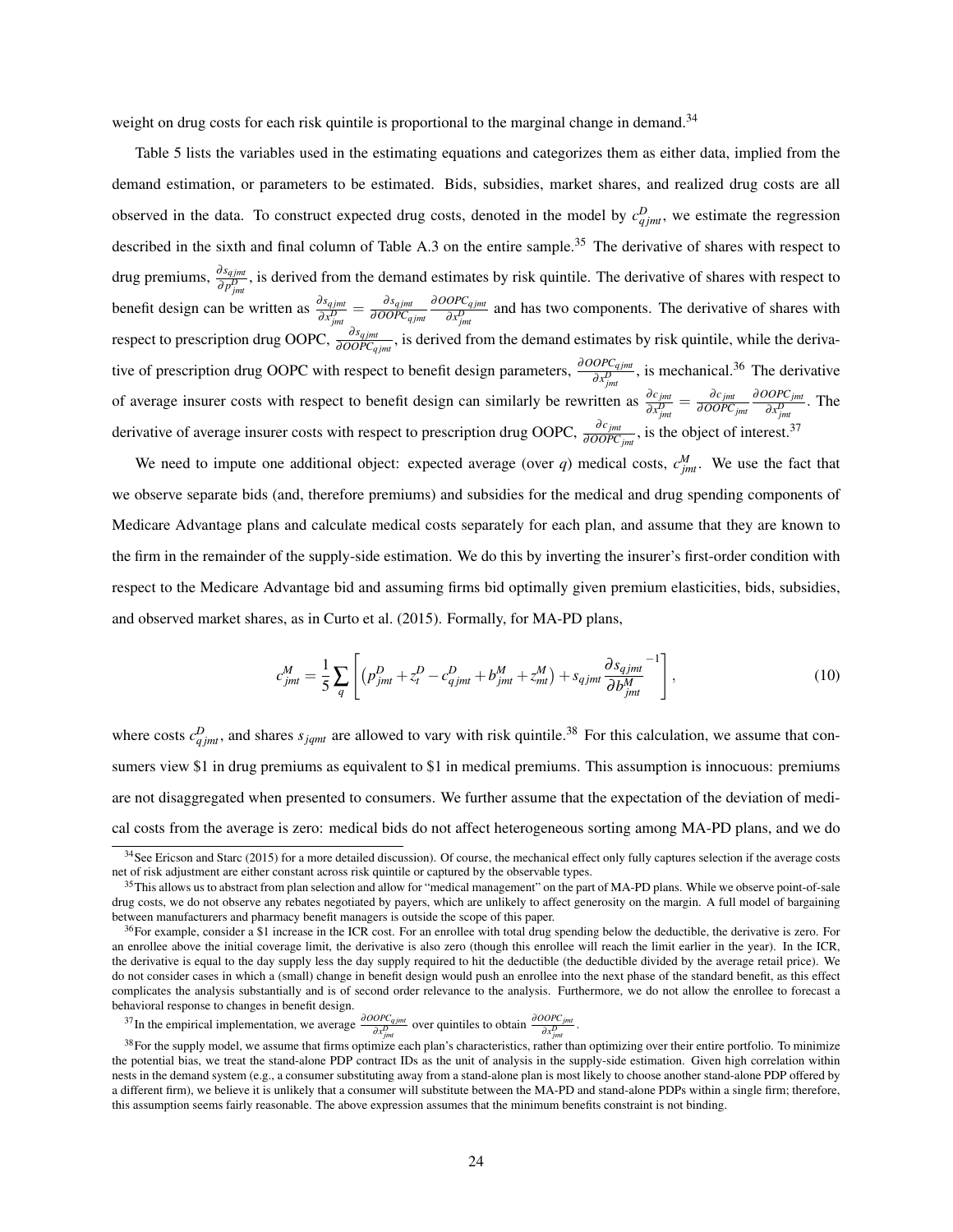weight on drug costs for each risk quintile is proportional to the marginal change in demand.[34]

Table 5 lists the variables used in the estimating equations and categorizes them as either data, implied from the demand estimation, or parameters to be estimated. Bids, subsidies, market shares, and realized drug costs are all observed in the data. To construct expected drug costs, denoted in the model by $c^D_{qjmt}$, we estimate the regression described in the sixth and final column of Table A.3 on the entire sample.[35] The derivative of shares with respect to drug premiums, $\frac{\partial s_{qjmt}}{\partial p^D_{jmt}}$, is derived from the demand estimates by risk quintile. The derivative of shares with respect to benefit design can be written as $\frac{\partial s_{qjmt}}{\partial x^D_{jmt}} = \frac{\partial s_{qjmt}}{\partial OOPC_{qjmt}} \frac{\partial OOPC_{qjmt}}{\partial x^D_{jmt}}$ and has two components. The derivative of shares with respect to prescription drug OOPC, $\frac{\partial s_{qjmt}}{\partial OOPC_{qjmt}}$, is derived from the demand estimates by risk quintile, while the derivative of prescription drug OOPC with respect to benefit design parameters, $\frac{\partial OOPC_{qjmt}}{\partial x^D_{jmt}}$, is mechanical.[36] The derivative of average insurer costs with respect to benefit design can similarly be rewritten as $\frac{\partial c_{jmt}}{\partial x^D_{jmt}} = \frac{\partial c_{jmt}}{\partial OOPC_{jmt}} \frac{\partial OOPC_{jmt}}{\partial x^D_{jmt}}$. The derivative of average insurer costs with respect to prescription drug OOPC, $\frac{\partial c_{jmt}}{\partial OOPC_{jmt}}$, is the object of interest.[37]

We need to impute one additional object: expected average (over $q$) medical costs, $c^M_{jmt}$. We use the fact that we observe separate bids (and, therefore premiums) and subsidies for the medical and drug spending components of Medicare Advantage plans and calculate medical costs separately for each plan, and assume that they are known to the firm in the remainder of the supply-side estimation. We do this by inverting the insurer's first-order condition with respect to the Medicare Advantage bid and assuming firms bid optimally given premium elasticities, bids, subsidies, and observed market shares, as in Curto et al. (2015). Formally, for MA-PD plans,

$$c^M_{jmt} = \frac{1}{5} \sum_q \left[ \left( p^D_{jmt} + z^D_t - c^D_{qjmt} + b^M_{jmt} + z^M_{mt} \right) + s_{qjmt} \frac{\partial s_{qjmt}}{\partial b^M_{jmt}}^{-1} \right], \tag{10}$$

where costs $c^D_{qjmt}$, and shares $s_{jqmt}$ are allowed to vary with risk quintile.[38] For this calculation, we assume that consumers view \$1 in drug premiums as equivalent to \$1 in medical premiums. This assumption is innocuous: premiums are not disaggregated when presented to consumers. We further assume that the expectation of the deviation of medical costs from the average is zero: medical bids do not affect heterogeneous sorting among MA-PD plans, and we do

---

[34] See Ericson and Starc (2015) for a more detailed discussion). Of course, the mechanical effect only fully captures selection if the average costs net of risk adjustment are either constant across risk quintile or captured by the observable types.

[35] This allows us to abstract from plan selection and allow for "medical management" on the part of MA-PD plans. While we observe point-of-sale drug costs, we do not observe any rebates negotiated by payers, which are unlikely to affect generosity on the margin. A full model of bargaining between manufacturers and pharmacy benefit managers is outside the scope of this paper.

[36] For example, consider a \$1 increase in the ICR cost. For an enrollee with total drug spending below the deductible, the derivative is zero. For an enrollee above the initial coverage limit, the derivative is also zero (though this enrollee will reach the limit earlier in the year). In the ICR, the derivative is equal to the day supply less the day supply required to hit the deductible (the deductible divided by the average retail price). We do not consider cases in which a (small) change in benefit design would push an enrollee into the next phase of the standard benefit, as this effect complicates the analysis substantially and is of second order relevance to the analysis. Furthermore, we do not allow the enrollee to forecast a behavioral response to changes in benefit design.

[37] In the empirical implementation, we average $\frac{\partial OOPC_{qjmt}}{\partial x^D_{jmt}}$ over quintiles to obtain $\frac{\partial OOPC_{jmt}}{\partial x^D_{jmt}}$.

[38] For the supply model, we assume that firms optimize each plan's characteristics, rather than optimizing over their entire portfolio. To minimize the potential bias, we treat the stand-alone PDP contract IDs as the unit of analysis in the supply-side estimation. Given high correlation within nests in the demand system (e.g., a consumer substituting away from a stand-alone plan is most likely to choose another stand-alone PDP offered by a different firm), we believe it is unlikely that a consumer will substitute between the MA-PD and stand-alone PDPs within a single firm; therefore, this assumption seems fairly reasonable. The above expression assumes that the minimum benefits constraint is not binding.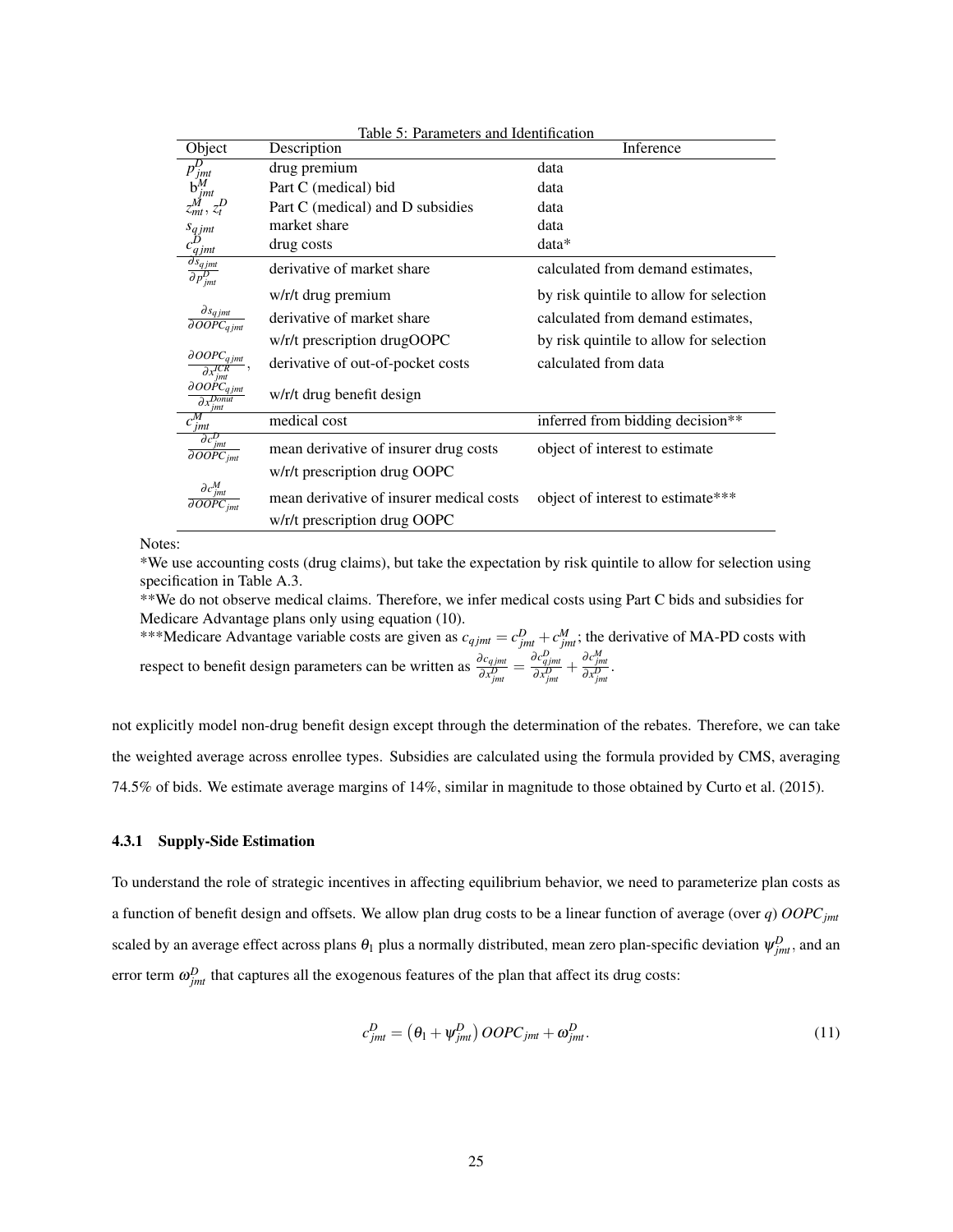Table 5: Parameters and Identification

| Object | Description | Inference |
|---|---|---|
| $p^D_{jmt}$ | drug premium | data |
| $b^M_{jmt}$ | Part C (medical) bid | data |
| $z^M_{mt}, z^D_t$ | Part C (medical) and D subsidies | data |
| $s_{qjmt}$ | market share | data |
| $c^D_{qjmt}$ | drug costs | data* |
| $\frac{\partial s_{qjmt}}{\partial p^D_{jmt}}$ | derivative of market share w/r/t drug premium | calculated from demand estimates, by risk quintile to allow for selection |
| $\frac{\partial s_{qjmt}}{\partial OOPC_{qjmt}}$ | derivative of market share w/r/t prescription drugOOPC | calculated from demand estimates, by risk quintile to allow for selection |
| $\frac{\partial OOPC_{qjmt}}{\partial x^{ICR}_{jmt}}$, $\frac{\partial OOPC_{qjmt}}{\partial x^{Donut}_{jmt}}$ | derivative of out-of-pocket costs w/r/t drug benefit design | calculated from data |
| $c^M_{jmt}$ | medical cost | inferred from bidding decision** |
| $\frac{\partial c^D_{jmt}}{\partial OOPC_{jmt}}$ | mean derivative of insurer drug costs w/r/t prescription drug OOPC | object of interest to estimate |
| $\frac{\partial c^M_{jmt}}{\partial OOPC_{jmt}}$ | mean derivative of insurer medical costs w/r/t prescription drug OOPC | object of interest to estimate*** |

Notes:

*We use accounting costs (drug claims), but take the expectation by risk quintile to allow for selection using specification in Table A.3.

**We do not observe medical claims. Therefore, we infer medical costs using Part C bids and subsidies for Medicare Advantage plans only using equation (10).

***Medicare Advantage variable costs are given as $c_{qjmt} = c^D_{jmt} + c^M_{jmt}$; the derivative of MA-PD costs with respect to benefit design parameters can be written as $\frac{\partial c_{qjmt}}{\partial x^D_{jmt}} = \frac{\partial c^D_{qjmt}}{\partial x^D_{jmt}} + \frac{\partial c^M_{jmt}}{\partial x^D_{jmt}}$.

not explicitly model non-drug benefit design except through the determination of the rebates. Therefore, we can take the weighted average across enrollee types. Subsidies are calculated using the formula provided by CMS, averaging 74.5% of bids. We estimate average margins of 14%, similar in magnitude to those obtained by Curto et al. (2015).

#### 4.3.1 Supply-Side Estimation

To understand the role of strategic incentives in affecting equilibrium behavior, we need to parameterize plan costs as a function of benefit design and offsets. We allow plan drug costs to be a linear function of average (over $q$) $OOPC_{jmt}$ scaled by an average effect across plans $\theta_1$ plus a normally distributed, mean zero plan-specific deviation $\psi^D_{jmt}$, and an error term $\omega^D_{jmt}$ that captures all the exogenous features of the plan that affect its drug costs:

$$c^D_{jmt} = \left(\theta_1 + \psi^D_{jmt}\right) OOPC_{jmt} + \omega^D_{jmt}. \tag{11}$$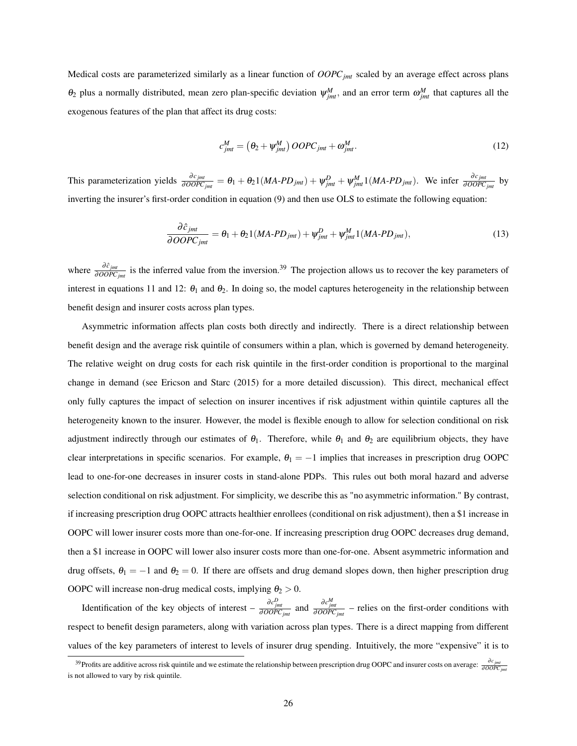Medical costs are parameterized similarly as a linear function of $OOPC_{jmt}$ scaled by an average effect across plans $\theta_2$ plus a normally distributed, mean zero plan-specific deviation $\psi^M_{jmt}$, and an error term $\omega^M_{jmt}$ that captures all the exogenous features of the plan that affect its drug costs:

$$c^M_{jmt} = \left(\theta_2 + \psi^M_{jmt}\right) OOPC_{jmt} + \omega^M_{jmt}. \tag{12}$$

This parameterization yields $\frac{\partial c_{jmt}}{\partial OOPC_{jmt}} = \theta_1 + \theta_2 1(MA\text{-}PD_{jmt}) + \psi^D_{jmt} + \psi^M_{jmt} 1(MA\text{-}PD_{jmt})$. We infer $\frac{\partial c_{jmt}}{\partial OOPC_{jmt}}$ by inverting the insurer's first-order condition in equation (9) and then use OLS to estimate the following equation:

$$\frac{\partial \hat{c}_{jmt}}{\partial OOPC_{jmt}} = \theta_1 + \theta_2 1(MA\text{-}PD_{jmt}) + \psi^D_{jmt} + \psi^M_{jmt} 1(MA\text{-}PD_{jmt}), \tag{13}$$

where $\frac{\partial \hat{c}_{jmt}}{\partial OOPC_{jmt}}$ is the inferred value from the inversion.[39] The projection allows us to recover the key parameters of interest in equations 11 and 12: $\theta_1$ and $\theta_2$. In doing so, the model captures heterogeneity in the relationship between benefit design and insurer costs across plan types.

Asymmetric information affects plan costs both directly and indirectly. There is a direct relationship between benefit design and the average risk quintile of consumers within a plan, which is governed by demand heterogeneity. The relative weight on drug costs for each risk quintile in the first-order condition is proportional to the marginal change in demand (see Ericson and Starc (2015) for a more detailed discussion). This direct, mechanical effect only fully captures the impact of selection on insurer incentives if risk adjustment within quintile captures all the heterogeneity known to the insurer. However, the model is flexible enough to allow for selection conditional on risk adjustment indirectly through our estimates of $\theta_1$. Therefore, while $\theta_1$ and $\theta_2$ are equilibrium objects, they have clear interpretations in specific scenarios. For example, $\theta_1 = -1$ implies that increases in prescription drug OOPC lead to one-for-one decreases in insurer costs in stand-alone PDPs. This rules out both moral hazard and adverse selection conditional on risk adjustment. For simplicity, we describe this as "no asymmetric information." By contrast, if increasing prescription drug OOPC attracts healthier enrollees (conditional on risk adjustment), then a $1 increase in OOPC will lower insurer costs more than one-for-one. If increasing prescription drug OOPC decreases drug demand, then a $1 increase in OOPC will lower also insurer costs more than one-for-one. Absent asymmetric information and drug offsets, $\theta_1 = -1$ and $\theta_2 = 0$. If there are offsets and drug demand slopes down, then higher prescription drug OOPC will increase non-drug medical costs, implying $\theta_2 > 0$.

Identification of the key objects of interest – $\frac{\partial c^D_{jmt}}{\partial OOPC_{jmt}}$ and $\frac{\partial c^M_{jmt}}{\partial OOPC_{jmt}}$ – relies on the first-order conditions with respect to benefit design parameters, along with variation across plan types. There is a direct mapping from different values of the key parameters of interest to levels of insurer drug spending. Intuitively, the more "expensive" it is to

[39] Profits are additive across risk quintile and we estimate the relationship between prescription drug OOPC and insurer costs on average: $\frac{\partial c_{jmt}}{\partial OOPC_{jmt}}$ is not allowed to vary by risk quintile.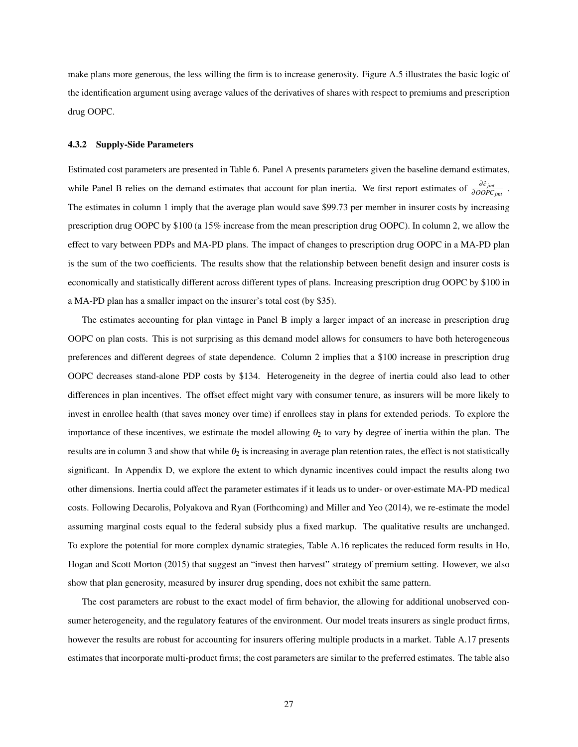make plans more generous, the less willing the firm is to increase generosity. Figure A.5 illustrates the basic logic of the identification argument using average values of the derivatives of shares with respect to premiums and prescription drug OOPC.

### 4.3.2 Supply-Side Parameters

Estimated cost parameters are presented in Table 6. Panel A presents parameters given the baseline demand estimates, while Panel B relies on the demand estimates that account for plan inertia. We first report estimates of $\frac{\partial \hat{c}_{jmt}}{\partial OOPC_{jmt}}$. The estimates in column 1 imply that the average plan would save \$99.73 per member in insurer costs by increasing prescription drug OOPC by \$100 (a 15% increase from the mean prescription drug OOPC). In column 2, we allow the effect to vary between PDPs and MA-PD plans. The impact of changes to prescription drug OOPC in a MA-PD plan is the sum of the two coefficients. The results show that the relationship between benefit design and insurer costs is economically and statistically different across different types of plans. Increasing prescription drug OOPC by \$100 in a MA-PD plan has a smaller impact on the insurer's total cost (by \$35).

The estimates accounting for plan vintage in Panel B imply a larger impact of an increase in prescription drug OOPC on plan costs. This is not surprising as this demand model allows for consumers to have both heterogeneous preferences and different degrees of state dependence. Column 2 implies that a \$100 increase in prescription drug OOPC decreases stand-alone PDP costs by \$134. Heterogeneity in the degree of inertia could also lead to other differences in plan incentives. The offset effect might vary with consumer tenure, as insurers will be more likely to invest in enrollee health (that saves money over time) if enrollees stay in plans for extended periods. To explore the importance of these incentives, we estimate the model allowing $\theta_2$ to vary by degree of inertia within the plan. The results are in column 3 and show that while $\theta_2$ is increasing in average plan retention rates, the effect is not statistically significant. In Appendix D, we explore the extent to which dynamic incentives could impact the results along two other dimensions. Inertia could affect the parameter estimates if it leads us to under- or over-estimate MA-PD medical costs. Following Decarolis, Polyakova and Ryan (Forthcoming) and Miller and Yeo (2014), we re-estimate the model assuming marginal costs equal to the federal subsidy plus a fixed markup. The qualitative results are unchanged. To explore the potential for more complex dynamic strategies, Table A.16 replicates the reduced form results in Ho, Hogan and Scott Morton (2015) that suggest an "invest then harvest" strategy of premium setting. However, we also show that plan generosity, measured by insurer drug spending, does not exhibit the same pattern.

The cost parameters are robust to the exact model of firm behavior, the allowing for additional unobserved consumer heterogeneity, and the regulatory features of the environment. Our model treats insurers as single product firms, however the results are robust for accounting for insurers offering multiple products in a market. Table A.17 presents estimates that incorporate multi-product firms; the cost parameters are similar to the preferred estimates. The table also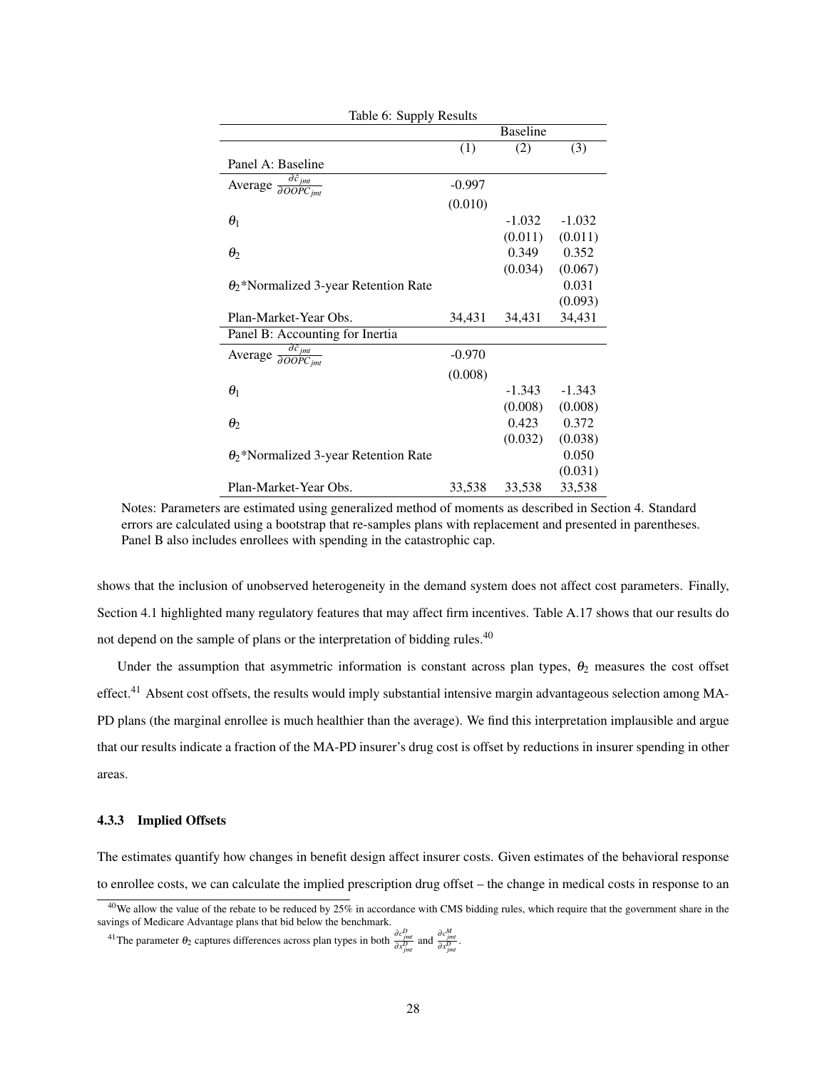Table 6: Supply Results

| | Baseline | | |
|---|---|---|---|
| | (1) | (2) | (3) |
| Panel A: Baseline | | | |
| Average $\frac{\partial \hat{c}_{jmt}}{\partial OOPC_{jmt}}$ | -0.997 | | |
| | (0.010) | | |
| $\theta_1$ | | -1.032 | -1.032 |
| | | (0.011) | (0.011) |
| $\theta_2$ | | 0.349 | 0.352 |
| | | (0.034) | (0.067) |
| $\theta_2$*Normalized 3-year Retention Rate | | | 0.031 |
| | | | (0.093) |
| Plan-Market-Year Obs. | 34,431 | 34,431 | 34,431 |
| Panel B: Accounting for Inertia | | | |
| Average $\frac{\partial \hat{c}_{jmt}}{\partial OOPC_{jmt}}$ | -0.970 | | |
| | (0.008) | | |
| $\theta_1$ | | -1.343 | -1.343 |
| | | (0.008) | (0.008) |
| $\theta_2$ | | 0.423 | 0.372 |
| | | (0.032) | (0.038) |
| $\theta_2$*Normalized 3-year Retention Rate | | | 0.050 |
| | | | (0.031) |
| Plan-Market-Year Obs. | 33,538 | 33,538 | 33,538 |

Notes: Parameters are estimated using generalized method of moments as described in Section 4. Standard errors are calculated using a bootstrap that re-samples plans with replacement and presented in parentheses. Panel B also includes enrollees with spending in the catastrophic cap.

shows that the inclusion of unobserved heterogeneity in the demand system does not affect cost parameters. Finally, Section 4.1 highlighted many regulatory features that may affect firm incentives. Table A.17 shows that our results do not depend on the sample of plans or the interpretation of bidding rules.[40]

Under the assumption that asymmetric information is constant across plan types, $\theta_2$ measures the cost offset effect.[41] Absent cost offsets, the results would imply substantial intensive margin advantageous selection among MA-PD plans (the marginal enrollee is much healthier than the average). We find this interpretation implausible and argue that our results indicate a fraction of the MA-PD insurer's drug cost is offset by reductions in insurer spending in other areas.

#### 4.3.3 Implied Offsets

The estimates quantify how changes in benefit design affect insurer costs. Given estimates of the behavioral response to enrollee costs, we can calculate the implied prescription drug offset – the change in medical costs in response to an

[40] We allow the value of the rebate to be reduced by 25% in accordance with CMS bidding rules, which require that the government share in the savings of Medicare Advantage plans that bid below the benchmark.

[41] The parameter $\theta_2$ captures differences across plan types in both $\frac{\partial c^D_{jmt}}{\partial x^D_{jmt}}$ and $\frac{\partial c^M_{jmt}}{\partial x^D_{jmt}}$.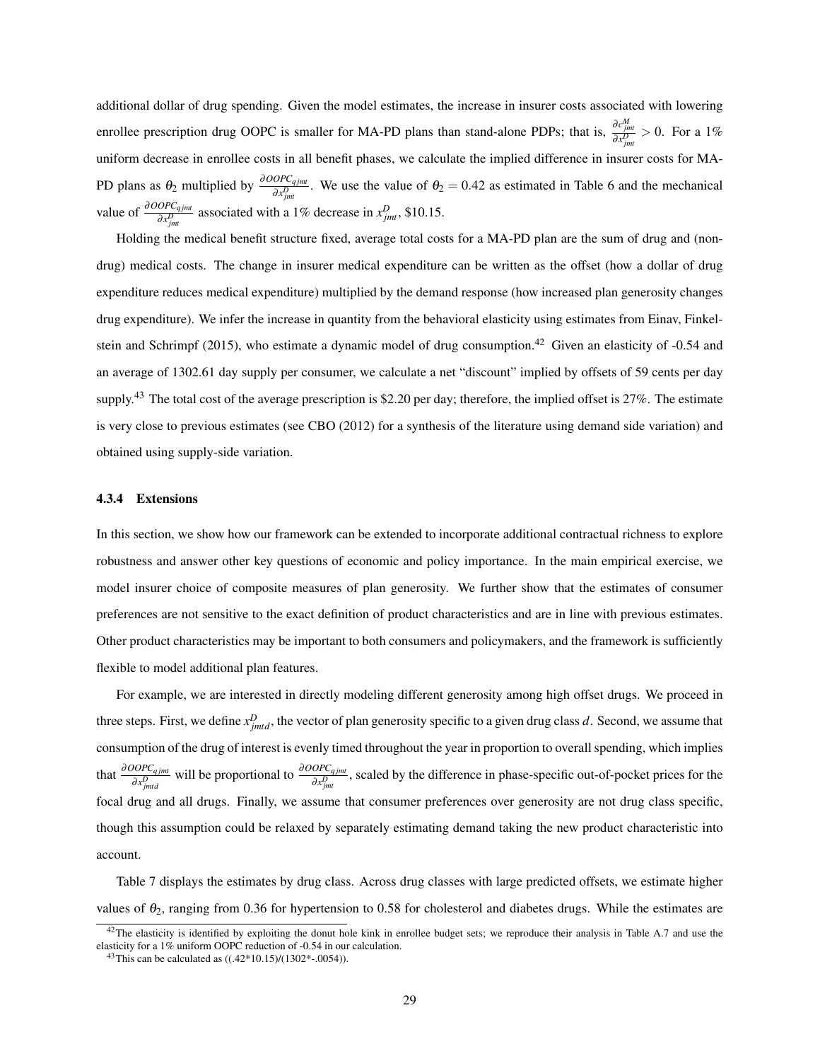additional dollar of drug spending. Given the model estimates, the increase in insurer costs associated with lowering enrollee prescription drug OOPC is smaller for MA-PD plans than stand-alone PDPs; that is, $\frac{\partial c^M_{jmt}}{\partial x^D_{jmt}} > 0$. For a 1% uniform decrease in enrollee costs in all benefit phases, we calculate the implied difference in insurer costs for MA-PD plans as $\theta_2$ multiplied by $\frac{\partial OOPC_{qjmt}}{\partial x^D_{jmt}}$. We use the value of $\theta_2 = 0.42$ as estimated in Table 6 and the mechanical value of $\frac{\partial OOPC_{qjmt}}{\partial x^D_{jmt}}$ associated with a 1% decrease in $x^D_{jmt}$, \$10.15.

Holding the medical benefit structure fixed, average total costs for a MA-PD plan are the sum of drug and (non-drug) medical costs. The change in insurer medical expenditure can be written as the offset (how a dollar of drug expenditure reduces medical expenditure) multiplied by the demand response (how increased plan generosity changes drug expenditure). We infer the increase in quantity from the behavioral elasticity using estimates from Einav, Finkelstein and Schrimpf (2015), who estimate a dynamic model of drug consumption.[42] Given an elasticity of -0.54 and an average of 1302.61 day supply per consumer, we calculate a net "discount" implied by offsets of 59 cents per day supply.[43] The total cost of the average prescription is \$2.20 per day; therefore, the implied offset is 27%. The estimate is very close to previous estimates (see CBO (2012) for a synthesis of the literature using demand side variation) and obtained using supply-side variation.

#### 4.3.4 Extensions

In this section, we show how our framework can be extended to incorporate additional contractual richness to explore robustness and answer other key questions of economic and policy importance. In the main empirical exercise, we model insurer choice of composite measures of plan generosity. We further show that the estimates of consumer preferences are not sensitive to the exact definition of product characteristics and are in line with previous estimates. Other product characteristics may be important to both consumers and policymakers, and the framework is sufficiently flexible to model additional plan features.

For example, we are interested in directly modeling different generosity among high offset drugs. We proceed in three steps. First, we define $x^D_{jmtd}$, the vector of plan generosity specific to a given drug class $d$. Second, we assume that consumption of the drug of interest is evenly timed throughout the year in proportion to overall spending, which implies that $\frac{\partial OOPC_{qjmt}}{\partial x^D_{jmtd}}$ will be proportional to $\frac{\partial OOPC_{qjmt}}{\partial x^D_{jmt}}$, scaled by the difference in phase-specific out-of-pocket prices for the focal drug and all drugs. Finally, we assume that consumer preferences over generosity are not drug class specific, though this assumption could be relaxed by separately estimating demand taking the new product characteristic into account.

Table 7 displays the estimates by drug class. Across drug classes with large predicted offsets, we estimate higher values of $\theta_2$, ranging from 0.36 for hypertension to 0.58 for cholesterol and diabetes drugs. While the estimates are

[42] The elasticity is identified by exploiting the donut hole kink in enrollee budget sets; we reproduce their analysis in Table A.7 and use the elasticity for a 1% uniform OOPC reduction of -0.54 in our calculation.

[43] This can be calculated as ((.42*10.15)/(1302*-.0054)).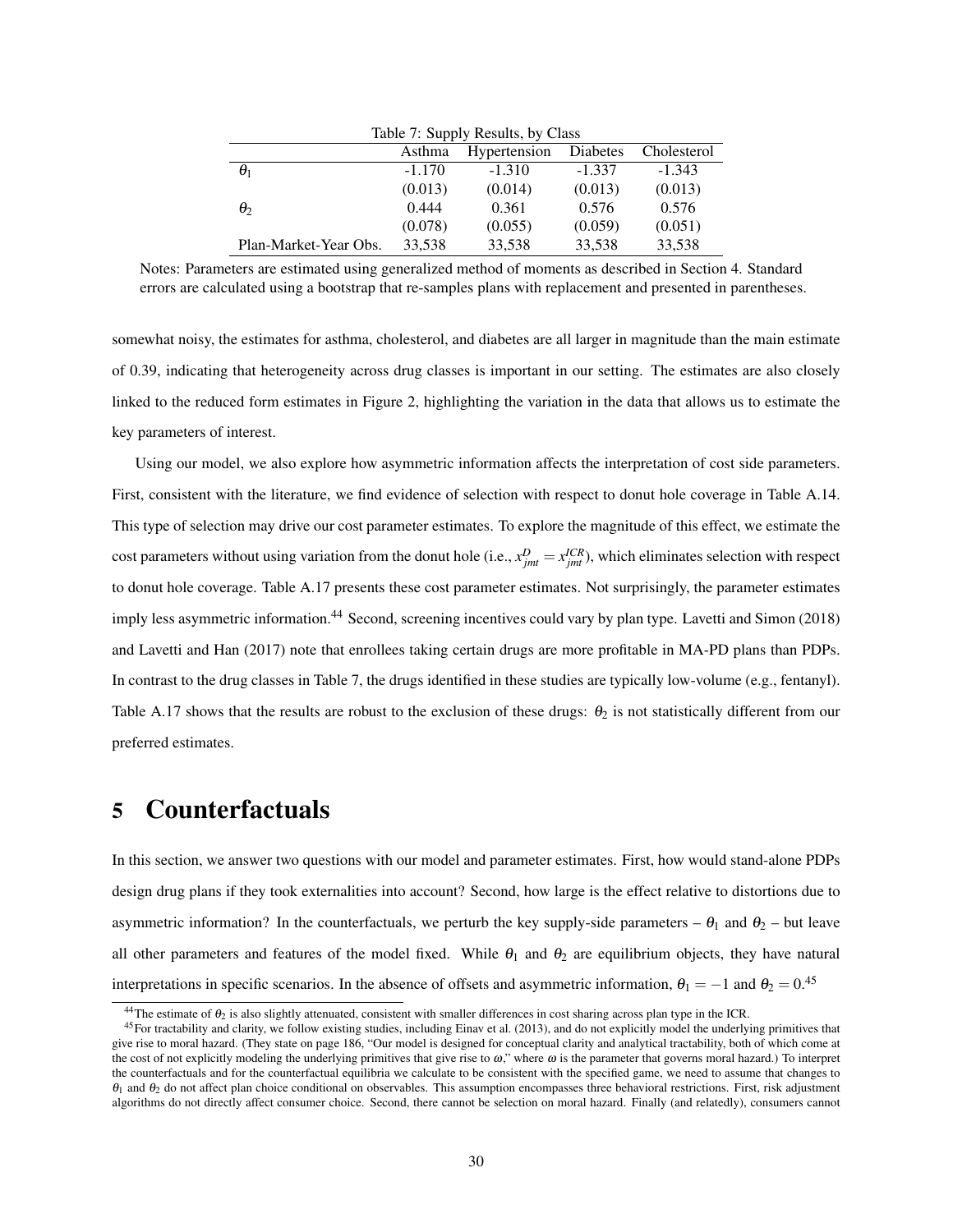Table 7: Supply Results, by Class

|  | Asthma | Hypertension | Diabetes | Cholesterol |
|---|---|---|---|---|
| $\theta_1$ | -1.170 | -1.310 | -1.337 | -1.343 |
|  | (0.013) | (0.014) | (0.013) | (0.013) |
| $\theta_2$ | 0.444 | 0.361 | 0.576 | 0.576 |
|  | (0.078) | (0.055) | (0.059) | (0.051) |
| Plan-Market-Year Obs. | 33,538 | 33,538 | 33,538 | 33,538 |

Notes: Parameters are estimated using generalized method of moments as described in Section 4. Standard errors are calculated using a bootstrap that re-samples plans with replacement and presented in parentheses.

somewhat noisy, the estimates for asthma, cholesterol, and diabetes are all larger in magnitude than the main estimate of 0.39, indicating that heterogeneity across drug classes is important in our setting. The estimates are also closely linked to the reduced form estimates in Figure 2, highlighting the variation in the data that allows us to estimate the key parameters of interest.

Using our model, we also explore how asymmetric information affects the interpretation of cost side parameters. First, consistent with the literature, we find evidence of selection with respect to donut hole coverage in Table A.14. This type of selection may drive our cost parameter estimates. To explore the magnitude of this effect, we estimate the cost parameters without using variation from the donut hole (i.e., $x^{D}_{jmt} = x^{ICR}_{jmt}$), which eliminates selection with respect to donut hole coverage. Table A.17 presents these cost parameter estimates. Not surprisingly, the parameter estimates imply less asymmetric information.[44] Second, screening incentives could vary by plan type. Lavetti and Simon (2018) and Lavetti and Han (2017) note that enrollees taking certain drugs are more profitable in MA-PD plans than PDPs. In contrast to the drug classes in Table 7, the drugs identified in these studies are typically low-volume (e.g., fentanyl). Table A.17 shows that the results are robust to the exclusion of these drugs: $\theta_2$ is not statistically different from our preferred estimates.

# 5 Counterfactuals

In this section, we answer two questions with our model and parameter estimates. First, how would stand-alone PDPs design drug plans if they took externalities into account? Second, how large is the effect relative to distortions due to asymmetric information? In the counterfactuals, we perturb the key supply-side parameters – $\theta_1$ and $\theta_2$ – but leave all other parameters and features of the model fixed. While $\theta_1$ and $\theta_2$ are equilibrium objects, they have natural interpretations in specific scenarios. In the absence of offsets and asymmetric information, $\theta_1 = -1$ and $\theta_2 = 0$.[45]

[44] The estimate of $\theta_2$ is also slightly attenuated, consistent with smaller differences in cost sharing across plan type in the ICR.

[45] For tractability and clarity, we follow existing studies, including Einav et al. (2013), and do not explicitly model the underlying primitives that give rise to moral hazard. (They state on page 186, "Our model is designed for conceptual clarity and analytical tractability, both of which come at the cost of not explicitly modeling the underlying primitives that give rise to $\omega$," where $\omega$ is the parameter that governs moral hazard.) To interpret the counterfactuals and for the counterfactual equilibria we calculate to be consistent with the specified game, we need to assume that changes to $\theta_1$ and $\theta_2$ do not affect plan choice conditional on observables. This assumption encompasses three behavioral restrictions. First, risk adjustment algorithms do not directly affect consumer choice. Second, there cannot be selection on moral hazard. Finally (and relatedly), consumers cannot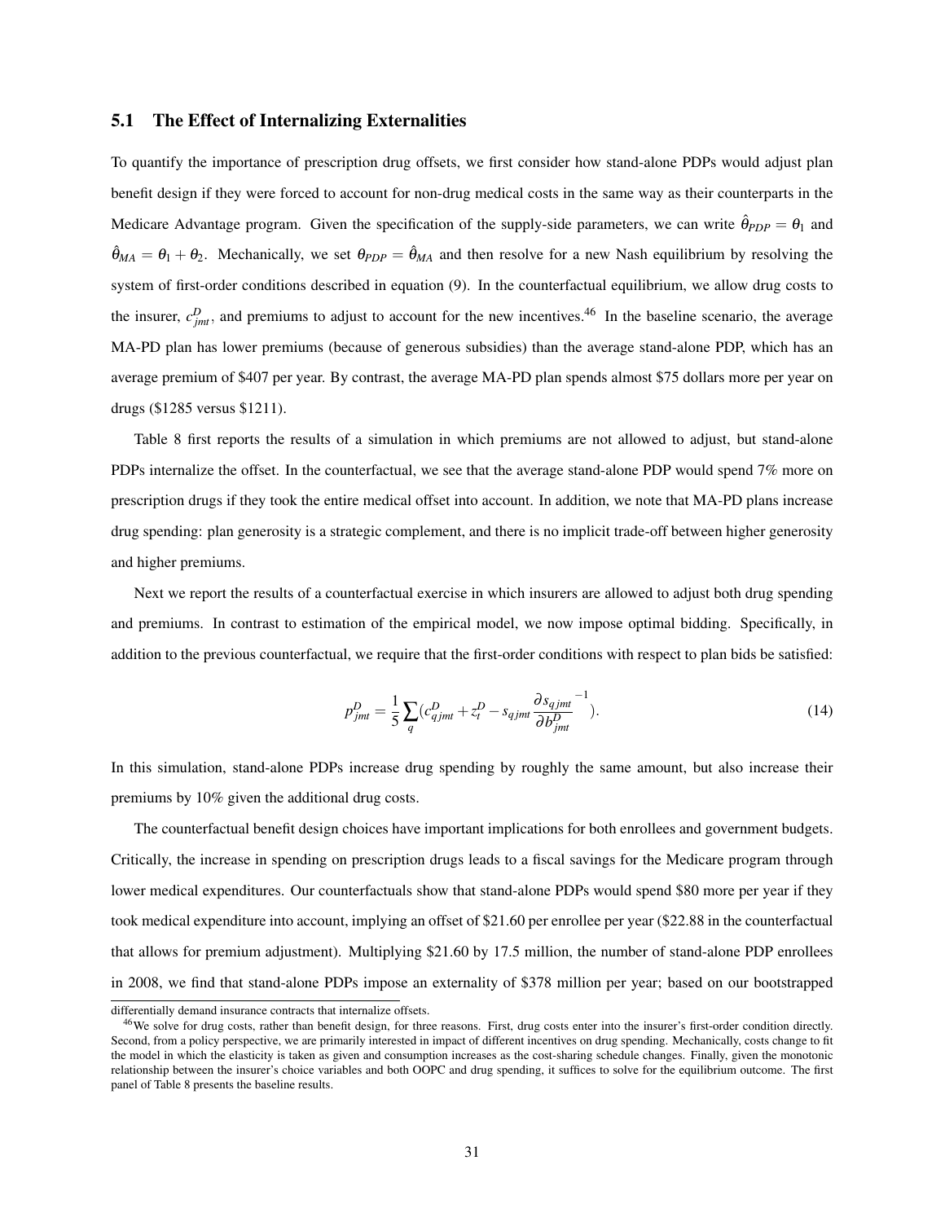### 5.1 The Effect of Internalizing Externalities

To quantify the importance of prescription drug offsets, we first consider how stand-alone PDPs would adjust plan benefit design if they were forced to account for non-drug medical costs in the same way as their counterparts in the Medicare Advantage program. Given the specification of the supply-side parameters, we can write $\hat{\theta}_{PDP} = \theta_1$ and $\hat{\theta}_{MA} = \theta_1 + \theta_2$. Mechanically, we set $\theta_{PDP} = \hat{\theta}_{MA}$ and then resolve for a new Nash equilibrium by resolving the system of first-order conditions described in equation (9). In the counterfactual equilibrium, we allow drug costs to the insurer, $c^D_{jmt}$, and premiums to adjust to account for the new incentives.[46] In the baseline scenario, the average MA-PD plan has lower premiums (because of generous subsidies) than the average stand-alone PDP, which has an average premium of \$407 per year. By contrast, the average MA-PD plan spends almost \$75 dollars more per year on drugs (\$1285 versus \$1211).

Table 8 first reports the results of a simulation in which premiums are not allowed to adjust, but stand-alone PDPs internalize the offset. In the counterfactual, we see that the average stand-alone PDP would spend 7% more on prescription drugs if they took the entire medical offset into account. In addition, we note that MA-PD plans increase drug spending: plan generosity is a strategic complement, and there is no implicit trade-off between higher generosity and higher premiums.

Next we report the results of a counterfactual exercise in which insurers are allowed to adjust both drug spending and premiums. In contrast to estimation of the empirical model, we now impose optimal bidding. Specifically, in addition to the previous counterfactual, we require that the first-order conditions with respect to plan bids be satisfied:

$$p^D_{jmt} = \frac{1}{5}\sum_q (c^D_{qjmt} + z^D_t - s_{qjmt}\frac{\partial s_{qjmt}}{\partial b^D_{jmt}}^{-1}). \tag{14}$$

In this simulation, stand-alone PDPs increase drug spending by roughly the same amount, but also increase their premiums by 10% given the additional drug costs.

The counterfactual benefit design choices have important implications for both enrollees and government budgets. Critically, the increase in spending on prescription drugs leads to a fiscal savings for the Medicare program through lower medical expenditures. Our counterfactuals show that stand-alone PDPs would spend \$80 more per year if they took medical expenditure into account, implying an offset of \$21.60 per enrollee per year (\$22.88 in the counterfactual that allows for premium adjustment). Multiplying \$21.60 by 17.5 million, the number of stand-alone PDP enrollees in 2008, we find that stand-alone PDPs impose an externality of \$378 million per year; based on our bootstrapped

differentially demand insurance contracts that internalize offsets.

[46] We solve for drug costs, rather than benefit design, for three reasons. First, drug costs enter into the insurer's first-order condition directly. Second, from a policy perspective, we are primarily interested in impact of different incentives on drug spending. Mechanically, costs change to fit the model in which the elasticity is taken as given and consumption increases as the cost-sharing schedule changes. Finally, given the monotonic relationship between the insurer's choice variables and both OOPC and drug spending, it suffices to solve for the equilibrium outcome. The first panel of Table 8 presents the baseline results.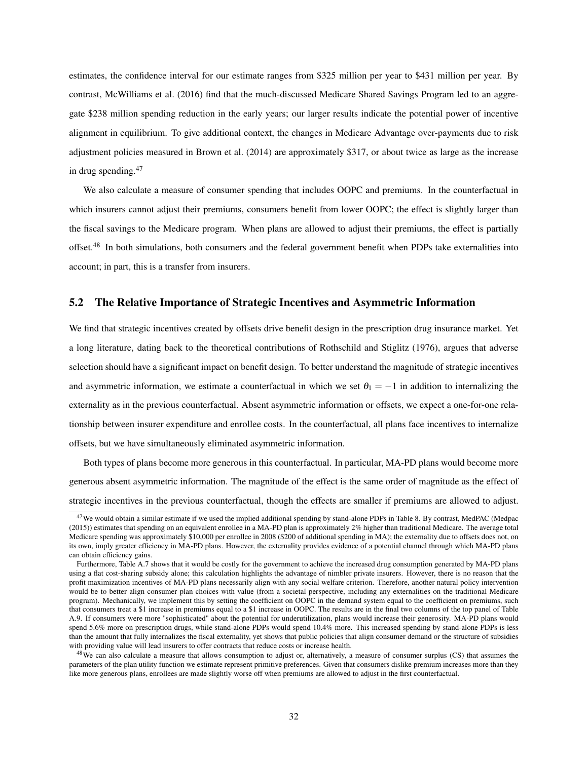estimates, the confidence interval for our estimate ranges from \$325 million per year to \$431 million per year. By contrast, McWilliams et al. (2016) find that the much-discussed Medicare Shared Savings Program led to an aggregate \$238 million spending reduction in the early years; our larger results indicate the potential power of incentive alignment in equilibrium. To give additional context, the changes in Medicare Advantage over-payments due to risk adjustment policies measured in Brown et al. (2014) are approximately \$317, or about twice as large as the increase in drug spending.[47]

We also calculate a measure of consumer spending that includes OOPC and premiums. In the counterfactual in which insurers cannot adjust their premiums, consumers benefit from lower OOPC; the effect is slightly larger than the fiscal savings to the Medicare program. When plans are allowed to adjust their premiums, the effect is partially offset.[48] In both simulations, both consumers and the federal government benefit when PDPs take externalities into account; in part, this is a transfer from insurers.

## 5.2 The Relative Importance of Strategic Incentives and Asymmetric Information

We find that strategic incentives created by offsets drive benefit design in the prescription drug insurance market. Yet a long literature, dating back to the theoretical contributions of Rothschild and Stiglitz (1976), argues that adverse selection should have a significant impact on benefit design. To better understand the magnitude of strategic incentives and asymmetric information, we estimate a counterfactual in which we set $\theta_1 = -1$ in addition to internalizing the externality as in the previous counterfactual. Absent asymmetric information or offsets, we expect a one-for-one relationship between insurer expenditure and enrollee costs. In the counterfactual, all plans face incentives to internalize offsets, but we have simultaneously eliminated asymmetric information.

Both types of plans become more generous in this counterfactual. In particular, MA-PD plans would become more generous absent asymmetric information. The magnitude of the effect is the same order of magnitude as the effect of strategic incentives in the previous counterfactual, though the effects are smaller if premiums are allowed to adjust.

[47] We would obtain a similar estimate if we used the implied additional spending by stand-alone PDPs in Table 8. By contrast, MedPAC (Medpac (2015)) estimates that spending on an equivalent enrollee in a MA-PD plan is approximately 2% higher than traditional Medicare. The average total Medicare spending was approximately \$10,000 per enrollee in 2008 (\$200 of additional spending in MA); the externality due to offsets does not, on its own, imply greater efficiency in MA-PD plans. However, the externality provides evidence of a potential channel through which MA-PD plans can obtain efficiency gains.

Furthermore, Table A.7 shows that it would be costly for the government to achieve the increased drug consumption generated by MA-PD plans using a flat cost-sharing subsidy alone; this calculation highlights the advantage of nimbler private insurers. However, there is no reason that the profit maximization incentives of MA-PD plans necessarily align with any social welfare criterion. Therefore, another natural policy intervention would be to better align consumer plan choices with value (from a societal perspective, including any externalities on the traditional Medicare program). Mechanically, we implement this by setting the coefficient on OOPC in the demand system equal to the coefficient on premiums, such that consumers treat a \$1 increase in premiums equal to a \$1 increase in OOPC. The results are in the final two columns of the top panel of Table A.9. If consumers were more "sophisticated" about the potential for underutilization, plans would increase their generosity. MA-PD plans would spend 5.6% more on prescription drugs, while stand-alone PDPs would spend 10.4% more. This increased spending by stand-alone PDPs is less than the amount that fully internalizes the fiscal externality, yet shows that public policies that align consumer demand or the structure of subsidies with providing value will lead insurers to offer contracts that reduce costs or increase health.

[48] We can also calculate a measure that allows consumption to adjust or, alternatively, a measure of consumer surplus (CS) that assumes the parameters of the plan utility function we estimate represent primitive preferences. Given that consumers dislike premium increases more than they like more generous plans, enrollees are made slightly worse off when premiums are allowed to adjust in the first counterfactual.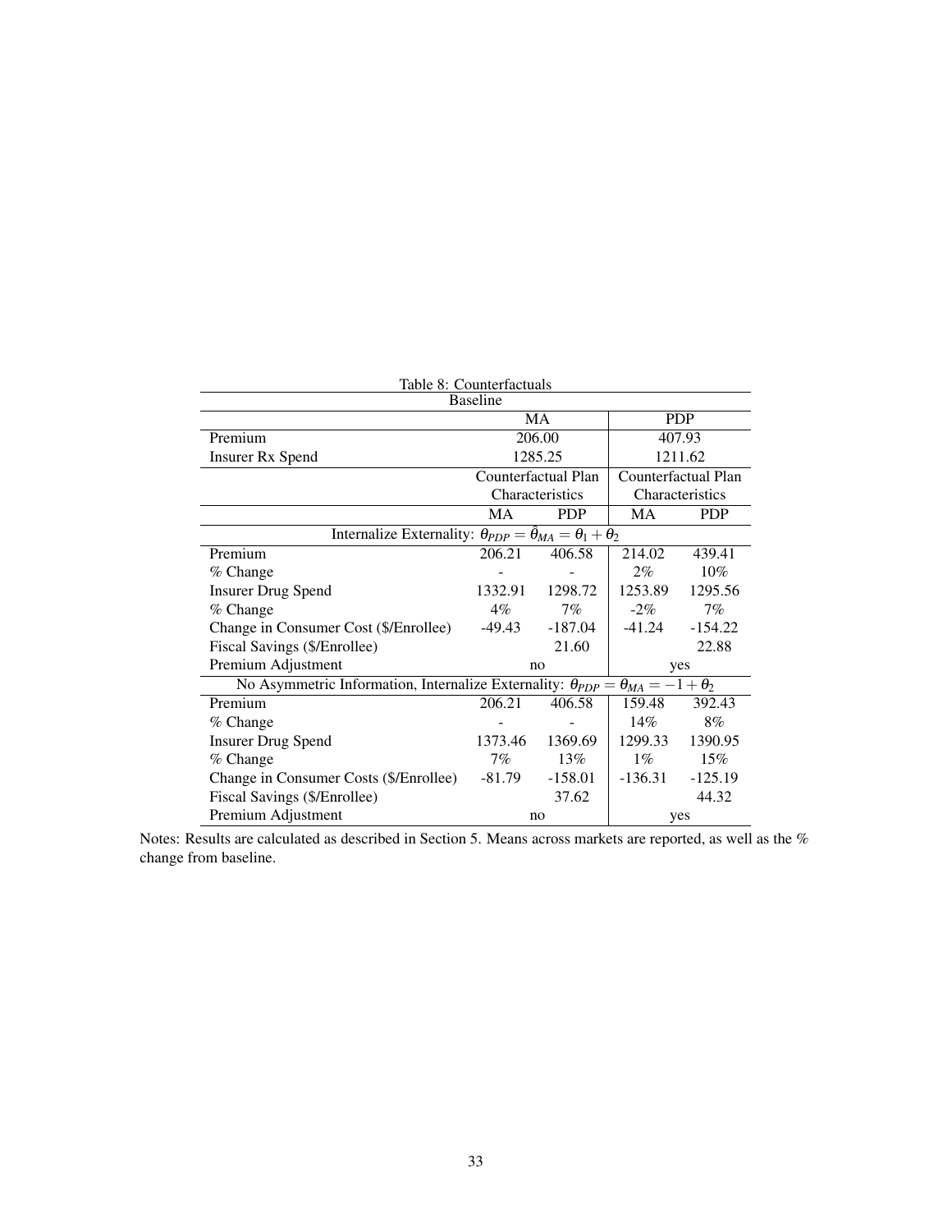Table 8: Counterfactuals

| Baseline | | | | |
|---|---|---|---|---|
| | MA | | PDP | |
| Premium | 206.00 | | 407.93 | |
| Insurer Rx Spend | 1285.25 | | 1211.62 | |
| | Counterfactual Plan Characteristics | | Counterfactual Plan Characteristics | |
| | MA | PDP | MA | PDP |
| Internalize Externality: $\theta_{PDP} = \hat{\theta}_{MA} = \theta_1 + \theta_2$ | | | | |
| Premium | 206.21 | 406.58 | 214.02 | 439.41 |
| % Change | - | - | 2% | 10% |
| Insurer Drug Spend | 1332.91 | 1298.72 | 1253.89 | 1295.56 |
| % Change | 4% | 7% | -2% | 7% |
| Change in Consumer Cost ($/Enrollee) | -49.43 | -187.04 | -41.24 | -154.22 |
| Fiscal Savings ($/Enrollee) | | 21.60 | | 22.88 |
| Premium Adjustment | no | | yes | |
| No Asymmetric Information, Internalize Externality: $\theta_{PDP} = \theta_{MA} = -1 + \theta_2$ | | | | |
| Premium | 206.21 | 406.58 | 159.48 | 392.43 |
| % Change | - | - | 14% | 8% |
| Insurer Drug Spend | 1373.46 | 1369.69 | 1299.33 | 1390.95 |
| % Change | 7% | 13% | 1% | 15% |
| Change in Consumer Costs ($/Enrollee) | -81.79 | -158.01 | -136.31 | -125.19 |
| Fiscal Savings ($/Enrollee) | | 37.62 | | 44.32 |
| Premium Adjustment | no | | yes | |

Notes: Results are calculated as described in Section 5. Means across markets are reported, as well as the % change from baseline.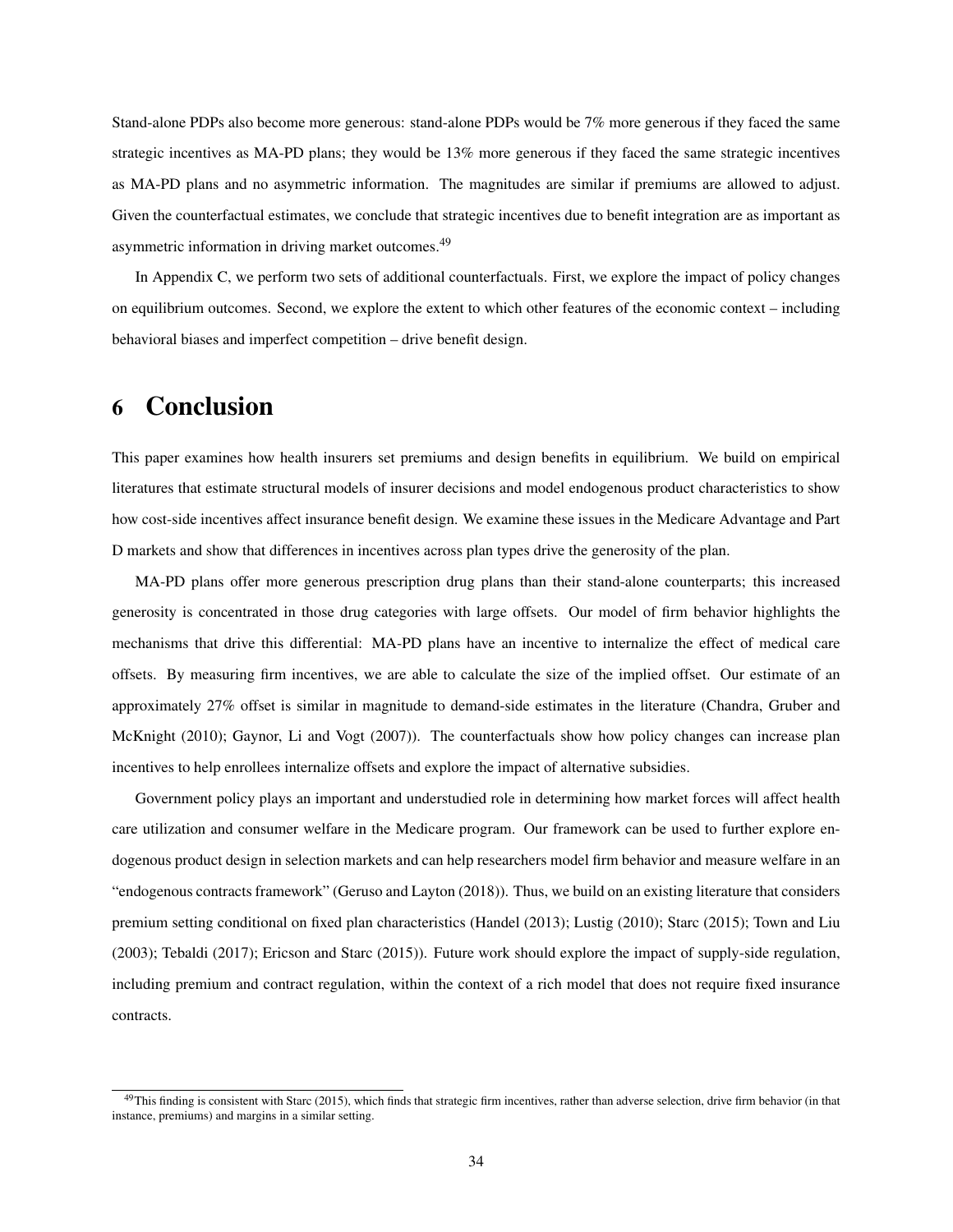Stand-alone PDPs also become more generous: stand-alone PDPs would be 7% more generous if they faced the same strategic incentives as MA-PD plans; they would be 13% more generous if they faced the same strategic incentives as MA-PD plans and no asymmetric information. The magnitudes are similar if premiums are allowed to adjust. Given the counterfactual estimates, we conclude that strategic incentives due to benefit integration are as important as asymmetric information in driving market outcomes.[49]

In Appendix C, we perform two sets of additional counterfactuals. First, we explore the impact of policy changes on equilibrium outcomes. Second, we explore the extent to which other features of the economic context – including behavioral biases and imperfect competition – drive benefit design.

# 6 Conclusion

This paper examines how health insurers set premiums and design benefits in equilibrium. We build on empirical literatures that estimate structural models of insurer decisions and model endogenous product characteristics to show how cost-side incentives affect insurance benefit design. We examine these issues in the Medicare Advantage and Part D markets and show that differences in incentives across plan types drive the generosity of the plan.

MA-PD plans offer more generous prescription drug plans than their stand-alone counterparts; this increased generosity is concentrated in those drug categories with large offsets. Our model of firm behavior highlights the mechanisms that drive this differential: MA-PD plans have an incentive to internalize the effect of medical care offsets. By measuring firm incentives, we are able to calculate the size of the implied offset. Our estimate of an approximately 27% offset is similar in magnitude to demand-side estimates in the literature (Chandra, Gruber and McKnight (2010); Gaynor, Li and Vogt (2007)). The counterfactuals show how policy changes can increase plan incentives to help enrollees internalize offsets and explore the impact of alternative subsidies.

Government policy plays an important and understudied role in determining how market forces will affect health care utilization and consumer welfare in the Medicare program. Our framework can be used to further explore endogenous product design in selection markets and can help researchers model firm behavior and measure welfare in an "endogenous contracts framework" (Geruso and Layton (2018)). Thus, we build on an existing literature that considers premium setting conditional on fixed plan characteristics (Handel (2013); Lustig (2010); Starc (2015); Town and Liu (2003); Tebaldi (2017); Ericson and Starc (2015)). Future work should explore the impact of supply-side regulation, including premium and contract regulation, within the context of a rich model that does not require fixed insurance contracts.

[49] This finding is consistent with Starc (2015), which finds that strategic firm incentives, rather than adverse selection, drive firm behavior (in that instance, premiums) and margins in a similar setting.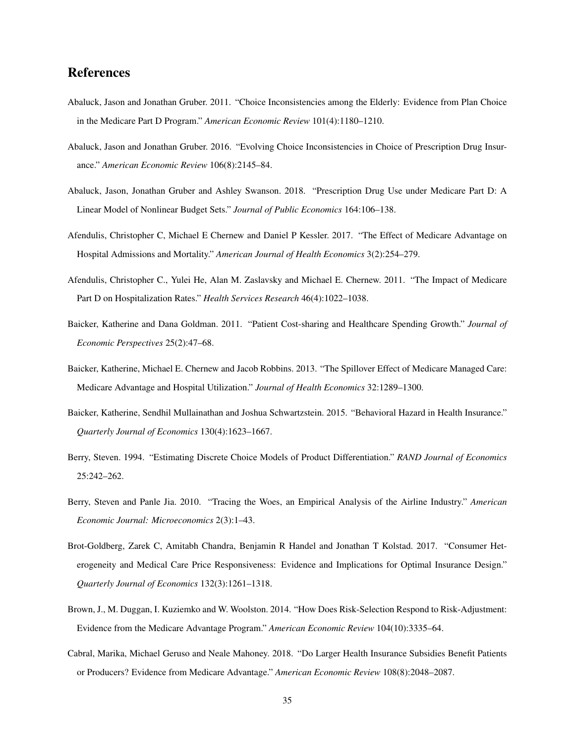# References

Abaluck, Jason and Jonathan Gruber. 2011. "Choice Inconsistencies among the Elderly: Evidence from Plan Choice in the Medicare Part D Program." *American Economic Review* 101(4):1180–1210.

Abaluck, Jason and Jonathan Gruber. 2016. "Evolving Choice Inconsistencies in Choice of Prescription Drug Insurance." *American Economic Review* 106(8):2145–84.

Abaluck, Jason, Jonathan Gruber and Ashley Swanson. 2018. "Prescription Drug Use under Medicare Part D: A Linear Model of Nonlinear Budget Sets." *Journal of Public Economics* 164:106–138.

Afendulis, Christopher C, Michael E Chernew and Daniel P Kessler. 2017. "The Effect of Medicare Advantage on Hospital Admissions and Mortality." *American Journal of Health Economics* 3(2):254–279.

Afendulis, Christopher C., Yulei He, Alan M. Zaslavsky and Michael E. Chernew. 2011. "The Impact of Medicare Part D on Hospitalization Rates." *Health Services Research* 46(4):1022–1038.

Baicker, Katherine and Dana Goldman. 2011. "Patient Cost-sharing and Healthcare Spending Growth." *Journal of Economic Perspectives* 25(2):47–68.

Baicker, Katherine, Michael E. Chernew and Jacob Robbins. 2013. "The Spillover Effect of Medicare Managed Care: Medicare Advantage and Hospital Utilization." *Journal of Health Economics* 32:1289–1300.

Baicker, Katherine, Sendhil Mullainathan and Joshua Schwartzstein. 2015. "Behavioral Hazard in Health Insurance." *Quarterly Journal of Economics* 130(4):1623–1667.

Berry, Steven. 1994. "Estimating Discrete Choice Models of Product Differentiation." *RAND Journal of Economics* 25:242–262.

Berry, Steven and Panle Jia. 2010. "Tracing the Woes, an Empirical Analysis of the Airline Industry." *American Economic Journal: Microeconomics* 2(3):1–43.

Brot-Goldberg, Zarek C, Amitabh Chandra, Benjamin R Handel and Jonathan T Kolstad. 2017. "Consumer Heterogeneity and Medical Care Price Responsiveness: Evidence and Implications for Optimal Insurance Design." *Quarterly Journal of Economics* 132(3):1261–1318.

Brown, J., M. Duggan, I. Kuziemko and W. Woolston. 2014. "How Does Risk-Selection Respond to Risk-Adjustment: Evidence from the Medicare Advantage Program." *American Economic Review* 104(10):3335–64.

Cabral, Marika, Michael Geruso and Neale Mahoney. 2018. "Do Larger Health Insurance Subsidies Benefit Patients or Producers? Evidence from Medicare Advantage." *American Economic Review* 108(8):2048–2087.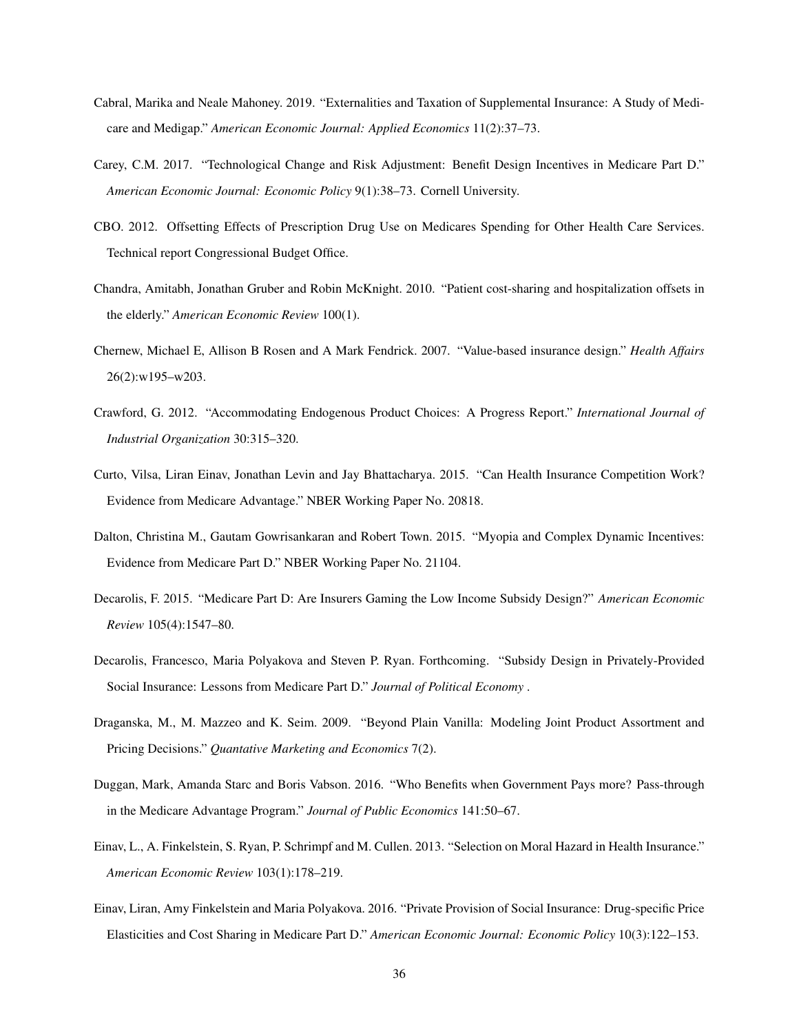Cabral, Marika and Neale Mahoney. 2019. "Externalities and Taxation of Supplemental Insurance: A Study of Medicare and Medigap." *American Economic Journal: Applied Economics* 11(2):37–73.

Carey, C.M. 2017. "Technological Change and Risk Adjustment: Benefit Design Incentives in Medicare Part D." *American Economic Journal: Economic Policy* 9(1):38–73. Cornell University.

CBO. 2012. Offsetting Effects of Prescription Drug Use on Medicares Spending for Other Health Care Services. Technical report Congressional Budget Office.

Chandra, Amitabh, Jonathan Gruber and Robin McKnight. 2010. "Patient cost-sharing and hospitalization offsets in the elderly." *American Economic Review* 100(1).

Chernew, Michael E, Allison B Rosen and A Mark Fendrick. 2007. "Value-based insurance design." *Health Affairs* 26(2):w195–w203.

Crawford, G. 2012. "Accommodating Endogenous Product Choices: A Progress Report." *International Journal of Industrial Organization* 30:315–320.

Curto, Vilsa, Liran Einav, Jonathan Levin and Jay Bhattacharya. 2015. "Can Health Insurance Competition Work? Evidence from Medicare Advantage." NBER Working Paper No. 20818.

Dalton, Christina M., Gautam Gowrisankaran and Robert Town. 2015. "Myopia and Complex Dynamic Incentives: Evidence from Medicare Part D." NBER Working Paper No. 21104.

Decarolis, F. 2015. "Medicare Part D: Are Insurers Gaming the Low Income Subsidy Design?" *American Economic Review* 105(4):1547–80.

Decarolis, Francesco, Maria Polyakova and Steven P. Ryan. Forthcoming. "Subsidy Design in Privately-Provided Social Insurance: Lessons from Medicare Part D." *Journal of Political Economy* .

Draganska, M., M. Mazzeo and K. Seim. 2009. "Beyond Plain Vanilla: Modeling Joint Product Assortment and Pricing Decisions." *Quantative Marketing and Economics* 7(2).

Duggan, Mark, Amanda Starc and Boris Vabson. 2016. "Who Benefits when Government Pays more? Pass-through in the Medicare Advantage Program." *Journal of Public Economics* 141:50–67.

Einav, L., A. Finkelstein, S. Ryan, P. Schrimpf and M. Cullen. 2013. "Selection on Moral Hazard in Health Insurance." *American Economic Review* 103(1):178–219.

Einav, Liran, Amy Finkelstein and Maria Polyakova. 2016. "Private Provision of Social Insurance: Drug-specific Price Elasticities and Cost Sharing in Medicare Part D." *American Economic Journal: Economic Policy* 10(3):122–153.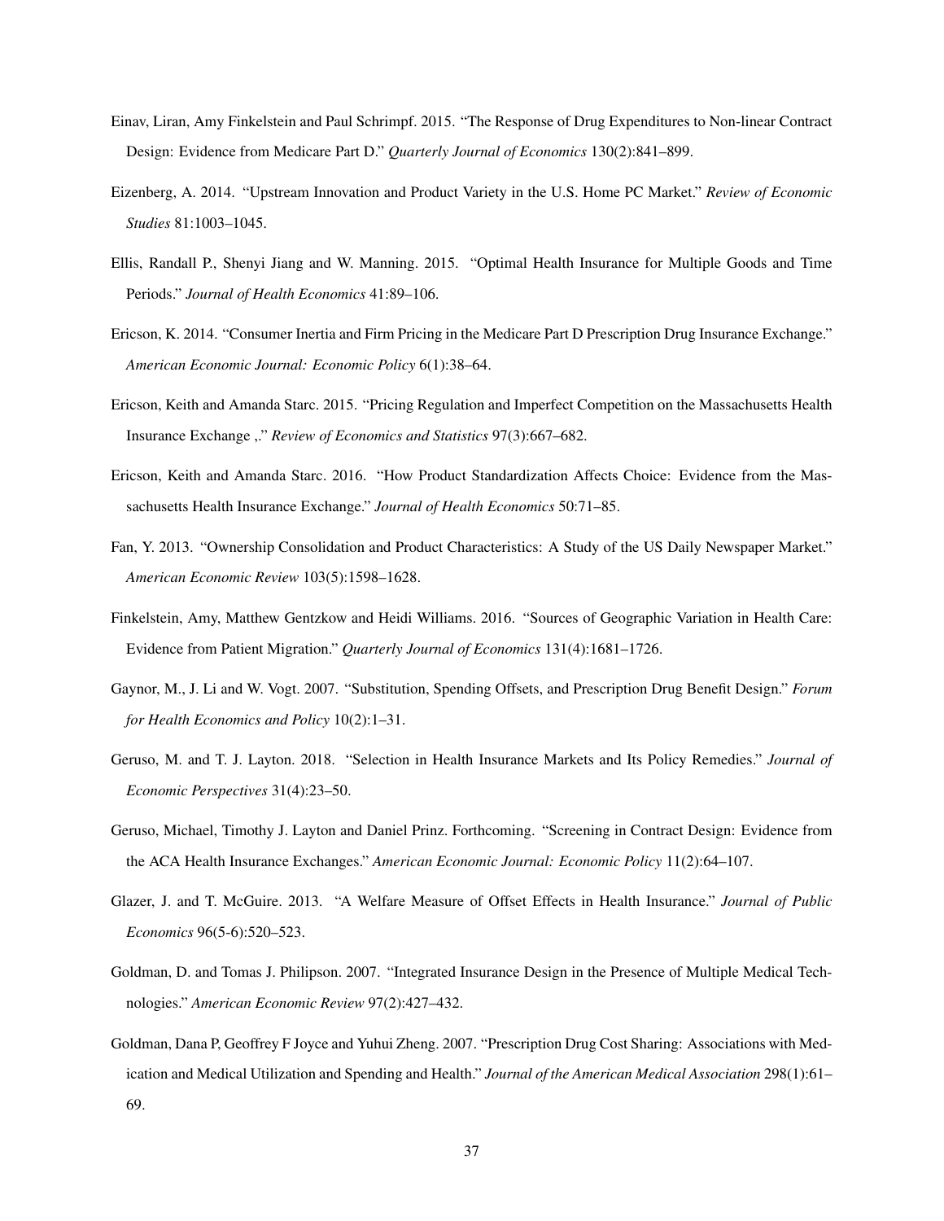Einav, Liran, Amy Finkelstein and Paul Schrimpf. 2015. "The Response of Drug Expenditures to Non-linear Contract Design: Evidence from Medicare Part D." *Quarterly Journal of Economics* 130(2):841–899.

Eizenberg, A. 2014. "Upstream Innovation and Product Variety in the U.S. Home PC Market." *Review of Economic Studies* 81:1003–1045.

Ellis, Randall P., Shenyi Jiang and W. Manning. 2015. "Optimal Health Insurance for Multiple Goods and Time Periods." *Journal of Health Economics* 41:89–106.

Ericson, K. 2014. "Consumer Inertia and Firm Pricing in the Medicare Part D Prescription Drug Insurance Exchange." *American Economic Journal: Economic Policy* 6(1):38–64.

Ericson, Keith and Amanda Starc. 2015. "Pricing Regulation and Imperfect Competition on the Massachusetts Health Insurance Exchange ,." *Review of Economics and Statistics* 97(3):667–682.

Ericson, Keith and Amanda Starc. 2016. "How Product Standardization Affects Choice: Evidence from the Massachusetts Health Insurance Exchange." *Journal of Health Economics* 50:71–85.

Fan, Y. 2013. "Ownership Consolidation and Product Characteristics: A Study of the US Daily Newspaper Market." *American Economic Review* 103(5):1598–1628.

Finkelstein, Amy, Matthew Gentzkow and Heidi Williams. 2016. "Sources of Geographic Variation in Health Care: Evidence from Patient Migration." *Quarterly Journal of Economics* 131(4):1681–1726.

Gaynor, M., J. Li and W. Vogt. 2007. "Substitution, Spending Offsets, and Prescription Drug Benefit Design." *Forum for Health Economics and Policy* 10(2):1–31.

Geruso, M. and T. J. Layton. 2018. "Selection in Health Insurance Markets and Its Policy Remedies." *Journal of Economic Perspectives* 31(4):23–50.

Geruso, Michael, Timothy J. Layton and Daniel Prinz. Forthcoming. "Screening in Contract Design: Evidence from the ACA Health Insurance Exchanges." *American Economic Journal: Economic Policy* 11(2):64–107.

Glazer, J. and T. McGuire. 2013. "A Welfare Measure of Offset Effects in Health Insurance." *Journal of Public Economics* 96(5-6):520–523.

Goldman, D. and Tomas J. Philipson. 2007. "Integrated Insurance Design in the Presence of Multiple Medical Technologies." *American Economic Review* 97(2):427–432.

Goldman, Dana P, Geoffrey F Joyce and Yuhui Zheng. 2007. "Prescription Drug Cost Sharing: Associations with Medication and Medical Utilization and Spending and Health." *Journal of the American Medical Association* 298(1):61–69.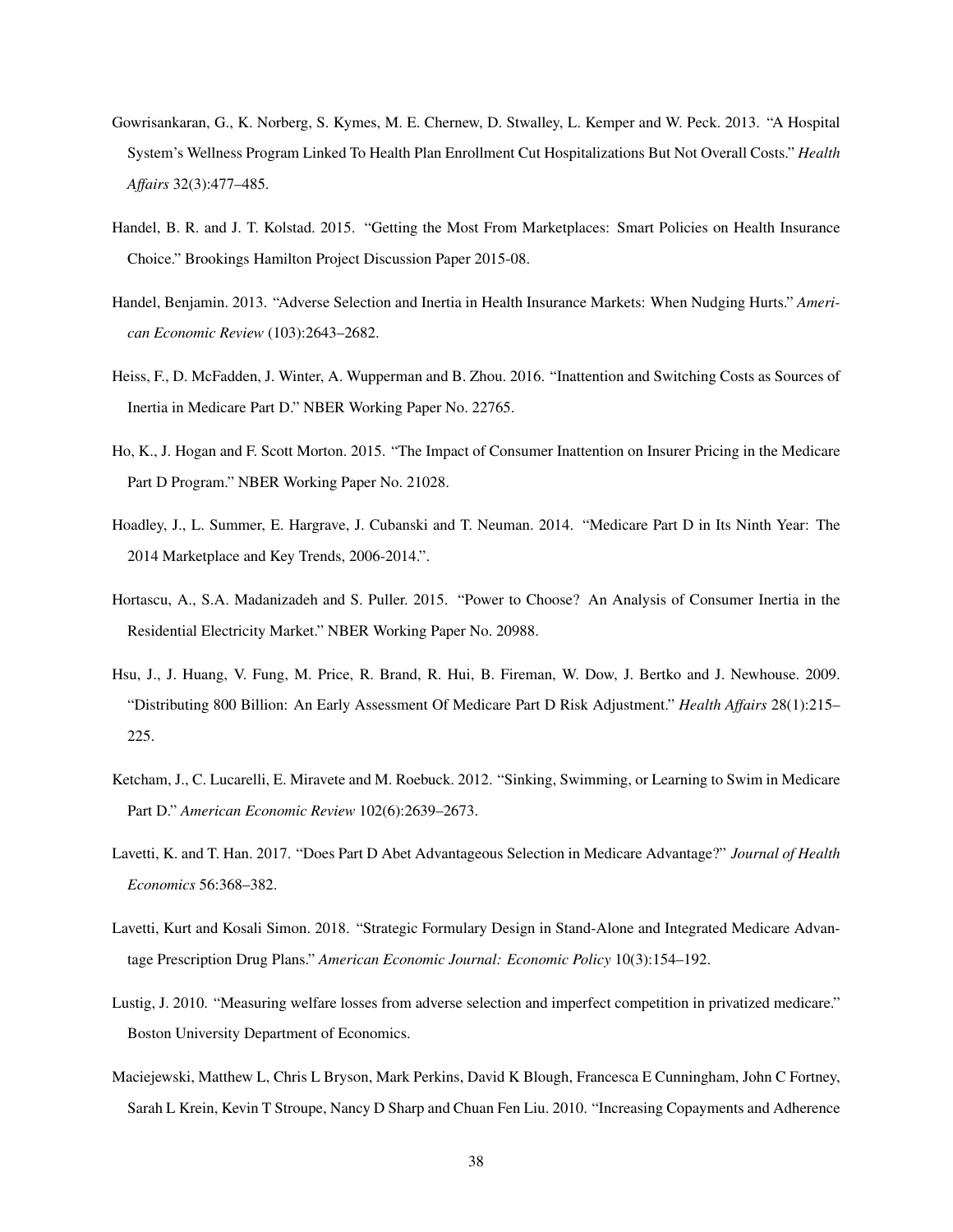Gowrisankaran, G., K. Norberg, S. Kymes, M. E. Chernew, D. Stwalley, L. Kemper and W. Peck. 2013. "A Hospital System's Wellness Program Linked To Health Plan Enrollment Cut Hospitalizations But Not Overall Costs." *Health Affairs* 32(3):477–485.

Handel, B. R. and J. T. Kolstad. 2015. "Getting the Most From Marketplaces: Smart Policies on Health Insurance Choice." Brookings Hamilton Project Discussion Paper 2015-08.

Handel, Benjamin. 2013. "Adverse Selection and Inertia in Health Insurance Markets: When Nudging Hurts." *American Economic Review* (103):2643–2682.

Heiss, F., D. McFadden, J. Winter, A. Wupperman and B. Zhou. 2016. "Inattention and Switching Costs as Sources of Inertia in Medicare Part D." NBER Working Paper No. 22765.

Ho, K., J. Hogan and F. Scott Morton. 2015. "The Impact of Consumer Inattention on Insurer Pricing in the Medicare Part D Program." NBER Working Paper No. 21028.

Hoadley, J., L. Summer, E. Hargrave, J. Cubanski and T. Neuman. 2014. "Medicare Part D in Its Ninth Year: The 2014 Marketplace and Key Trends, 2006-2014.".

Hortascu, A., S.A. Madanizadeh and S. Puller. 2015. "Power to Choose? An Analysis of Consumer Inertia in the Residential Electricity Market." NBER Working Paper No. 20988.

Hsu, J., J. Huang, V. Fung, M. Price, R. Brand, R. Hui, B. Fireman, W. Dow, J. Bertko and J. Newhouse. 2009. "Distributing 800 Billion: An Early Assessment Of Medicare Part D Risk Adjustment." *Health Affairs* 28(1):215–225.

Ketcham, J., C. Lucarelli, E. Miravete and M. Roebuck. 2012. "Sinking, Swimming, or Learning to Swim in Medicare Part D." *American Economic Review* 102(6):2639–2673.

Lavetti, K. and T. Han. 2017. "Does Part D Abet Advantageous Selection in Medicare Advantage?" *Journal of Health Economics* 56:368–382.

Lavetti, Kurt and Kosali Simon. 2018. "Strategic Formulary Design in Stand-Alone and Integrated Medicare Advantage Prescription Drug Plans." *American Economic Journal: Economic Policy* 10(3):154–192.

Lustig, J. 2010. "Measuring welfare losses from adverse selection and imperfect competition in privatized medicare." Boston University Department of Economics.

Maciejewski, Matthew L, Chris L Bryson, Mark Perkins, David K Blough, Francesca E Cunningham, John C Fortney, Sarah L Krein, Kevin T Stroupe, Nancy D Sharp and Chuan Fen Liu. 2010. "Increasing Copayments and Adherence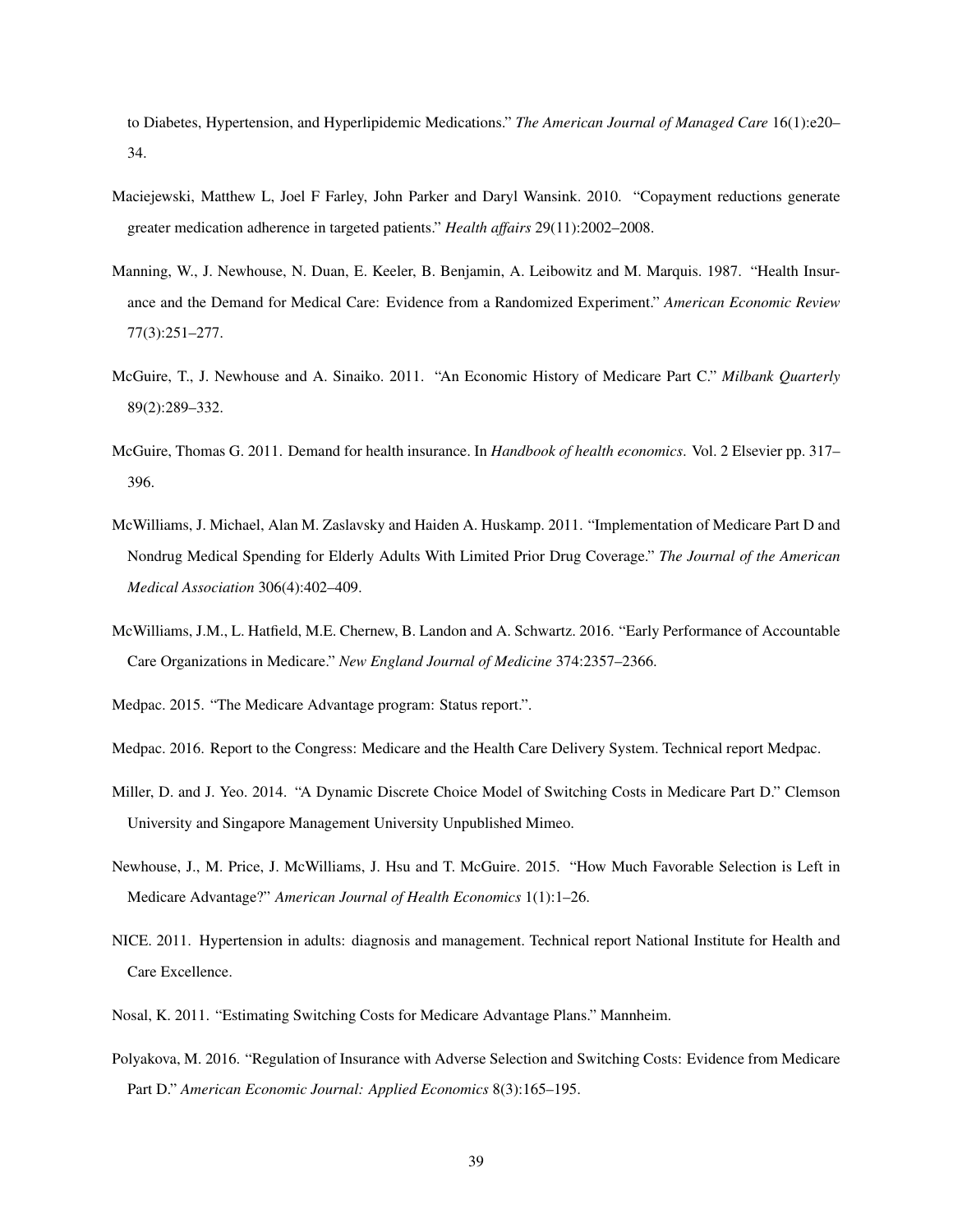to Diabetes, Hypertension, and Hyperlipidemic Medications." *The American Journal of Managed Care* 16(1):e20–34.

Maciejewski, Matthew L, Joel F Farley, John Parker and Daryl Wansink. 2010. "Copayment reductions generate greater medication adherence in targeted patients." *Health affairs* 29(11):2002–2008.

Manning, W., J. Newhouse, N. Duan, E. Keeler, B. Benjamin, A. Leibowitz and M. Marquis. 1987. "Health Insurance and the Demand for Medical Care: Evidence from a Randomized Experiment." *American Economic Review* 77(3):251–277.

McGuire, T., J. Newhouse and A. Sinaiko. 2011. "An Economic History of Medicare Part C." *Milbank Quarterly* 89(2):289–332.

McGuire, Thomas G. 2011. Demand for health insurance. In *Handbook of health economics*. Vol. 2 Elsevier pp. 317–396.

McWilliams, J. Michael, Alan M. Zaslavsky and Haiden A. Huskamp. 2011. "Implementation of Medicare Part D and Nondrug Medical Spending for Elderly Adults With Limited Prior Drug Coverage." *The Journal of the American Medical Association* 306(4):402–409.

McWilliams, J.M., L. Hatfield, M.E. Chernew, B. Landon and A. Schwartz. 2016. "Early Performance of Accountable Care Organizations in Medicare." *New England Journal of Medicine* 374:2357–2366.

Medpac. 2015. "The Medicare Advantage program: Status report.".

Medpac. 2016. Report to the Congress: Medicare and the Health Care Delivery System. Technical report Medpac.

Miller, D. and J. Yeo. 2014. "A Dynamic Discrete Choice Model of Switching Costs in Medicare Part D." Clemson University and Singapore Management University Unpublished Mimeo.

Newhouse, J., M. Price, J. McWilliams, J. Hsu and T. McGuire. 2015. "How Much Favorable Selection is Left in Medicare Advantage?" *American Journal of Health Economics* 1(1):1–26.

NICE. 2011. Hypertension in adults: diagnosis and management. Technical report National Institute for Health and Care Excellence.

Nosal, K. 2011. "Estimating Switching Costs for Medicare Advantage Plans." Mannheim.

Polyakova, M. 2016. "Regulation of Insurance with Adverse Selection and Switching Costs: Evidence from Medicare Part D." *American Economic Journal: Applied Economics* 8(3):165–195.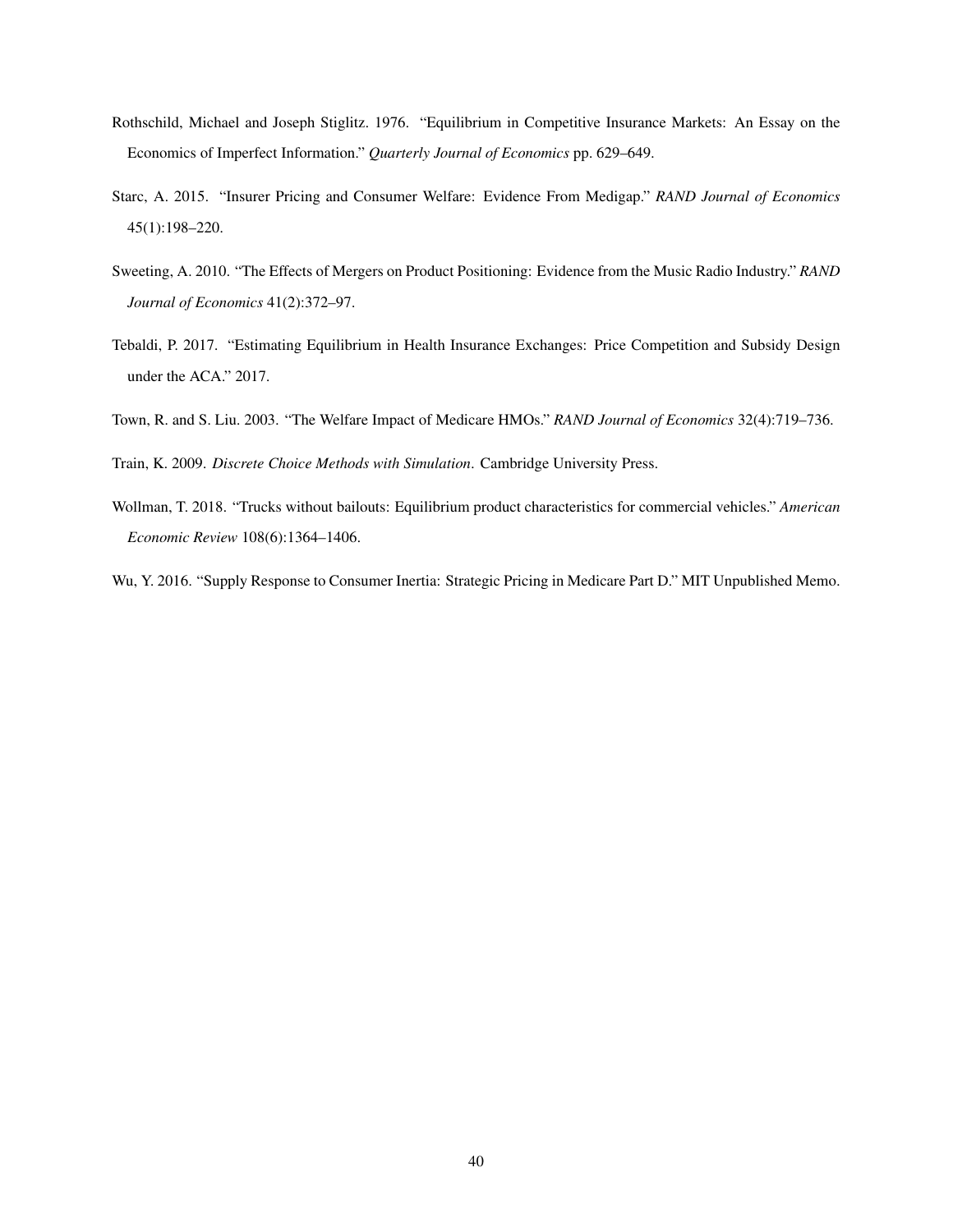Rothschild, Michael and Joseph Stiglitz. 1976. "Equilibrium in Competitive Insurance Markets: An Essay on the Economics of Imperfect Information." *Quarterly Journal of Economics* pp. 629–649.

Starc, A. 2015. "Insurer Pricing and Consumer Welfare: Evidence From Medigap." *RAND Journal of Economics* 45(1):198–220.

Sweeting, A. 2010. "The Effects of Mergers on Product Positioning: Evidence from the Music Radio Industry." *RAND Journal of Economics* 41(2):372–97.

Tebaldi, P. 2017. "Estimating Equilibrium in Health Insurance Exchanges: Price Competition and Subsidy Design under the ACA." 2017.

Town, R. and S. Liu. 2003. "The Welfare Impact of Medicare HMOs." *RAND Journal of Economics* 32(4):719–736.

Train, K. 2009. *Discrete Choice Methods with Simulation*. Cambridge University Press.

Wollman, T. 2018. "Trucks without bailouts: Equilibrium product characteristics for commercial vehicles." *American Economic Review* 108(6):1364–1406.

Wu, Y. 2016. "Supply Response to Consumer Inertia: Strategic Pricing in Medicare Part D." MIT Unpublished Memo.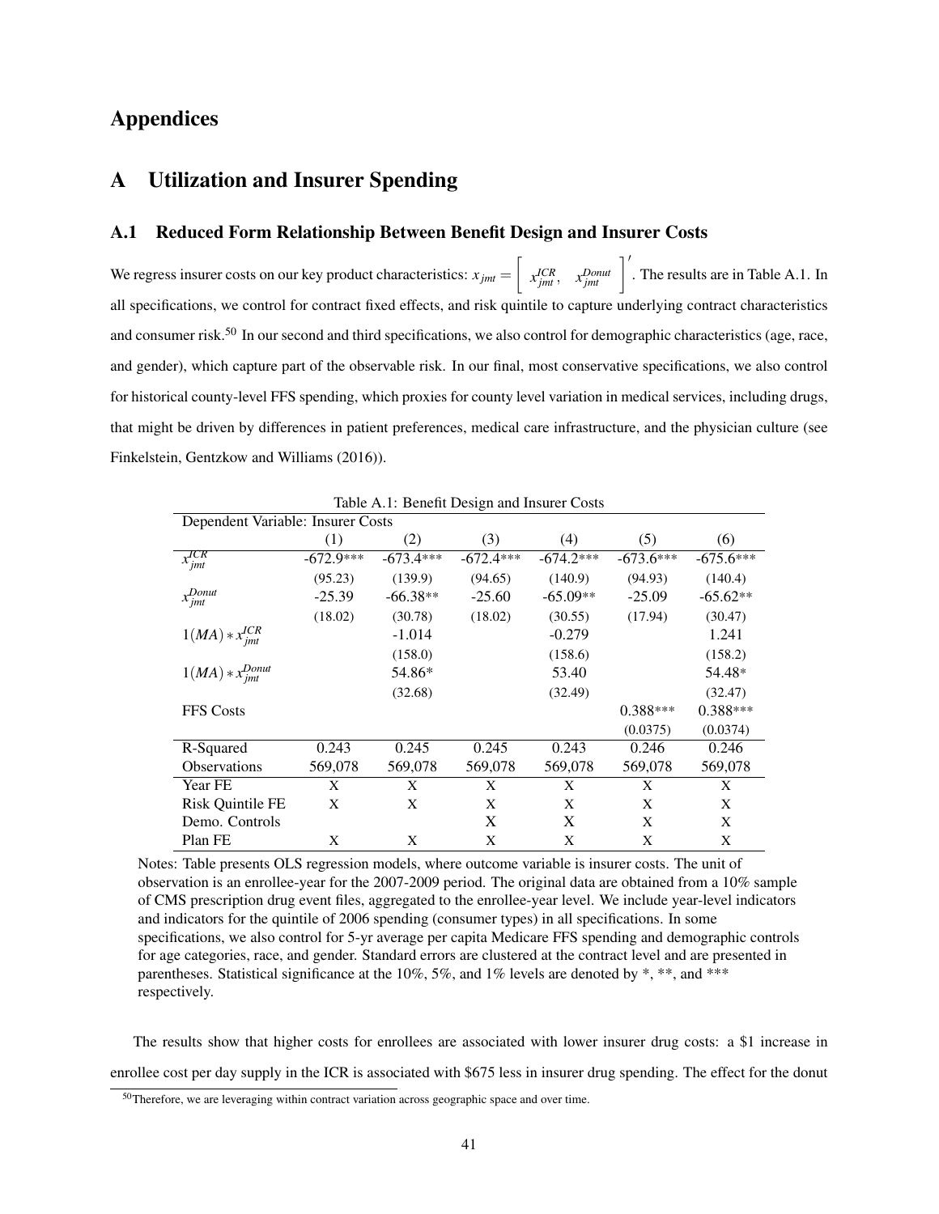# Appendices

## A Utilization and Insurer Spending

### A.1 Reduced Form Relationship Between Benefit Design and Insurer Costs

We regress insurer costs on our key product characteristics: $x_{jmt} = \left[ \begin{array}{cc} x^{ICR}_{jmt}, & x^{Donut}_{jmt} \end{array} \right]'$. The results are in Table A.1. In all specifications, we control for contract fixed effects, and risk quintile to capture underlying contract characteristics and consumer risk.[50] In our second and third specifications, we also control for demographic characteristics (age, race, and gender), which capture part of the observable risk. In our final, most conservative specifications, we also control for historical county-level FFS spending, which proxies for county level variation in medical services, including drugs, that might be driven by differences in patient preferences, medical care infrastructure, and the physician culture (see Finkelstein, Gentzkow and Williams (2016)).

Table A.1: Benefit Design and Insurer Costs

| Dependent Variable: Insurer Costs | | | | | | |
|---|---|---|---|---|---|---|
| | (1) | (2) | (3) | (4) | (5) | (6) |
| $x^{ICR}_{jmt}$ | -672.9*** | -673.4*** | -672.4*** | -674.2*** | -673.6*** | -675.6*** |
| | (95.23) | (139.9) | (94.65) | (140.9) | (94.93) | (140.4) |
| $x^{Donut}_{jmt}$ | -25.39 | -66.38** | -25.60 | -65.09** | -25.09 | -65.62** |
| | (18.02) | (30.78) | (18.02) | (30.55) | (17.94) | (30.47) |
| $1(MA) * x^{ICR}_{jmt}$ | | -1.014 | | -0.279 | | 1.241 |
| | | (158.0) | | (158.6) | | (158.2) |
| $1(MA) * x^{Donut}_{jmt}$ | | 54.86* | | 53.40 | | 54.48* |
| | | (32.68) | | (32.49) | | (32.47) |
| FFS Costs | | | | | 0.388*** | 0.388*** |
| | | | | | (0.0375) | (0.0374) |
| R-Squared | 0.243 | 0.245 | 0.245 | 0.243 | 0.246 | 0.246 |
| Observations | 569,078 | 569,078 | 569,078 | 569,078 | 569,078 | 569,078 |
| Year FE | X | X | X | X | X | X |
| Risk Quintile FE | X | X | X | X | X | X |
| Demo. Controls | | | X | X | X | X |
| Plan FE | X | X | X | X | X | X |

Notes: Table presents OLS regression models, where outcome variable is insurer costs. The unit of observation is an enrollee-year for the 2007-2009 period. The original data are obtained from a 10% sample of CMS prescription drug event files, aggregated to the enrollee-year level. We include year-level indicators and indicators for the quintile of 2006 spending (consumer types) in all specifications. In some specifications, we also control for 5-yr average per capita Medicare FFS spending and demographic controls for age categories, race, and gender. Standard errors are clustered at the contract level and are presented in parentheses. Statistical significance at the 10%, 5%, and 1% levels are denoted by *, **, and *** respectively.

The results show that higher costs for enrollees are associated with lower insurer drug costs: a $1 increase in enrollee cost per day supply in the ICR is associated with $675 less in insurer drug spending. The effect for the donut

[50] Therefore, we are leveraging within contract variation across geographic space and over time.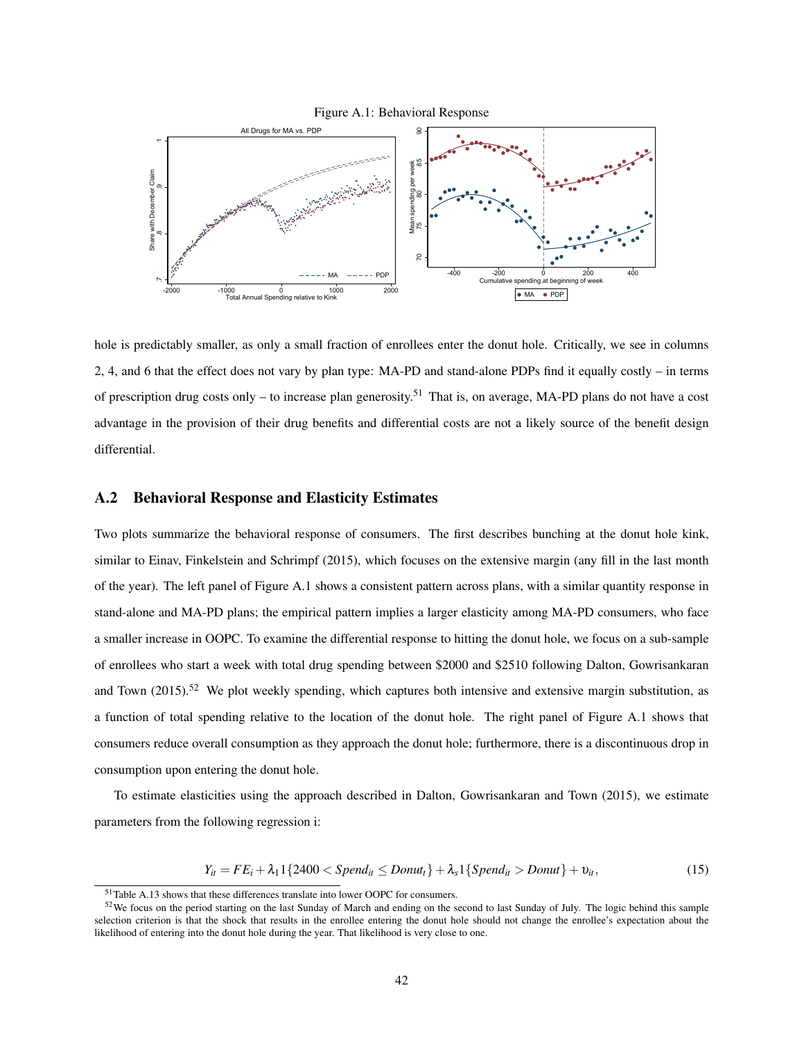Figure A.1: Behavioral Response

hole is predictably smaller, as only a small fraction of enrollees enter the donut hole. Critically, we see in columns 2, 4, and 6 that the effect does not vary by plan type: MA-PD and stand-alone PDPs find it equally costly – in terms of prescription drug costs only – to increase plan generosity.[51] That is, on average, MA-PD plans do not have a cost advantage in the provision of their drug benefits and differential costs are not a likely source of the benefit design differential.

## A.2 Behavioral Response and Elasticity Estimates

Two plots summarize the behavioral response of consumers. The first describes bunching at the donut hole kink, similar to Einav, Finkelstein and Schrimpf (2015), which focuses on the extensive margin (any fill in the last month of the year). The left panel of Figure A.1 shows a consistent pattern across plans, with a similar quantity response in stand-alone and MA-PD plans; the empirical pattern implies a larger elasticity among MA-PD consumers, who face a smaller increase in OOPC. To examine the differential response to hitting the donut hole, we focus on a sub-sample of enrollees who start a week with total drug spending between \$2000 and \$2510 following Dalton, Gowrisankaran and Town (2015).[52] We plot weekly spending, which captures both intensive and extensive margin substitution, as a function of total spending relative to the location of the donut hole. The right panel of Figure A.1 shows that consumers reduce overall consumption as they approach the donut hole; furthermore, there is a discontinuous drop in consumption upon entering the donut hole.

To estimate elasticities using the approach described in Dalton, Gowrisankaran and Town (2015), we estimate parameters from the following regression i:

$$Y_{it} = FE_i + \lambda_1 1\{2400 < Spend_{it} \leq Donut_t\} + \lambda_s 1\{Spend_{it} > Donut\} + \upsilon_{it}, \tag{15}$$

[51] Table A.13 shows that these differences translate into lower OOPC for consumers.

[52] We focus on the period starting on the last Sunday of March and ending on the second to last Sunday of July. The logic behind this sample selection criterion is that the shock that results in the enrollee entering the donut hole should not change the enrollee's expectation about the likelihood of entering into the donut hole during the year. That likelihood is very close to one.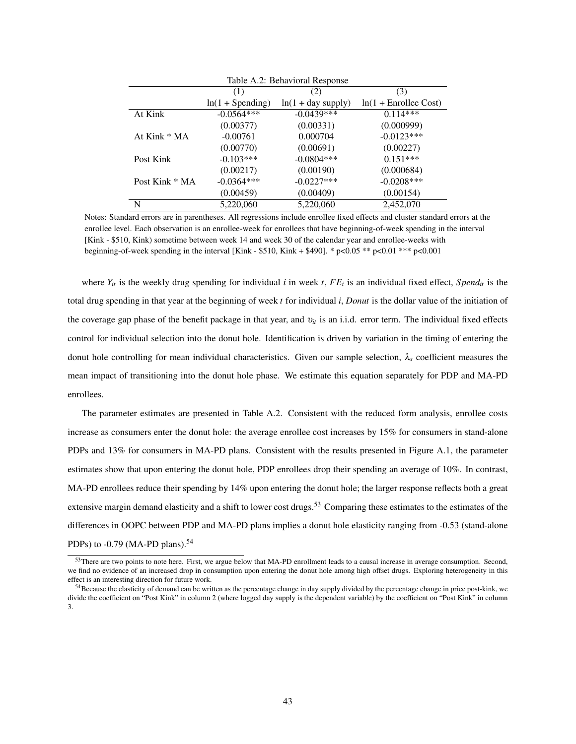Table A.2: Behavioral Response

| | (1) | (2) | (3) |
|---|---|---|---|
| | ln(1 + Spending) | ln(1 + day supply) | ln(1 + Enrollee Cost) |
| At Kink | -0.0564*** | -0.0439*** | 0.114*** |
| | (0.00377) | (0.00331) | (0.000999) |
| At Kink * MA | -0.00761 | 0.000704 | -0.0123*** |
| | (0.00770) | (0.00691) | (0.00227) |
| Post Kink | -0.103*** | -0.0804*** | 0.151*** |
| | (0.00217) | (0.00190) | (0.000684) |
| Post Kink * MA | -0.0364*** | -0.0227*** | -0.0208*** |
| | (0.00459) | (0.00409) | (0.00154) |
| N | 5,220,060 | 5,220,060 | 2,452,070 |

Notes: Standard errors are in parentheses. All regressions include enrollee fixed effects and cluster standard errors at the enrollee level. Each observation is an enrollee-week for enrollees that have beginning-of-week spending in the interval [Kink - $510, Kink) sometime between week 14 and week 30 of the calendar year and enrollee-weeks with beginning-of-week spending in the interval [Kink - $510, Kink + $490]. * p<0.05 ** p<0.01 *** p<0.001

where $Y_{it}$ is the weekly drug spending for individual $i$ in week $t$, $FE_i$ is an individual fixed effect, $Spend_{it}$ is the total drug spending in that year at the beginning of week $t$ for individual $i$, $Donut$ is the dollar value of the initiation of the coverage gap phase of the benefit package in that year, and $\upsilon_{it}$ is an i.i.d. error term. The individual fixed effects control for individual selection into the donut hole. Identification is driven by variation in the timing of entering the donut hole controlling for mean individual characteristics. Given our sample selection, $\lambda_s$ coefficient measures the mean impact of transitioning into the donut hole phase. We estimate this equation separately for PDP and MA-PD enrollees.

The parameter estimates are presented in Table A.2. Consistent with the reduced form analysis, enrollee costs increase as consumers enter the donut hole: the average enrollee cost increases by 15% for consumers in stand-alone PDPs and 13% for consumers in MA-PD plans. Consistent with the results presented in Figure A.1, the parameter estimates show that upon entering the donut hole, PDP enrollees drop their spending an average of 10%. In contrast, MA-PD enrollees reduce their spending by 14% upon entering the donut hole; the larger response reflects both a great extensive margin demand elasticity and a shift to lower cost drugs.[53] Comparing these estimates to the estimates of the differences in OOPC between PDP and MA-PD plans implies a donut hole elasticity ranging from -0.53 (stand-alone PDPs) to -0.79 (MA-PD plans).[54]

[53] There are two points to note here. First, we argue below that MA-PD enrollment leads to a causal increase in average consumption. Second, we find no evidence of an increased drop in consumption upon entering the donut hole among high offset drugs. Exploring heterogeneity in this effect is an interesting direction for future work.

[54] Because the elasticity of demand can be written as the percentage change in day supply divided by the percentage change in price post-kink, we divide the coefficient on "Post Kink" in column 2 (where logged day supply is the dependent variable) by the coefficient on "Post Kink" in column 3.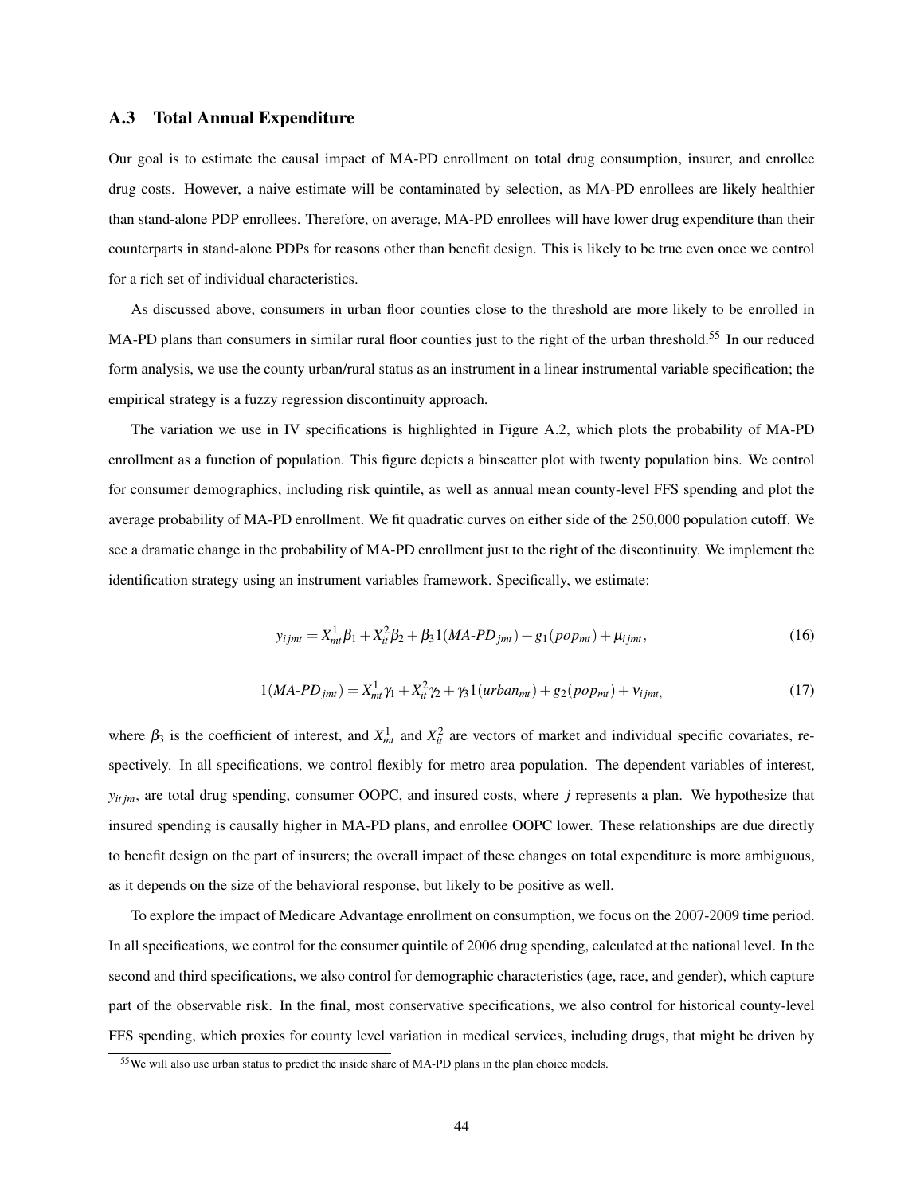### A.3 Total Annual Expenditure

Our goal is to estimate the causal impact of MA-PD enrollment on total drug consumption, insurer, and enrollee drug costs. However, a naive estimate will be contaminated by selection, as MA-PD enrollees are likely healthier than stand-alone PDP enrollees. Therefore, on average, MA-PD enrollees will have lower drug expenditure than their counterparts in stand-alone PDPs for reasons other than benefit design. This is likely to be true even once we control for a rich set of individual characteristics.

As discussed above, consumers in urban floor counties close to the threshold are more likely to be enrolled in MA-PD plans than consumers in similar rural floor counties just to the right of the urban threshold.[55] In our reduced form analysis, we use the county urban/rural status as an instrument in a linear instrumental variable specification; the empirical strategy is a fuzzy regression discontinuity approach.

The variation we use in IV specifications is highlighted in Figure A.2, which plots the probability of MA-PD enrollment as a function of population. This figure depicts a binscatter plot with twenty population bins. We control for consumer demographics, including risk quintile, as well as annual mean county-level FFS spending and plot the average probability of MA-PD enrollment. We fit quadratic curves on either side of the 250,000 population cutoff. We see a dramatic change in the probability of MA-PD enrollment just to the right of the discontinuity. We implement the identification strategy using an instrument variables framework. Specifically, we estimate:

$$y_{ijmt} = X^1_{mt}\beta_1 + X^2_{it}\beta_2 + \beta_3 1(MA\text{-}PD_{jmt}) + g_1(pop_{mt}) + \mu_{ijmt}, \tag{16}$$

$$1(MA\text{-}PD_{jmt}) = X^1_{mt}\gamma_1 + X^2_{it}\gamma_2 + \gamma_3 1(urban_{mt}) + g_2(pop_{mt}) + \nu_{ijmt}, \tag{17}$$

where $\beta_3$ is the coefficient of interest, and $X^1_{mt}$ and $X^2_{it}$ are vectors of market and individual specific covariates, respectively. In all specifications, we control flexibly for metro area population. The dependent variables of interest, $y_{itjm}$, are total drug spending, consumer OOPC, and insured costs, where $j$ represents a plan. We hypothesize that insured spending is causally higher in MA-PD plans, and enrollee OOPC lower. These relationships are due directly to benefit design on the part of insurers; the overall impact of these changes on total expenditure is more ambiguous, as it depends on the size of the behavioral response, but likely to be positive as well.

To explore the impact of Medicare Advantage enrollment on consumption, we focus on the 2007-2009 time period. In all specifications, we control for the consumer quintile of 2006 drug spending, calculated at the national level. In the second and third specifications, we also control for demographic characteristics (age, race, and gender), which capture part of the observable risk. In the final, most conservative specifications, we also control for historical county-level FFS spending, which proxies for county level variation in medical services, including drugs, that might be driven by

[55] We will also use urban status to predict the inside share of MA-PD plans in the plan choice models.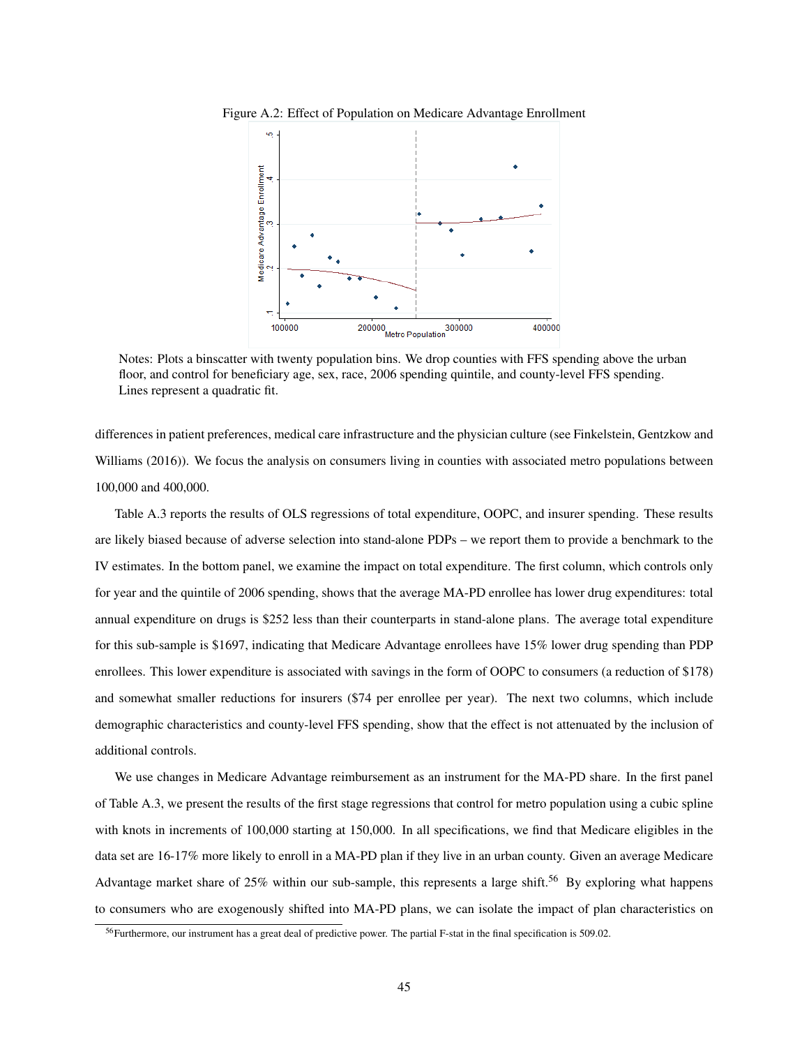Figure A.2: Effect of Population on Medicare Advantage Enrollment

Notes: Plots a binscatter with twenty population bins. We drop counties with FFS spending above the urban floor, and control for beneficiary age, sex, race, 2006 spending quintile, and county-level FFS spending. Lines represent a quadratic fit.

differences in patient preferences, medical care infrastructure and the physician culture (see Finkelstein, Gentzkow and Williams (2016)). We focus the analysis on consumers living in counties with associated metro populations between 100,000 and 400,000.

Table A.3 reports the results of OLS regressions of total expenditure, OOPC, and insurer spending. These results are likely biased because of adverse selection into stand-alone PDPs – we report them to provide a benchmark to the IV estimates. In the bottom panel, we examine the impact on total expenditure. The first column, which controls only for year and the quintile of 2006 spending, shows that the average MA-PD enrollee has lower drug expenditures: total annual expenditure on drugs is $252 less than their counterparts in stand-alone plans. The average total expenditure for this sub-sample is $1697, indicating that Medicare Advantage enrollees have 15% lower drug spending than PDP enrollees. This lower expenditure is associated with savings in the form of OOPC to consumers (a reduction of $178) and somewhat smaller reductions for insurers ($74 per enrollee per year). The next two columns, which include demographic characteristics and county-level FFS spending, show that the effect is not attenuated by the inclusion of additional controls.

We use changes in Medicare Advantage reimbursement as an instrument for the MA-PD share. In the first panel of Table A.3, we present the results of the first stage regressions that control for metro population using a cubic spline with knots in increments of 100,000 starting at 150,000. In all specifications, we find that Medicare eligibles in the data set are 16-17% more likely to enroll in a MA-PD plan if they live in an urban county. Given an average Medicare Advantage market share of 25% within our sub-sample, this represents a large shift.[56] By exploring what happens to consumers who are exogenously shifted into MA-PD plans, we can isolate the impact of plan characteristics on

[56] Furthermore, our instrument has a great deal of predictive power. The partial F-stat in the final specification is 509.02.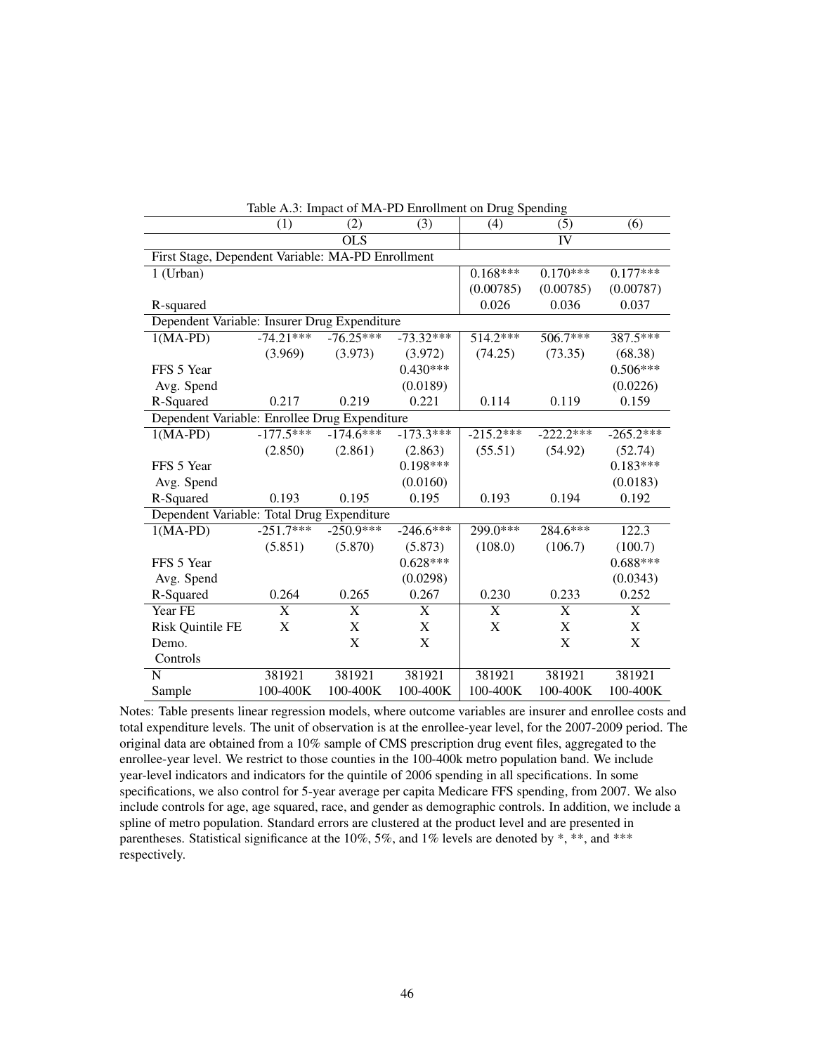Table A.3: Impact of MA-PD Enrollment on Drug Spending

| | (1) | (2) | (3) | (4) | (5) | (6) |
|---|---|---|---|---|---|---|
| | | OLS | | | IV | |
| First Stage, Dependent Variable: MA-PD Enrollment | | | | | | |
| 1 (Urban) | | | | 0.168*** | 0.170*** | 0.177*** |
| | | | | (0.00785) | (0.00785) | (0.00787) |
| R-squared | | | | 0.026 | 0.036 | 0.037 |
| Dependent Variable: Insurer Drug Expenditure | | | | | | |
| 1(MA-PD) | -74.21*** | -76.25*** | -73.32*** | 514.2*** | 506.7*** | 387.5*** |
| | (3.969) | (3.973) | (3.972) | (74.25) | (73.35) | (68.38) |
| FFS 5 Year Avg. Spend | | | 0.430*** | | | 0.506*** |
| | | | (0.0189) | | | (0.0226) |
| R-Squared | 0.217 | 0.219 | 0.221 | 0.114 | 0.119 | 0.159 |
| Dependent Variable: Enrollee Drug Expenditure | | | | | | |
| 1(MA-PD) | -177.5*** | -174.6*** | -173.3*** | -215.2*** | -222.2*** | -265.2*** |
| | (2.850) | (2.861) | (2.863) | (55.51) | (54.92) | (52.74) |
| FFS 5 Year Avg. Spend | | | 0.198*** | | | 0.183*** |
| | | | (0.0160) | | | (0.0183) |
| R-Squared | 0.193 | 0.195 | 0.195 | 0.193 | 0.194 | 0.192 |
| Dependent Variable: Total Drug Expenditure | | | | | | |
| 1(MA-PD) | -251.7*** | -250.9*** | -246.6*** | 299.0*** | 284.6*** | 122.3 |
| | (5.851) | (5.870) | (5.873) | (108.0) | (106.7) | (100.7) |
| FFS 5 Year Avg. Spend | | | 0.628*** | | | 0.688*** |
| | | | (0.0298) | | | (0.0343) |
| R-Squared | 0.264 | 0.265 | 0.267 | 0.230 | 0.233 | 0.252 |
| Year FE | X | X | X | X | X | X |
| Risk Quintile FE | X | X | X | X | X | X |
| Demo. Controls | | X | X | | X | X |
| N | 381921 | 381921 | 381921 | 381921 | 381921 | 381921 |
| Sample | 100-400K | 100-400K | 100-400K | 100-400K | 100-400K | 100-400K |

Notes: Table presents linear regression models, where outcome variables are insurer and enrollee costs and total expenditure levels. The unit of observation is at the enrollee-year level, for the 2007-2009 period. The original data are obtained from a 10% sample of CMS prescription drug event files, aggregated to the enrollee-year level. We restrict to those counties in the 100-400k metro population band. We include year-level indicators and indicators for the quintile of 2006 spending in all specifications. In some specifications, we also control for 5-year average per capita Medicare FFS spending, from 2007. We also include controls for age, age squared, race, and gender as demographic controls. In addition, we include a spline of metro population. Standard errors are clustered at the product level and are presented in parentheses. Statistical significance at the 10%, 5%, and 1% levels are denoted by *, **, and *** respectively.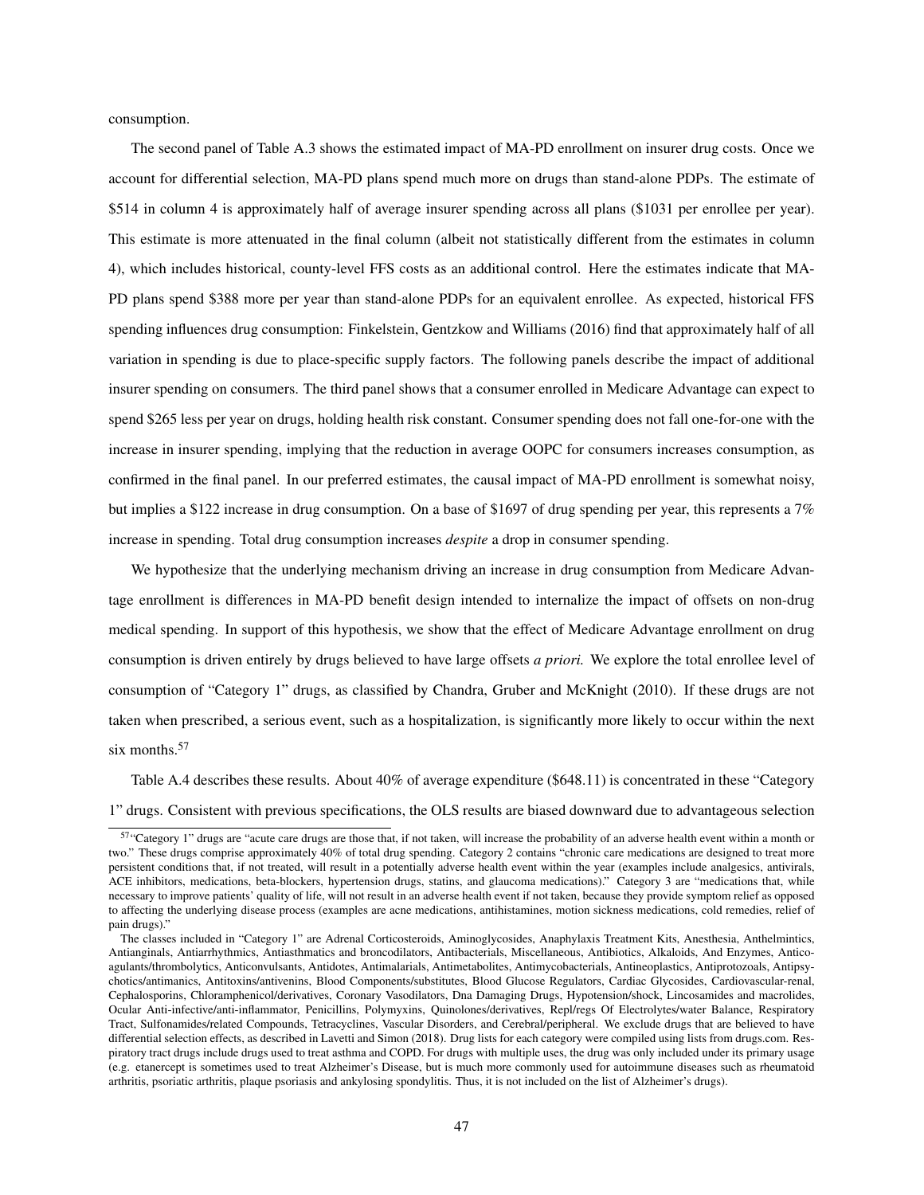consumption.

The second panel of Table A.3 shows the estimated impact of MA-PD enrollment on insurer drug costs. Once we account for differential selection, MA-PD plans spend much more on drugs than stand-alone PDPs. The estimate of $514 in column 4 is approximately half of average insurer spending across all plans ($1031 per enrollee per year). This estimate is more attenuated in the final column (albeit not statistically different from the estimates in column 4), which includes historical, county-level FFS costs as an additional control. Here the estimates indicate that MA-PD plans spend $388 more per year than stand-alone PDPs for an equivalent enrollee. As expected, historical FFS spending influences drug consumption: Finkelstein, Gentzkow and Williams (2016) find that approximately half of all variation in spending is due to place-specific supply factors. The following panels describe the impact of additional insurer spending on consumers. The third panel shows that a consumer enrolled in Medicare Advantage can expect to spend $265 less per year on drugs, holding health risk constant. Consumer spending does not fall one-for-one with the increase in insurer spending, implying that the reduction in average OOPC for consumers increases consumption, as confirmed in the final panel. In our preferred estimates, the causal impact of MA-PD enrollment is somewhat noisy, but implies a $122 increase in drug consumption. On a base of $1697 of drug spending per year, this represents a 7% increase in spending. Total drug consumption increases *despite* a drop in consumer spending.

We hypothesize that the underlying mechanism driving an increase in drug consumption from Medicare Advantage enrollment is differences in MA-PD benefit design intended to internalize the impact of offsets on non-drug medical spending. In support of this hypothesis, we show that the effect of Medicare Advantage enrollment on drug consumption is driven entirely by drugs believed to have large offsets *a priori.* We explore the total enrollee level of consumption of "Category 1" drugs, as classified by Chandra, Gruber and McKnight (2010). If these drugs are not taken when prescribed, a serious event, such as a hospitalization, is significantly more likely to occur within the next six months.[57]

Table A.4 describes these results. About 40% of average expenditure ($648.11) is concentrated in these "Category 1" drugs. Consistent with previous specifications, the OLS results are biased downward due to advantageous selection

---

[57] "Category 1" drugs are "acute care drugs are those that, if not taken, will increase the probability of an adverse health event within a month or two." These drugs comprise approximately 40% of total drug spending. Category 2 contains "chronic care medications are designed to treat more persistent conditions that, if not treated, will result in a potentially adverse health event within the year (examples include analgesics, antivirals, ACE inhibitors, medications, beta-blockers, hypertension drugs, statins, and glaucoma medications)." Category 3 are "medications that, while necessary to improve patients' quality of life, will not result in an adverse health event if not taken, because they provide symptom relief as opposed to affecting the underlying disease process (examples are acne medications, antihistamines, motion sickness medications, cold remedies, relief of pain drugs)."

The classes included in "Category 1" are Adrenal Corticosteroids, Aminoglycosides, Anaphylaxis Treatment Kits, Anesthesia, Anthelmintics, Antianginals, Antiarrhythmics, Antiasthmatics and broncodilators, Antibacterials, Miscellaneous, Antibiotics, Alkaloids, And Enzymes, Anticoagulants/thrombolytics, Anticonvulsants, Antidotes, Antimalarials, Antimetabolites, Antimycobacterials, Antineoplastics, Antiprotozoals, Antipsychotics/antimanics, Antitoxins/antivenins, Blood Components/substitutes, Blood Glucose Regulators, Cardiac Glycosides, Cardiovascular-renal, Cephalosporins, Chloramphenicol/derivatives, Coronary Vasodilators, Dna Damaging Drugs, Hypotension/shock, Lincosamides and macrolides, Ocular Anti-infective/anti-inflammator, Penicillins, Polymyxins, Quinolones/derivatives, Repl/regs Of Electrolytes/water Balance, Respiratory Tract, Sulfonamides/related Compounds, Tetracyclines, Vascular Disorders, and Cerebral/peripheral. We exclude drugs that are believed to have differential selection effects, as described in Lavetti and Simon (2018). Drug lists for each category were compiled using lists from drugs.com. Respiratory tract drugs include drugs used to treat asthma and COPD. For drugs with multiple uses, the drug was only included under its primary usage (e.g. etanercept is sometimes used to treat Alzheimer's Disease, but is much more commonly used for autoimmune diseases such as rheumatoid arthritis, psoriatic arthritis, plaque psoriasis and ankylosing spondylitis. Thus, it is not included on the list of Alzheimer's drugs).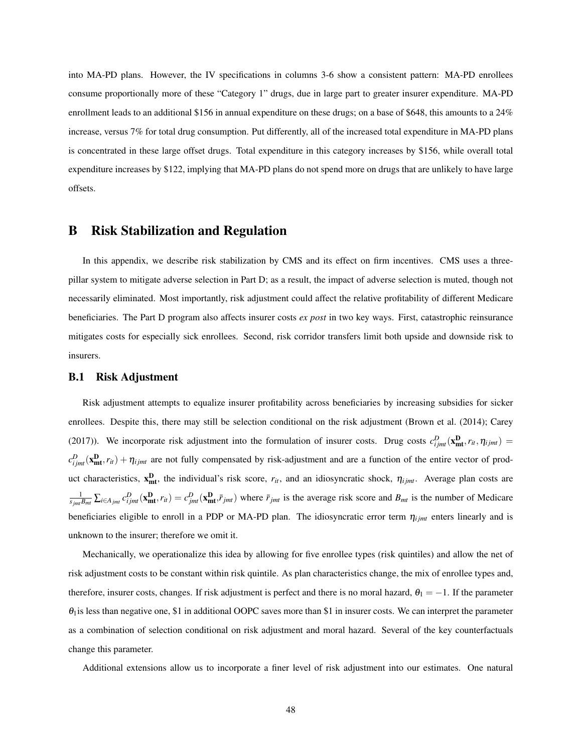into MA-PD plans. However, the IV specifications in columns 3-6 show a consistent pattern: MA-PD enrollees consume proportionally more of these "Category 1" drugs, due in large part to greater insurer expenditure. MA-PD enrollment leads to an additional \$156 in annual expenditure on these drugs; on a base of \$648, this amounts to a 24% increase, versus 7% for total drug consumption. Put differently, all of the increased total expenditure in MA-PD plans is concentrated in these large offset drugs. Total expenditure in this category increases by \$156, while overall total expenditure increases by \$122, implying that MA-PD plans do not spend more on drugs that are unlikely to have large offsets.

# B Risk Stabilization and Regulation

In this appendix, we describe risk stabilization by CMS and its effect on firm incentives. CMS uses a three-pillar system to mitigate adverse selection in Part D; as a result, the impact of adverse selection is muted, though not necessarily eliminated. Most importantly, risk adjustment could affect the relative profitability of different Medicare beneficiaries. The Part D program also affects insurer costs *ex post* in two key ways. First, catastrophic reinsurance mitigates costs for especially sick enrollees. Second, risk corridor transfers limit both upside and downside risk to insurers.

## B.1 Risk Adjustment

Risk adjustment attempts to equalize insurer profitability across beneficiaries by increasing subsidies for sicker enrollees. Despite this, there may still be selection conditional on the risk adjustment (Brown et al. (2014); Carey (2017)). We incorporate risk adjustment into the formulation of insurer costs. Drug costs $c^D_{ijmt}(\mathbf{x^D_{mt}}, r_{it}, \eta_{ijmt}) = c^D_{ijmt}(\mathbf{x^D_{mt}}, r_{it}) + \eta_{ijmt}$ are not fully compensated by risk-adjustment and are a function of the entire vector of product characteristics, $\mathbf{x^D_{mt}}$, the individual's risk score, $r_{it}$, and an idiosyncratic shock, $\eta_{ijmt}$. Average plan costs are $\frac{1}{s_{jmt}B_{mt}} \sum_{i \in A_{jmt}} c^D_{ijmt}(\mathbf{x^D_{mt}}, r_{it}) = c^D_{jmt}(\mathbf{x^D_{mt}}, \bar{r}_{jmt})$ where $\bar{r}_{jmt}$ is the average risk score and $B_{mt}$ is the number of Medicare beneficiaries eligible to enroll in a PDP or MA-PD plan. The idiosyncratic error term $\eta_{ijmt}$ enters linearly and is unknown to the insurer; therefore we omit it.

Mechanically, we operationalize this idea by allowing for five enrollee types (risk quintiles) and allow the net of risk adjustment costs to be constant within risk quintile. As plan characteristics change, the mix of enrollee types and, therefore, insurer costs, changes. If risk adjustment is perfect and there is no moral hazard, $\theta_1 = -1$. If the parameter $\theta_1$ is less than negative one, \$1 in additional OOPC saves more than \$1 in insurer costs. We can interpret the parameter as a combination of selection conditional on risk adjustment and moral hazard. Several of the key counterfactuals change this parameter.

Additional extensions allow us to incorporate a finer level of risk adjustment into our estimates. One natural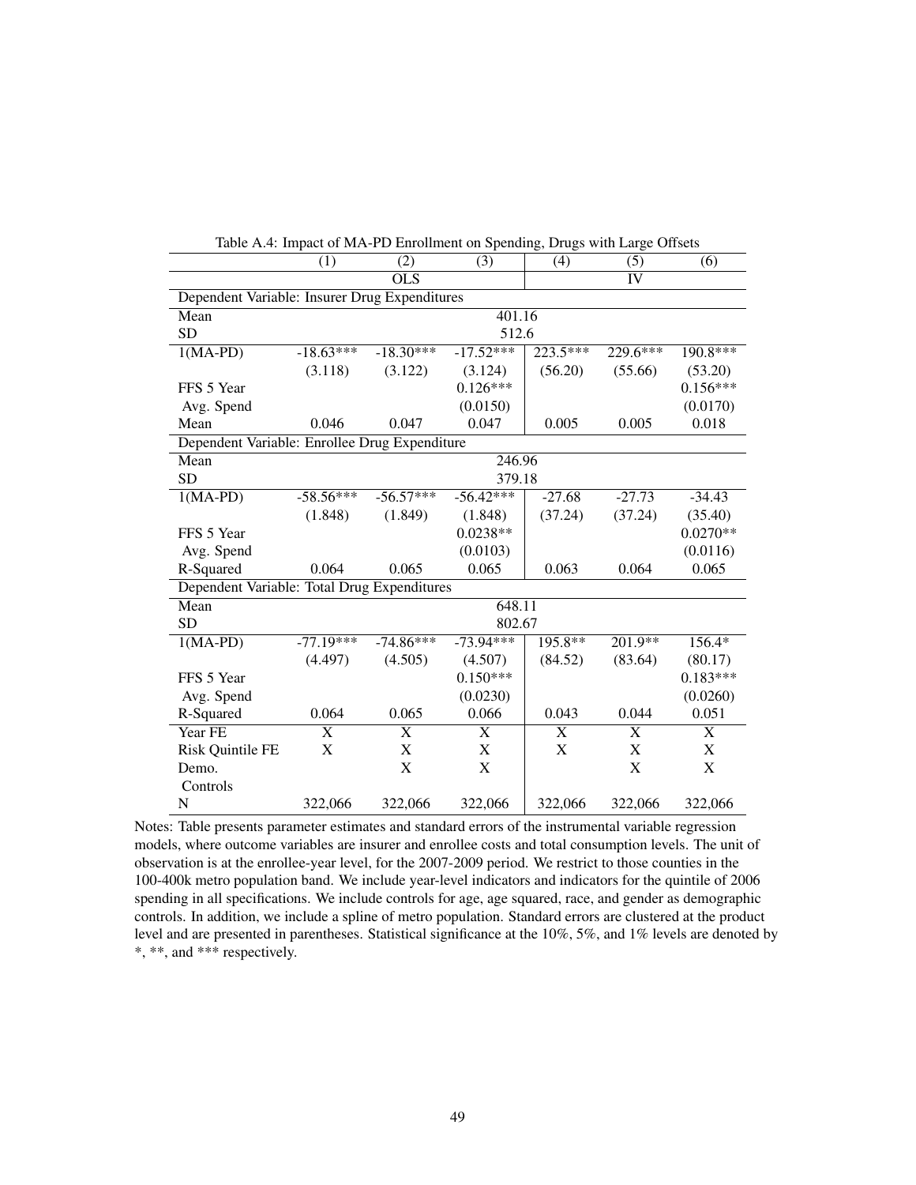Table A.4: Impact of MA-PD Enrollment on Spending, Drugs with Large Offsets

| | (1) | (2) | (3) | (4) | (5) | (6) |
|---|---|---|---|---|---|---|
| | OLS | | | IV | | |
| Dependent Variable: Insurer Drug Expenditures | | | | | | |
| Mean | 401.16 | | | | | |
| SD | 512.6 | | | | | |
| 1(MA-PD) | -18.63*** | -18.30*** | -17.52*** | 223.5*** | 229.6*** | 190.8*** |
| | (3.118) | (3.122) | (3.124) | (56.20) | (55.66) | (53.20) |
| FFS 5 Year Avg. Spend | | | 0.126*** | | | 0.156*** |
| | | | (0.0150) | | | (0.0170) |
| Mean | 0.046 | 0.047 | 0.047 | 0.005 | 0.005 | 0.018 |
| Dependent Variable: Enrollee Drug Expenditure | | | | | | |
| Mean | 246.96 | | | | | |
| SD | 379.18 | | | | | |
| 1(MA-PD) | -58.56*** | -56.57*** | -56.42*** | -27.68 | -27.73 | -34.43 |
| | (1.848) | (1.849) | (1.848) | (37.24) | (37.24) | (35.40) |
| FFS 5 Year Avg. Spend | | | 0.0238** | | | 0.0270** |
| | | | (0.0103) | | | (0.0116) |
| R-Squared | 0.064 | 0.065 | 0.065 | 0.063 | 0.064 | 0.065 |
| Dependent Variable: Total Drug Expenditures | | | | | | |
| Mean | 648.11 | | | | | |
| SD | 802.67 | | | | | |
| 1(MA-PD) | -77.19*** | -74.86*** | -73.94*** | 195.8** | 201.9** | 156.4* |
| | (4.497) | (4.505) | (4.507) | (84.52) | (83.64) | (80.17) |
| FFS 5 Year Avg. Spend | | | 0.150*** | | | 0.183*** |
| | | | (0.0230) | | | (0.0260) |
| R-Squared | 0.064 | 0.065 | 0.066 | 0.043 | 0.044 | 0.051 |
| Year FE | X | X | X | X | X | X |
| Risk Quintile FE | X | X | X | X | X | X |
| Demo. Controls | | X | X | | X | X |
| N | 322,066 | 322,066 | 322,066 | 322,066 | 322,066 | 322,066 |

Notes: Table presents parameter estimates and standard errors of the instrumental variable regression models, where outcome variables are insurer and enrollee costs and total consumption levels. The unit of observation is at the enrollee-year level, for the 2007-2009 period. We restrict to those counties in the 100-400k metro population band. We include year-level indicators and indicators for the quintile of 2006 spending in all specifications. We include controls for age, age squared, race, and gender as demographic controls. In addition, we include a spline of metro population. Standard errors are clustered at the product level and are presented in parentheses. Statistical significance at the 10%, 5%, and 1% levels are denoted by *, **, and *** respectively.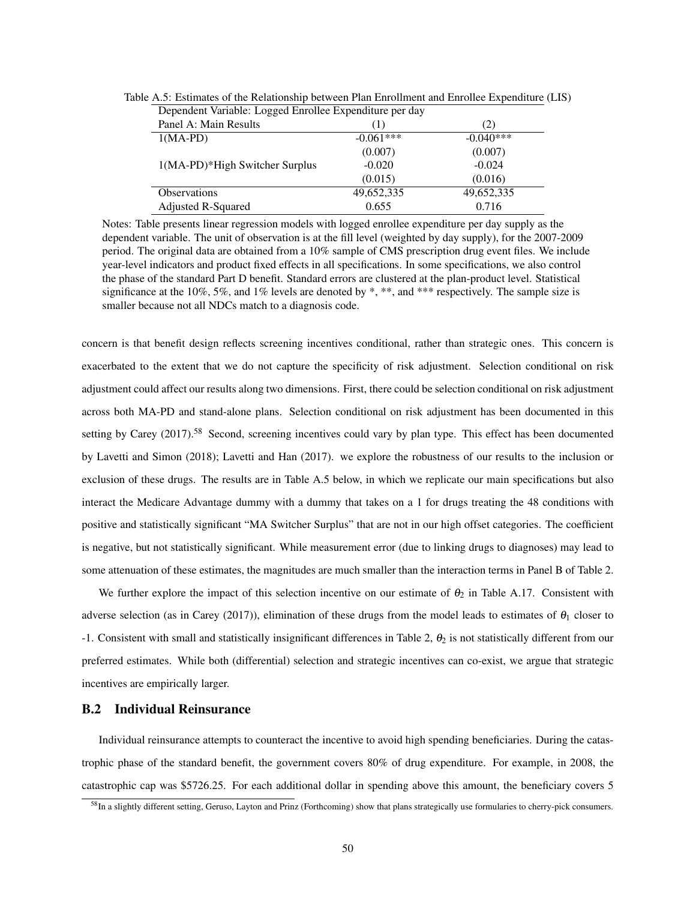Table A.5: Estimates of the Relationship between Plan Enrollment and Enrollee Expenditure (LIS)

| Dependent Variable: Logged Enrollee Expenditure per day | | |
|---|---|---|
| Panel A: Main Results | (1) | (2) |
| 1(MA-PD) | -0.061*** | -0.040*** |
| | (0.007) | (0.007) |
| 1(MA-PD)*High Switcher Surplus | -0.020 | -0.024 |
| | (0.015) | (0.016) |
| Observations | 49,652,335 | 49,652,335 |
| Adjusted R-Squared | 0.655 | 0.716 |

Notes: Table presents linear regression models with logged enrollee expenditure per day supply as the dependent variable. The unit of observation is at the fill level (weighted by day supply), for the 2007-2009 period. The original data are obtained from a 10% sample of CMS prescription drug event files. We include year-level indicators and product fixed effects in all specifications. In some specifications, we also control the phase of the standard Part D benefit. Standard errors are clustered at the plan-product level. Statistical significance at the 10%, 5%, and 1% levels are denoted by *, **, and *** respectively. The sample size is smaller because not all NDCs match to a diagnosis code.

concern is that benefit design reflects screening incentives conditional, rather than strategic ones. This concern is exacerbated to the extent that we do not capture the specificity of risk adjustment. Selection conditional on risk adjustment could affect our results along two dimensions. First, there could be selection conditional on risk adjustment across both MA-PD and stand-alone plans. Selection conditional on risk adjustment has been documented in this setting by Carey (2017).[58] Second, screening incentives could vary by plan type. This effect has been documented by Lavetti and Simon (2018); Lavetti and Han (2017). we explore the robustness of our results to the inclusion or exclusion of these drugs. The results are in Table A.5 below, in which we replicate our main specifications but also interact the Medicare Advantage dummy with a dummy that takes on a 1 for drugs treating the 48 conditions with positive and statistically significant "MA Switcher Surplus" that are not in our high offset categories. The coefficient is negative, but not statistically significant. While measurement error (due to linking drugs to diagnoses) may lead to some attenuation of these estimates, the magnitudes are much smaller than the interaction terms in Panel B of Table 2.

We further explore the impact of this selection incentive on our estimate of $\theta_2$ in Table A.17. Consistent with adverse selection (as in Carey (2017)), elimination of these drugs from the model leads to estimates of $\theta_1$ closer to -1. Consistent with small and statistically insignificant differences in Table 2, $\theta_2$ is not statistically different from our preferred estimates. While both (differential) selection and strategic incentives can co-exist, we argue that strategic incentives are empirically larger.

## B.2 Individual Reinsurance

Individual reinsurance attempts to counteract the incentive to avoid high spending beneficiaries. During the catastrophic phase of the standard benefit, the government covers 80% of drug expenditure. For example, in 2008, the catastrophic cap was $5726.25. For each additional dollar in spending above this amount, the beneficiary covers 5

[58] In a slightly different setting, Geruso, Layton and Prinz (Forthcoming) show that plans strategically use formularies to cherry-pick consumers.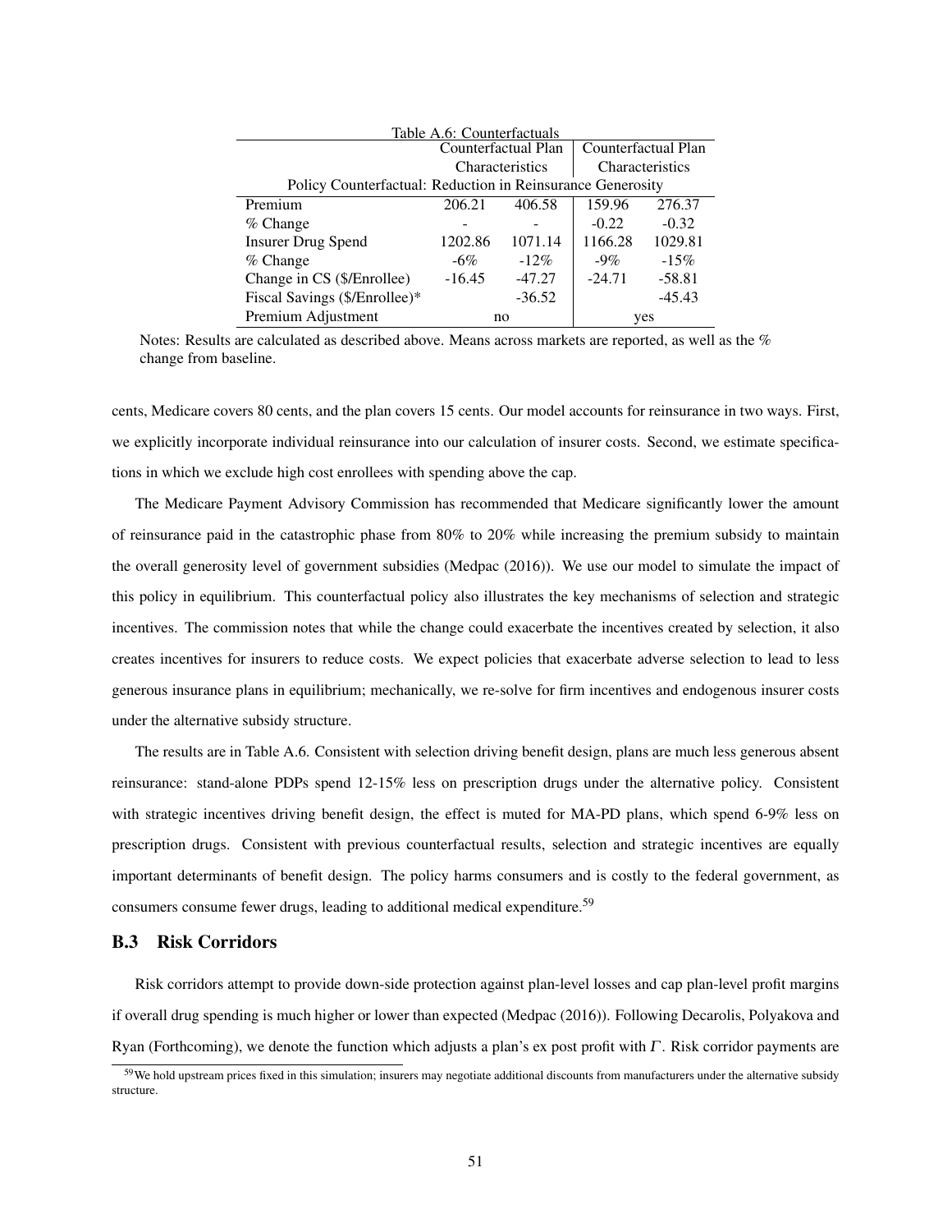Table A.6: Counterfactuals

| | Counterfactual Plan Characteristics | | Counterfactual Plan Characteristics | |
|---|---|---|---|---|
| Policy Counterfactual: Reduction in Reinsurance Generosity | | | | |
| Premium | 206.21 | 406.58 | 159.96 | 276.37 |
| % Change | - | - | -0.22 | -0.32 |
| Insurer Drug Spend | 1202.86 | 1071.14 | 1166.28 | 1029.81 |
| % Change | -6% | -12% | -9% | -15% |
| Change in CS ($/Enrollee) | -16.45 | -47.27 | -24.71 | -58.81 |
| Fiscal Savings ($/Enrollee)* | | -36.52 | | -45.43 |
| Premium Adjustment | no | | yes | |

Notes: Results are calculated as described above. Means across markets are reported, as well as the % change from baseline.

cents, Medicare covers 80 cents, and the plan covers 15 cents. Our model accounts for reinsurance in two ways. First, we explicitly incorporate individual reinsurance into our calculation of insurer costs. Second, we estimate specifications in which we exclude high cost enrollees with spending above the cap.

The Medicare Payment Advisory Commission has recommended that Medicare significantly lower the amount of reinsurance paid in the catastrophic phase from 80% to 20% while increasing the premium subsidy to maintain the overall generosity level of government subsidies (Medpac (2016)). We use our model to simulate the impact of this policy in equilibrium. This counterfactual policy also illustrates the key mechanisms of selection and strategic incentives. The commission notes that while the change could exacerbate the incentives created by selection, it also creates incentives for insurers to reduce costs. We expect policies that exacerbate adverse selection to lead to less generous insurance plans in equilibrium; mechanically, we re-solve for firm incentives and endogenous insurer costs under the alternative subsidy structure.

The results are in Table A.6. Consistent with selection driving benefit design, plans are much less generous absent reinsurance: stand-alone PDPs spend 12-15% less on prescription drugs under the alternative policy. Consistent with strategic incentives driving benefit design, the effect is muted for MA-PD plans, which spend 6-9% less on prescription drugs. Consistent with previous counterfactual results, selection and strategic incentives are equally important determinants of benefit design. The policy harms consumers and is costly to the federal government, as consumers consume fewer drugs, leading to additional medical expenditure.[59]

## B.3 Risk Corridors

Risk corridors attempt to provide down-side protection against plan-level losses and cap plan-level profit margins if overall drug spending is much higher or lower than expected (Medpac (2016)). Following Decarolis, Polyakova and Ryan (Forthcoming), we denote the function which adjusts a plan's ex post profit with $\Gamma$. Risk corridor payments are

[59] We hold upstream prices fixed in this simulation; insurers may negotiate additional discounts from manufacturers under the alternative subsidy structure.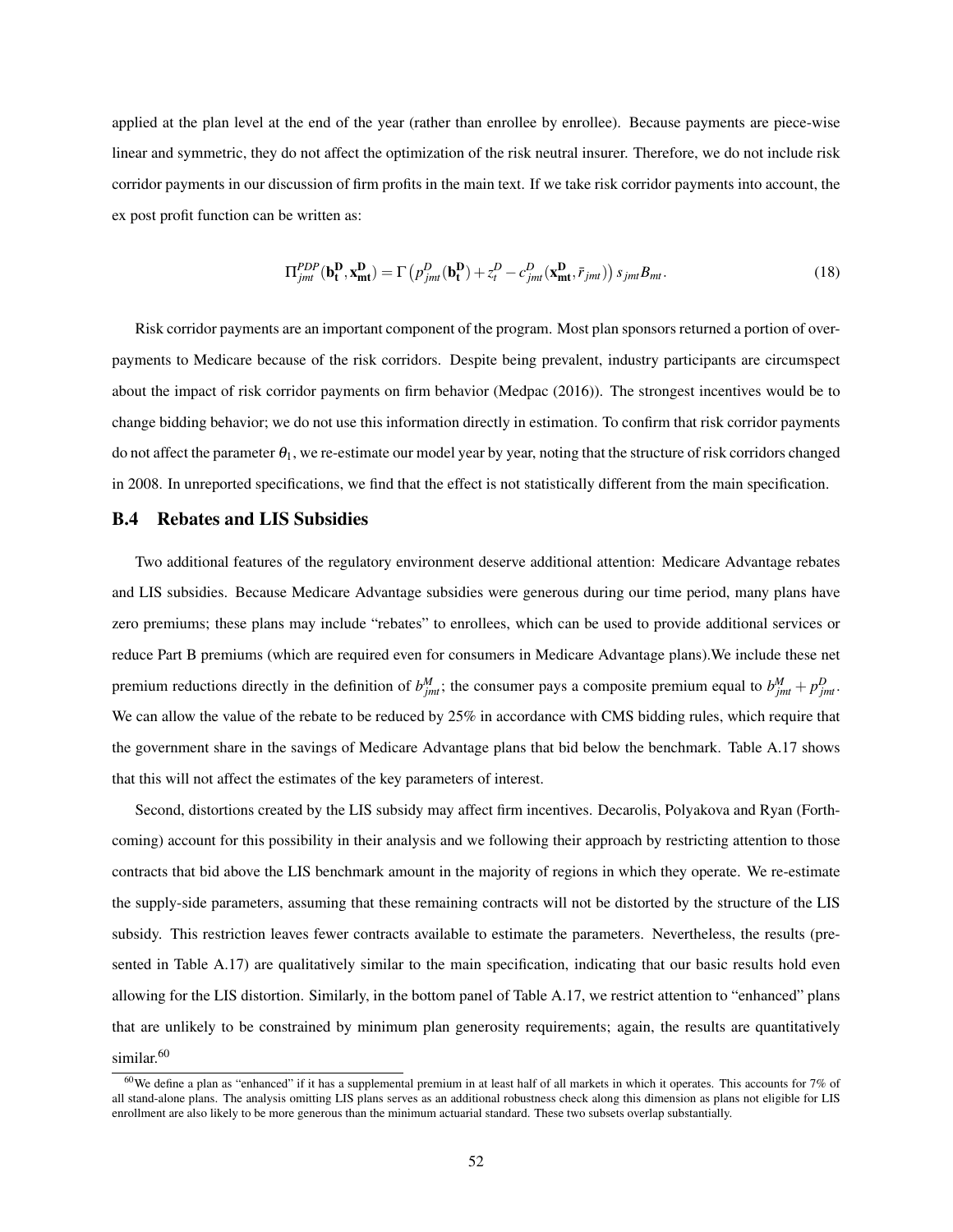applied at the plan level at the end of the year (rather than enrollee by enrollee). Because payments are piece-wise linear and symmetric, they do not affect the optimization of the risk neutral insurer. Therefore, we do not include risk corridor payments in our discussion of firm profits in the main text. If we take risk corridor payments into account, the ex post profit function can be written as:

$$\Pi^{PDP}_{jmt}(\mathbf{b^D_t}, \mathbf{x^D_{mt}}) = \Gamma\left(p^D_{jmt}(\mathbf{b^D_t}) + z^D_t - c^D_{jmt}(\mathbf{x^D_{mt}}, \bar{r}_{jmt})\right) s_{jmt} B_{mt}. \tag{18}$$

Risk corridor payments are an important component of the program. Most plan sponsors returned a portion of overpayments to Medicare because of the risk corridors. Despite being prevalent, industry participants are circumspect about the impact of risk corridor payments on firm behavior (Medpac (2016)). The strongest incentives would be to change bidding behavior; we do not use this information directly in estimation. To confirm that risk corridor payments do not affect the parameter $\theta_1$, we re-estimate our model year by year, noting that the structure of risk corridors changed in 2008. In unreported specifications, we find that the effect is not statistically different from the main specification.

## B.4 Rebates and LIS Subsidies

Two additional features of the regulatory environment deserve additional attention: Medicare Advantage rebates and LIS subsidies. Because Medicare Advantage subsidies were generous during our time period, many plans have zero premiums; these plans may include "rebates" to enrollees, which can be used to provide additional services or reduce Part B premiums (which are required even for consumers in Medicare Advantage plans).We include these net premium reductions directly in the definition of $b^M_{jmt}$; the consumer pays a composite premium equal to $b^M_{jmt} + p^D_{jmt}$. We can allow the value of the rebate to be reduced by 25% in accordance with CMS bidding rules, which require that the government share in the savings of Medicare Advantage plans that bid below the benchmark. Table A.17 shows that this will not affect the estimates of the key parameters of interest.

Second, distortions created by the LIS subsidy may affect firm incentives. Decarolis, Polyakova and Ryan (Forthcoming) account for this possibility in their analysis and we following their approach by restricting attention to those contracts that bid above the LIS benchmark amount in the majority of regions in which they operate. We re-estimate the supply-side parameters, assuming that these remaining contracts will not be distorted by the structure of the LIS subsidy. This restriction leaves fewer contracts available to estimate the parameters. Nevertheless, the results (presented in Table A.17) are qualitatively similar to the main specification, indicating that our basic results hold even allowing for the LIS distortion. Similarly, in the bottom panel of Table A.17, we restrict attention to "enhanced" plans that are unlikely to be constrained by minimum plan generosity requirements; again, the results are quantitatively similar.[60]

[60]We define a plan as "enhanced" if it has a supplemental premium in at least half of all markets in which it operates. This accounts for 7% of all stand-alone plans. The analysis omitting LIS plans serves as an additional robustness check along this dimension as plans not eligible for LIS enrollment are also likely to be more generous than the minimum actuarial standard. These two subsets overlap substantially.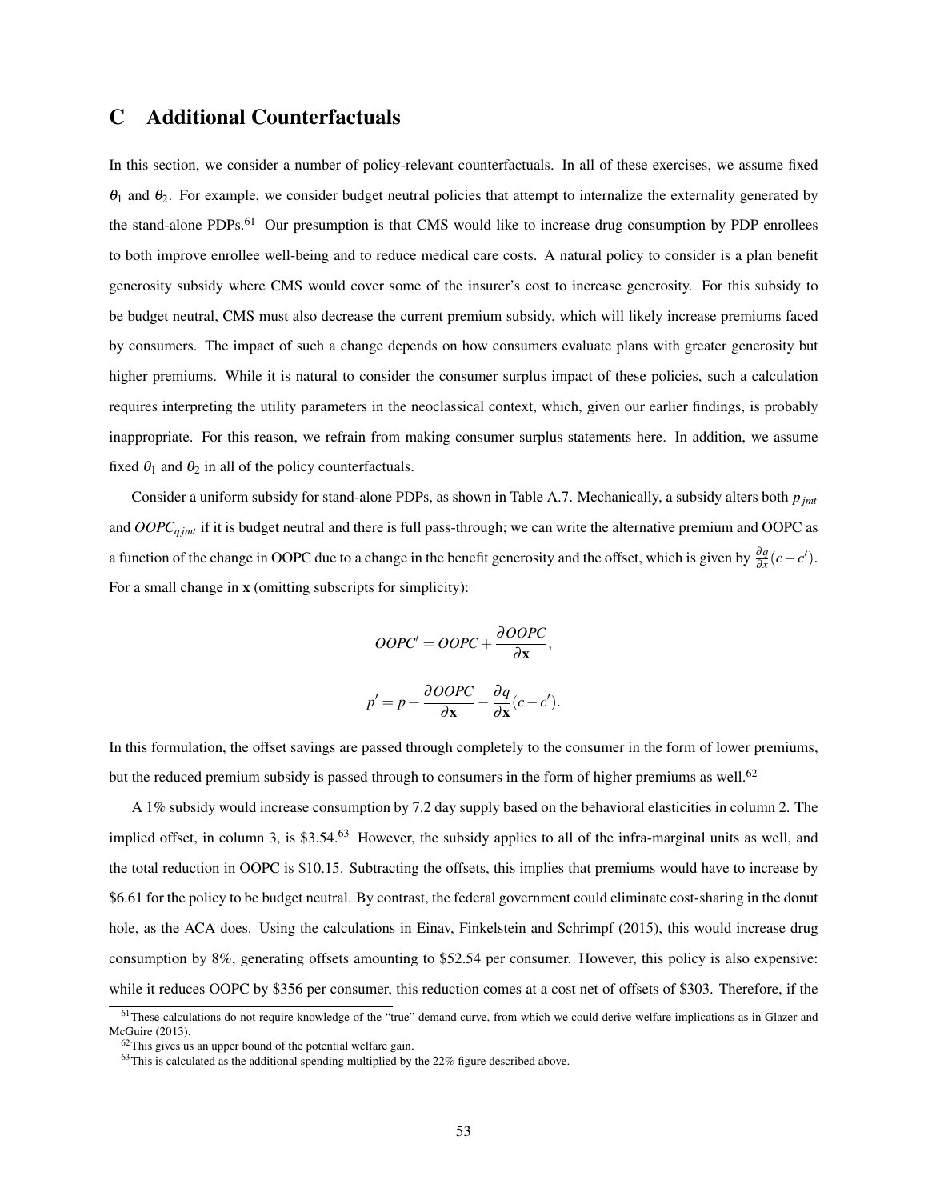# C Additional Counterfactuals

In this section, we consider a number of policy-relevant counterfactuals. In all of these exercises, we assume fixed $\theta_1$ and $\theta_2$. For example, we consider budget neutral policies that attempt to internalize the externality generated by the stand-alone PDPs.[61] Our presumption is that CMS would like to increase drug consumption by PDP enrollees to both improve enrollee well-being and to reduce medical care costs. A natural policy to consider is a plan benefit generosity subsidy where CMS would cover some of the insurer's cost to increase generosity. For this subsidy to be budget neutral, CMS must also decrease the current premium subsidy, which will likely increase premiums faced by consumers. The impact of such a change depends on how consumers evaluate plans with greater generosity but higher premiums. While it is natural to consider the consumer surplus impact of these policies, such a calculation requires interpreting the utility parameters in the neoclassical context, which, given our earlier findings, is probably inappropriate. For this reason, we refrain from making consumer surplus statements here. In addition, we assume fixed $\theta_1$ and $\theta_2$ in all of the policy counterfactuals.

Consider a uniform subsidy for stand-alone PDPs, as shown in Table A.7. Mechanically, a subsidy alters both $p_{jmt}$ and $OOPC_{qjmt}$ if it is budget neutral and there is full pass-through; we can write the alternative premium and OOPC as a function of the change in OOPC due to a change in the benefit generosity and the offset, which is given by $\frac{\partial q}{\partial x}(c - c')$. For a small change in $\mathbf{x}$ (omitting subscripts for simplicity):

$$OOPC' = OOPC + \frac{\partial OOPC}{\partial \mathbf{x}},$$

$$p' = p + \frac{\partial OOPC}{\partial \mathbf{x}} - \frac{\partial q}{\partial \mathbf{x}}(c - c').$$

In this formulation, the offset savings are passed through completely to the consumer in the form of lower premiums, but the reduced premium subsidy is passed through to consumers in the form of higher premiums as well.[62]

A 1% subsidy would increase consumption by 7.2 day supply based on the behavioral elasticities in column 2. The implied offset, in column 3, is \$3.54.[63] However, the subsidy applies to all of the infra-marginal units as well, and the total reduction in OOPC is \$10.15. Subtracting the offsets, this implies that premiums would have to increase by \$6.61 for the policy to be budget neutral. By contrast, the federal government could eliminate cost-sharing in the donut hole, as the ACA does. Using the calculations in Einav, Finkelstein and Schrimpf (2015), this would increase drug consumption by 8%, generating offsets amounting to \$52.54 per consumer. However, this policy is also expensive: while it reduces OOPC by \$356 per consumer, this reduction comes at a cost net of offsets of \$303. Therefore, if the

---

[61] These calculations do not require knowledge of the "true" demand curve, from which we could derive welfare implications as in Glazer and McGuire (2013).

[62] This gives us an upper bound of the potential welfare gain.

[63] This is calculated as the additional spending multiplied by the 22% figure described above.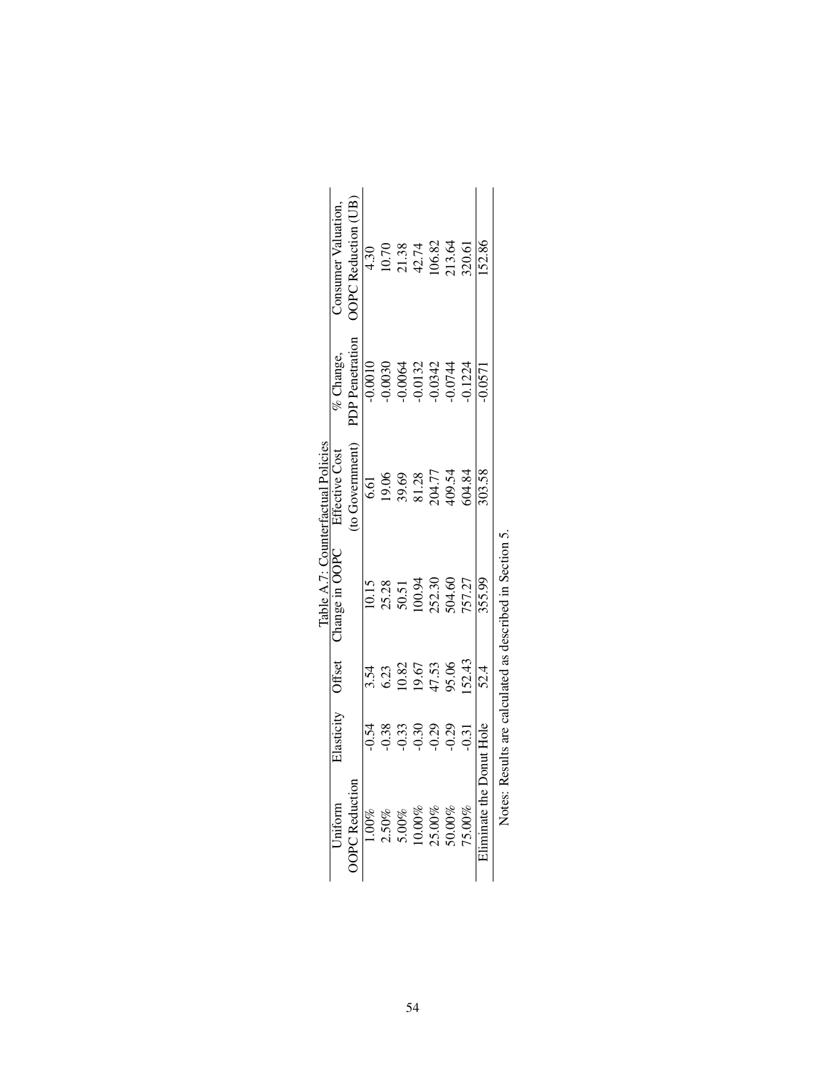Table A.7: Counterfactual Policies

| Uniform OOPC Reduction | Elasticity | Offset | Change in OOPC | Effective Cost (to Government) | % Change, PDP Penetration | Consumer Valuation, OOPC Reduction (UB) |
|---|---|---|---|---|---|---|
| 1.00% | -0.54 | 3.54 | 10.15 | 6.61 | -0.0010 | 4.30 |
| 2.50% | -0.38 | 6.23 | 25.28 | 19.06 | -0.0030 | 10.70 |
| 5.00% | -0.33 | 10.82 | 50.51 | 39.69 | -0.0064 | 21.38 |
| 10.00% | -0.30 | 19.67 | 100.94 | 81.28 | -0.0132 | 42.74 |
| 25.00% | -0.29 | 47.53 | 252.30 | 204.77 | -0.0342 | 106.82 |
| 50.00% | -0.29 | 95.06 | 504.60 | 409.54 | -0.0744 | 213.64 |
| 75.00% | -0.31 | 152.43 | 757.27 | 604.84 | -0.1224 | 320.61 |
| Eliminate the Donut Hole | | 52.4 | 355.99 | 303.58 | -0.0571 | 152.86 |

Notes: Results are calculated as described in Section 5.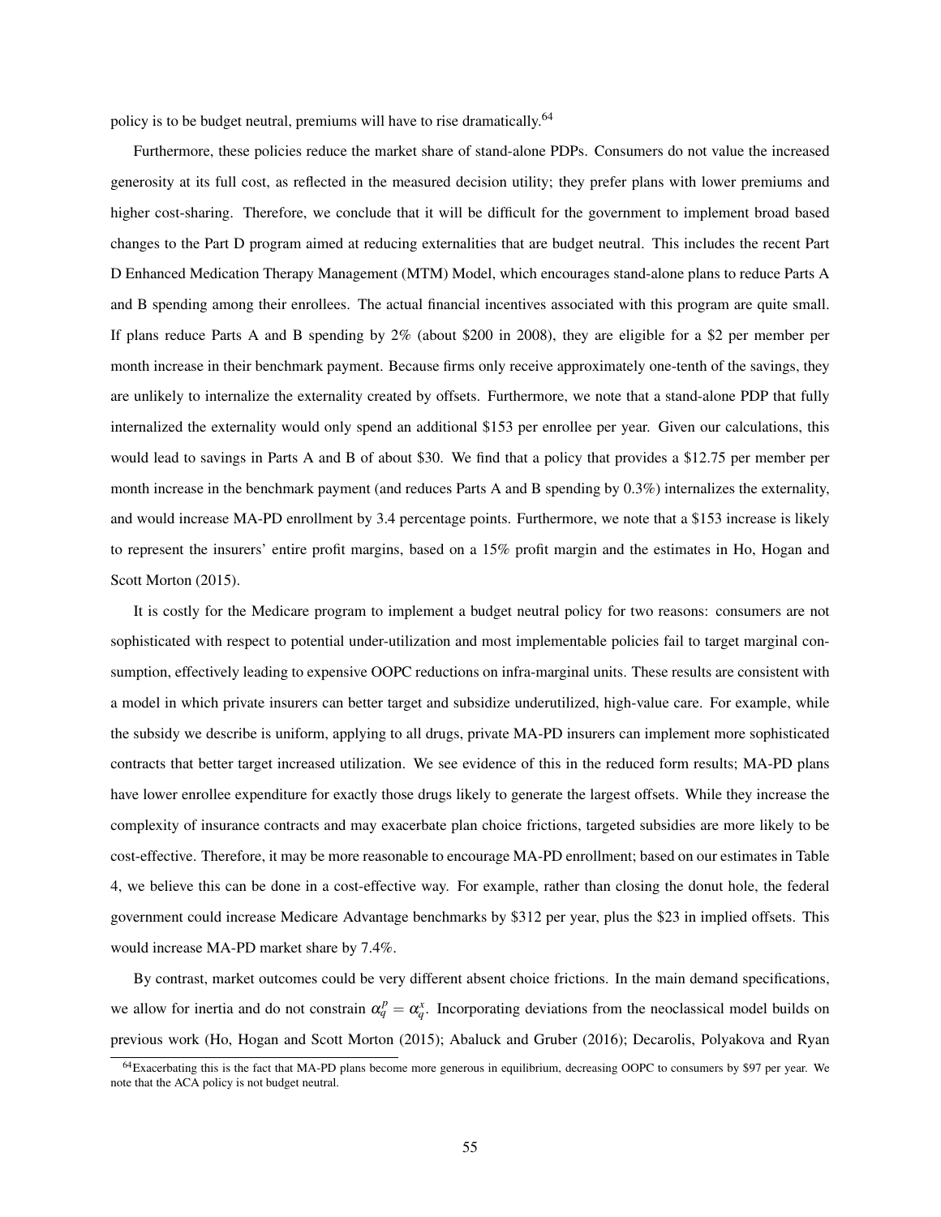policy is to be budget neutral, premiums will have to rise dramatically.[64]

Furthermore, these policies reduce the market share of stand-alone PDPs. Consumers do not value the increased generosity at its full cost, as reflected in the measured decision utility; they prefer plans with lower premiums and higher cost-sharing. Therefore, we conclude that it will be difficult for the government to implement broad based changes to the Part D program aimed at reducing externalities that are budget neutral. This includes the recent Part D Enhanced Medication Therapy Management (MTM) Model, which encourages stand-alone plans to reduce Parts A and B spending among their enrollees. The actual financial incentives associated with this program are quite small. If plans reduce Parts A and B spending by 2% (about \$200 in 2008), they are eligible for a \$2 per member per month increase in their benchmark payment. Because firms only receive approximately one-tenth of the savings, they are unlikely to internalize the externality created by offsets. Furthermore, we note that a stand-alone PDP that fully internalized the externality would only spend an additional \$153 per enrollee per year. Given our calculations, this would lead to savings in Parts A and B of about \$30. We find that a policy that provides a \$12.75 per member per month increase in the benchmark payment (and reduces Parts A and B spending by 0.3%) internalizes the externality, and would increase MA-PD enrollment by 3.4 percentage points. Furthermore, we note that a \$153 increase is likely to represent the insurers' entire profit margins, based on a 15% profit margin and the estimates in Ho, Hogan and Scott Morton (2015).

It is costly for the Medicare program to implement a budget neutral policy for two reasons: consumers are not sophisticated with respect to potential under-utilization and most implementable policies fail to target marginal consumption, effectively leading to expensive OOPC reductions on infra-marginal units. These results are consistent with a model in which private insurers can better target and subsidize underutilized, high-value care. For example, while the subsidy we describe is uniform, applying to all drugs, private MA-PD insurers can implement more sophisticated contracts that better target increased utilization. We see evidence of this in the reduced form results; MA-PD plans have lower enrollee expenditure for exactly those drugs likely to generate the largest offsets. While they increase the complexity of insurance contracts and may exacerbate plan choice frictions, targeted subsidies are more likely to be cost-effective. Therefore, it may be more reasonable to encourage MA-PD enrollment; based on our estimates in Table 4, we believe this can be done in a cost-effective way. For example, rather than closing the donut hole, the federal government could increase Medicare Advantage benchmarks by \$312 per year, plus the \$23 in implied offsets. This would increase MA-PD market share by 7.4%.

By contrast, market outcomes could be very different absent choice frictions. In the main demand specifications, we allow for inertia and do not constrain $\alpha_q^p = \alpha_q^x$. Incorporating deviations from the neoclassical model builds on previous work (Ho, Hogan and Scott Morton (2015); Abaluck and Gruber (2016); Decarolis, Polyakova and Ryan

[64] Exacerbating this is the fact that MA-PD plans become more generous in equilibrium, decreasing OOPC to consumers by \$97 per year. We note that the ACA policy is not budget neutral.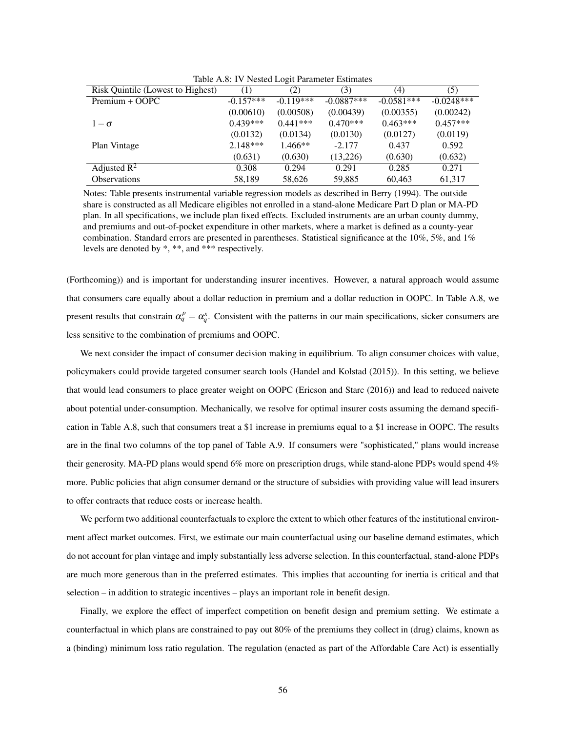Table A.8: IV Nested Logit Parameter Estimates

| Risk Quintile (Lowest to Highest) | (1) | (2) | (3) | (4) | (5) |
|---|---|---|---|---|---|
| Premium + OOPC | -0.157*** | -0.119*** | -0.0887*** | -0.0581*** | -0.0248*** |
| | (0.00610) | (0.00508) | (0.00439) | (0.00355) | (0.00242) |
| $1-\sigma$ | 0.439*** | 0.441*** | 0.470*** | 0.463*** | 0.457*** |
| | (0.0132) | (0.0134) | (0.0130) | (0.0127) | (0.0119) |
| Plan Vintage | 2.148*** | 1.466** | -2.177 | 0.437 | 0.592 |
| | (0.631) | (0.630) | (13,226) | (0.630) | (0.632) |
| Adjusted $R^2$ | 0.308 | 0.294 | 0.291 | 0.285 | 0.271 |
| Observations | 58,189 | 58,626 | 59,885 | 60,463 | 61,317 |

Notes: Table presents instrumental variable regression models as described in Berry (1994). The outside share is constructed as all Medicare eligibles not enrolled in a stand-alone Medicare Part D plan or MA-PD plan. In all specifications, we include plan fixed effects. Excluded instruments are an urban county dummy, and premiums and out-of-pocket expenditure in other markets, where a market is defined as a county-year combination. Standard errors are presented in parentheses. Statistical significance at the 10%, 5%, and 1% levels are denoted by *, **, and *** respectively.

(Forthcoming)) and is important for understanding insurer incentives. However, a natural approach would assume that consumers care equally about a dollar reduction in premium and a dollar reduction in OOPC. In Table A.8, we present results that constrain $\alpha_q^p = \alpha_q^x$. Consistent with the patterns in our main specifications, sicker consumers are less sensitive to the combination of premiums and OOPC.

We next consider the impact of consumer decision making in equilibrium. To align consumer choices with value, policymakers could provide targeted consumer search tools (Handel and Kolstad (2015)). In this setting, we believe that would lead consumers to place greater weight on OOPC (Ericson and Starc (2016)) and lead to reduced naivete about potential under-consumption. Mechanically, we resolve for optimal insurer costs assuming the demand specification in Table A.8, such that consumers treat a \$1 increase in premiums equal to a \$1 increase in OOPC. The results are in the final two columns of the top panel of Table A.9. If consumers were "sophisticated," plans would increase their generosity. MA-PD plans would spend 6% more on prescription drugs, while stand-alone PDPs would spend 4% more. Public policies that align consumer demand or the structure of subsidies with providing value will lead insurers to offer contracts that reduce costs or increase health.

We perform two additional counterfactuals to explore the extent to which other features of the institutional environment affect market outcomes. First, we estimate our main counterfactual using our baseline demand estimates, which do not account for plan vintage and imply substantially less adverse selection. In this counterfactual, stand-alone PDPs are much more generous than in the preferred estimates. This implies that accounting for inertia is critical and that selection – in addition to strategic incentives – plays an important role in benefit design.

Finally, we explore the effect of imperfect competition on benefit design and premium setting. We estimate a counterfactual in which plans are constrained to pay out 80% of the premiums they collect in (drug) claims, known as a (binding) minimum loss ratio regulation. The regulation (enacted as part of the Affordable Care Act) is essentially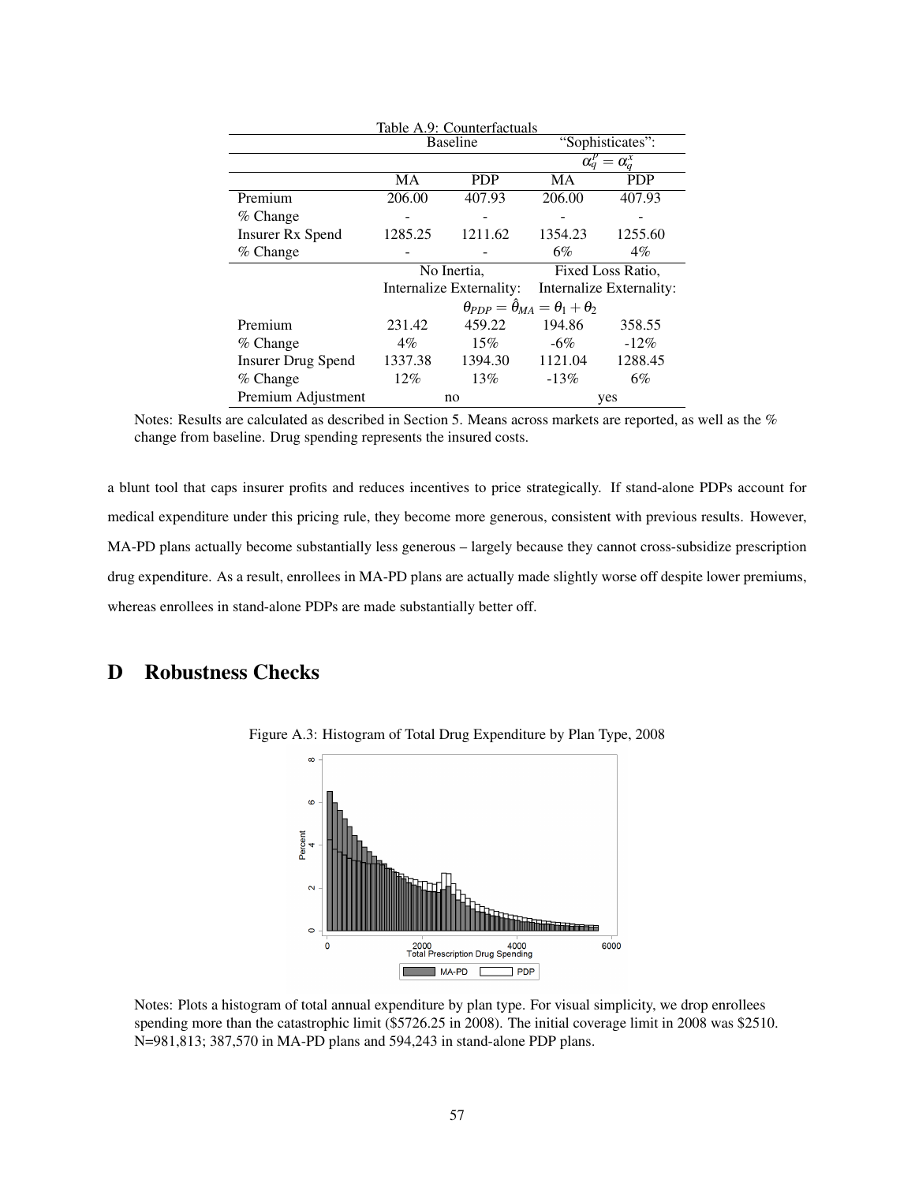Table A.9: Counterfactuals

| | Baseline | | "Sophisticates": $\alpha_q^p = \alpha_q^x$ | |
|---|---|---|---|---|
| | MA | PDP | MA | PDP |
| Premium | 206.00 | 407.93 | 206.00 | 407.93 |
| % Change | - | - | - | - |
| Insurer Rx Spend | 1285.25 | 1211.62 | 1354.23 | 1255.60 |
| % Change | - | - | 6% | 4% |
| | No Inertia, Internalize Externality: | | Fixed Loss Ratio, Internalize Externality: | |
| | $\theta_{PDP} = \hat{\theta}_{MA} = \theta_1 + \theta_2$ | | | |
| Premium | 231.42 | 459.22 | 194.86 | 358.55 |
| % Change | 4% | 15% | -6% | -12% |
| Insurer Drug Spend | 1337.38 | 1394.30 | 1121.04 | 1288.45 |
| % Change | 12% | 13% | -13% | 6% |
| Premium Adjustment | no | | yes | |

Notes: Results are calculated as described in Section 5. Means across markets are reported, as well as the % change from baseline. Drug spending represents the insured costs.

a blunt tool that caps insurer profits and reduces incentives to price strategically. If stand-alone PDPs account for medical expenditure under this pricing rule, they become more generous, consistent with previous results. However, MA-PD plans actually become substantially less generous – largely because they cannot cross-subsidize prescription drug expenditure. As a result, enrollees in MA-PD plans are actually made slightly worse off despite lower premiums, whereas enrollees in stand-alone PDPs are made substantially better off.

# D Robustness Checks

Figure A.3: Histogram of Total Drug Expenditure by Plan Type, 2008

Notes: Plots a histogram of total annual expenditure by plan type. For visual simplicity, we drop enrollees spending more than the catastrophic limit ($5726.25 in 2008). The initial coverage limit in 2008 was $2510. N=981,813; 387,570 in MA-PD plans and 594,243 in stand-alone PDP plans.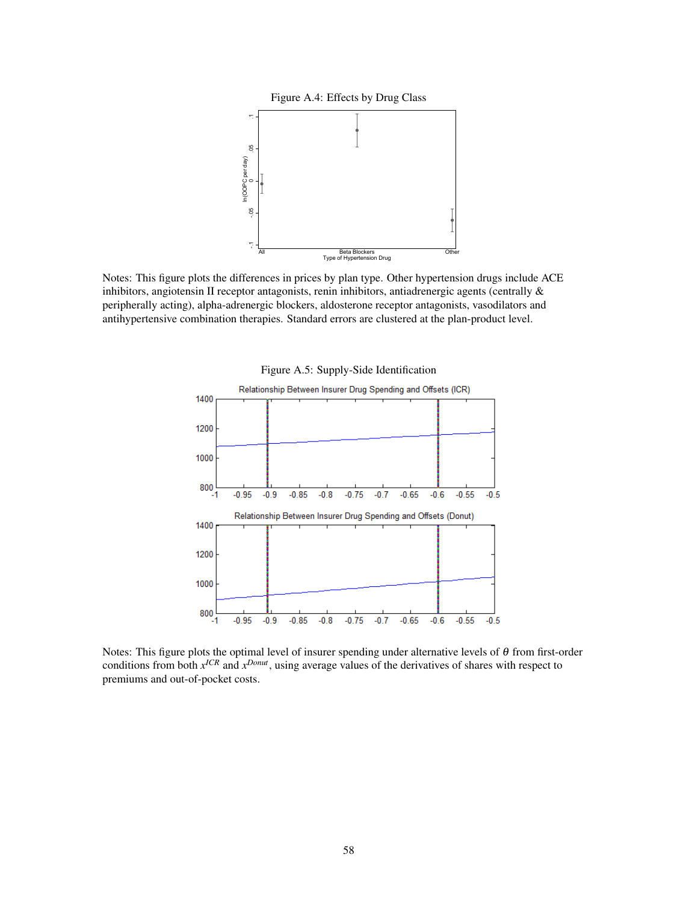Figure A.4: Effects by Drug Class

Notes: This figure plots the differences in prices by plan type. Other hypertension drugs include ACE inhibitors, angiotensin II receptor antagonists, renin inhibitors, antiadrenergic agents (centrally & peripherally acting), alpha-adrenergic blockers, aldosterone receptor antagonists, vasodilators and antihypertensive combination therapies. Standard errors are clustered at the plan-product level.

Figure A.5: Supply-Side Identification

Notes: This figure plots the optimal level of insurer spending under alternative levels of $\theta$ from first-order conditions from both $x^{ICR}$ and $x^{Donut}$, using average values of the derivatives of shares with respect to premiums and out-of-pocket costs.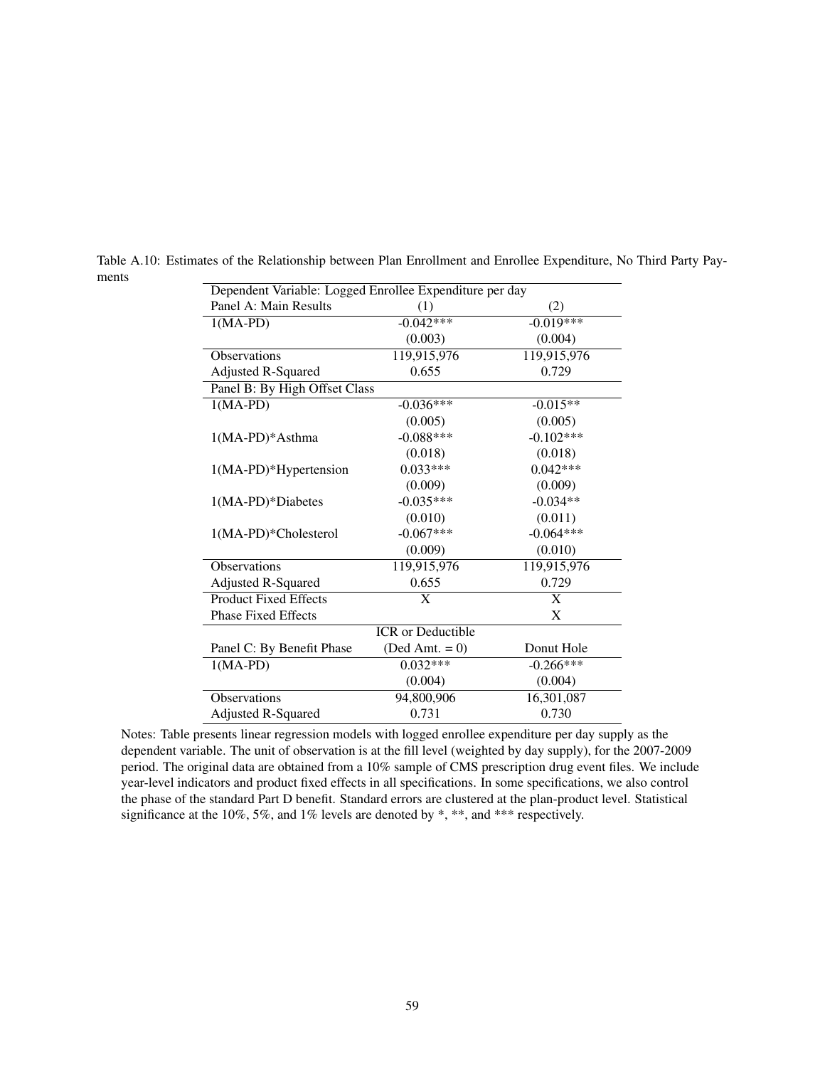Table A.10: Estimates of the Relationship between Plan Enrollment and Enrollee Expenditure, No Third Party Payments

| Dependent Variable: Logged Enrollee Expenditure per day | | |
|---|---|---|
| Panel A: Main Results | (1) | (2) |
| 1(MA-PD) | -0.042*** | -0.019*** |
| | (0.003) | (0.004) |
| Observations | 119,915,976 | 119,915,976 |
| Adjusted R-Squared | 0.655 | 0.729 |
| Panel B: By High Offset Class | | |
| 1(MA-PD) | -0.036*** | -0.015** |
| | (0.005) | (0.005) |
| 1(MA-PD)*Asthma | -0.088*** | -0.102*** |
| | (0.018) | (0.018) |
| 1(MA-PD)*Hypertension | 0.033*** | 0.042*** |
| | (0.009) | (0.009) |
| 1(MA-PD)*Diabetes | -0.035*** | -0.034** |
| | (0.010) | (0.011) |
| 1(MA-PD)*Cholesterol | -0.067*** | -0.064*** |
| | (0.009) | (0.010) |
| Observations | 119,915,976 | 119,915,976 |
| Adjusted R-Squared | 0.655 | 0.729 |
| Product Fixed Effects | X | X |
| Phase Fixed Effects | | X |
| | ICR or Deductible | |
| Panel C: By Benefit Phase | (Ded Amt. = 0) | Donut Hole |
| 1(MA-PD) | 0.032*** | -0.266*** |
| | (0.004) | (0.004) |
| Observations | 94,800,906 | 16,301,087 |
| Adjusted R-Squared | 0.731 | 0.730 |

Notes: Table presents linear regression models with logged enrollee expenditure per day supply as the dependent variable. The unit of observation is at the fill level (weighted by day supply), for the 2007-2009 period. The original data are obtained from a 10% sample of CMS prescription drug event files. We include year-level indicators and product fixed effects in all specifications. In some specifications, we also control the phase of the standard Part D benefit. Standard errors are clustered at the plan-product level. Statistical significance at the 10%, 5%, and 1% levels are denoted by *, **, and *** respectively.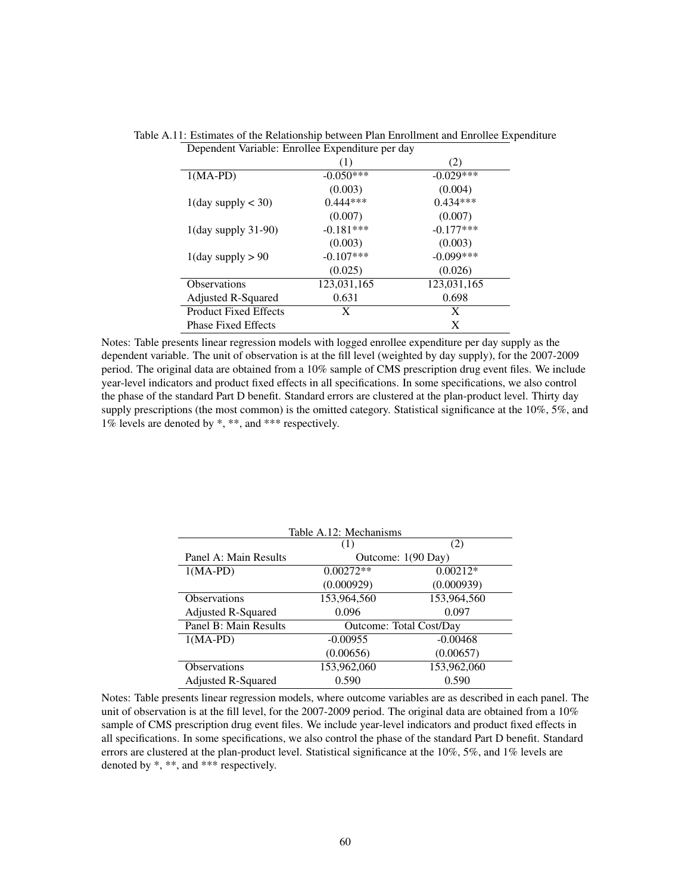Table A.11: Estimates of the Relationship between Plan Enrollment and Enrollee Expenditure

| Dependent Variable: Enrollee Expenditure per day | | |
|---|---|---|
| | (1) | (2) |
| 1(MA-PD) | -0.050*** | -0.029*** |
| | (0.003) | (0.004) |
| 1(day supply < 30) | 0.444*** | 0.434*** |
| | (0.007) | (0.007) |
| 1(day supply 31-90) | -0.181*** | -0.177*** |
| | (0.003) | (0.003) |
| 1(day supply > 90 | -0.107*** | -0.099*** |
| | (0.025) | (0.026) |
| Observations | 123,031,165 | 123,031,165 |
| Adjusted R-Squared | 0.631 | 0.698 |
| Product Fixed Effects | X | X |
| Phase Fixed Effects | | X |

Notes: Table presents linear regression models with logged enrollee expenditure per day supply as the dependent variable. The unit of observation is at the fill level (weighted by day supply), for the 2007-2009 period. The original data are obtained from a 10% sample of CMS prescription drug event files. We include year-level indicators and product fixed effects in all specifications. In some specifications, we also control the phase of the standard Part D benefit. Standard errors are clustered at the plan-product level. Thirty day supply prescriptions (the most common) is the omitted category. Statistical significance at the 10%, 5%, and 1% levels are denoted by *, **, and *** respectively.

Table A.12: Mechanisms

| | (1) | (2) |
|---|---|---|
| Panel A: Main Results | Outcome: 1(90 Day) | |
| 1(MA-PD) | 0.00272** | 0.00212* |
| | (0.000929) | (0.000939) |
| Observations | 153,964,560 | 153,964,560 |
| Adjusted R-Squared | 0.096 | 0.097 |
| Panel B: Main Results | Outcome: Total Cost/Day | |
| 1(MA-PD) | -0.00955 | -0.00468 |
| | (0.00656) | (0.00657) |
| Observations | 153,962,060 | 153,962,060 |
| Adjusted R-Squared | 0.590 | 0.590 |

Notes: Table presents linear regression models, where outcome variables are as described in each panel. The unit of observation is at the fill level, for the 2007-2009 period. The original data are obtained from a 10% sample of CMS prescription drug event files. We include year-level indicators and product fixed effects in all specifications. In some specifications, we also control the phase of the standard Part D benefit. Standard errors are clustered at the plan-product level. Statistical significance at the 10%, 5%, and 1% levels are denoted by *, **, and *** respectively.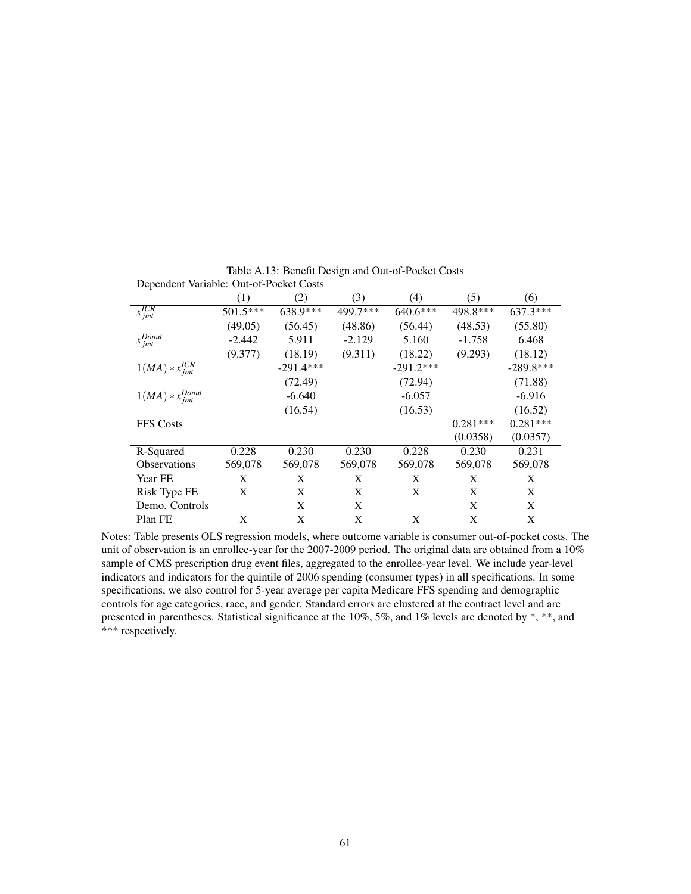Table A.13: Benefit Design and Out-of-Pocket Costs

| Dependent Variable: Out-of-Pocket Costs | | | | | | |
|---|---|---|---|---|---|---|
| | (1) | (2) | (3) | (4) | (5) | (6) |
| $x^{ICR}_{jmt}$ | 501.5*** | 638.9*** | 499.7*** | 640.6*** | 498.8*** | 637.3*** |
| | (49.05) | (56.45) | (48.86) | (56.44) | (48.53) | (55.80) |
| $x^{Donut}_{jmt}$ | -2.442 | 5.911 | -2.129 | 5.160 | -1.758 | 6.468 |
| | (9.377) | (18.19) | (9.311) | (18.22) | (9.293) | (18.12) |
| $1(MA) * x^{ICR}_{jmt}$ | | -291.4*** | | -291.2*** | | -289.8*** |
| | | (72.49) | | (72.94) | | (71.88) |
| $1(MA) * x^{Donut}_{jmt}$ | | -6.640 | | -6.057 | | -6.916 |
| | | (16.54) | | (16.53) | | (16.52) |
| FFS Costs | | | | | 0.281*** | 0.281*** |
| | | | | | (0.0358) | (0.0357) |
| R-Squared | 0.228 | 0.230 | 0.230 | 0.228 | 0.230 | 0.231 |
| Observations | 569,078 | 569,078 | 569,078 | 569,078 | 569,078 | 569,078 |
| Year FE | X | X | X | X | X | X |
| Risk Type FE | X | X | X | X | X | X |
| Demo. Controls | | X | X | | X | X |
| Plan FE | X | X | X | X | X | X |

Notes: Table presents OLS regression models, where outcome variable is consumer out-of-pocket costs. The unit of observation is an enrollee-year for the 2007-2009 period. The original data are obtained from a 10% sample of CMS prescription drug event files, aggregated to the enrollee-year level. We include year-level indicators and indicators for the quintile of 2006 spending (consumer types) in all specifications. In some specifications, we also control for 5-year average per capita Medicare FFS spending and demographic controls for age categories, race, and gender. Standard errors are clustered at the contract level and are presented in parentheses. Statistical significance at the 10%, 5%, and 1% levels are denoted by *, **, and *** respectively.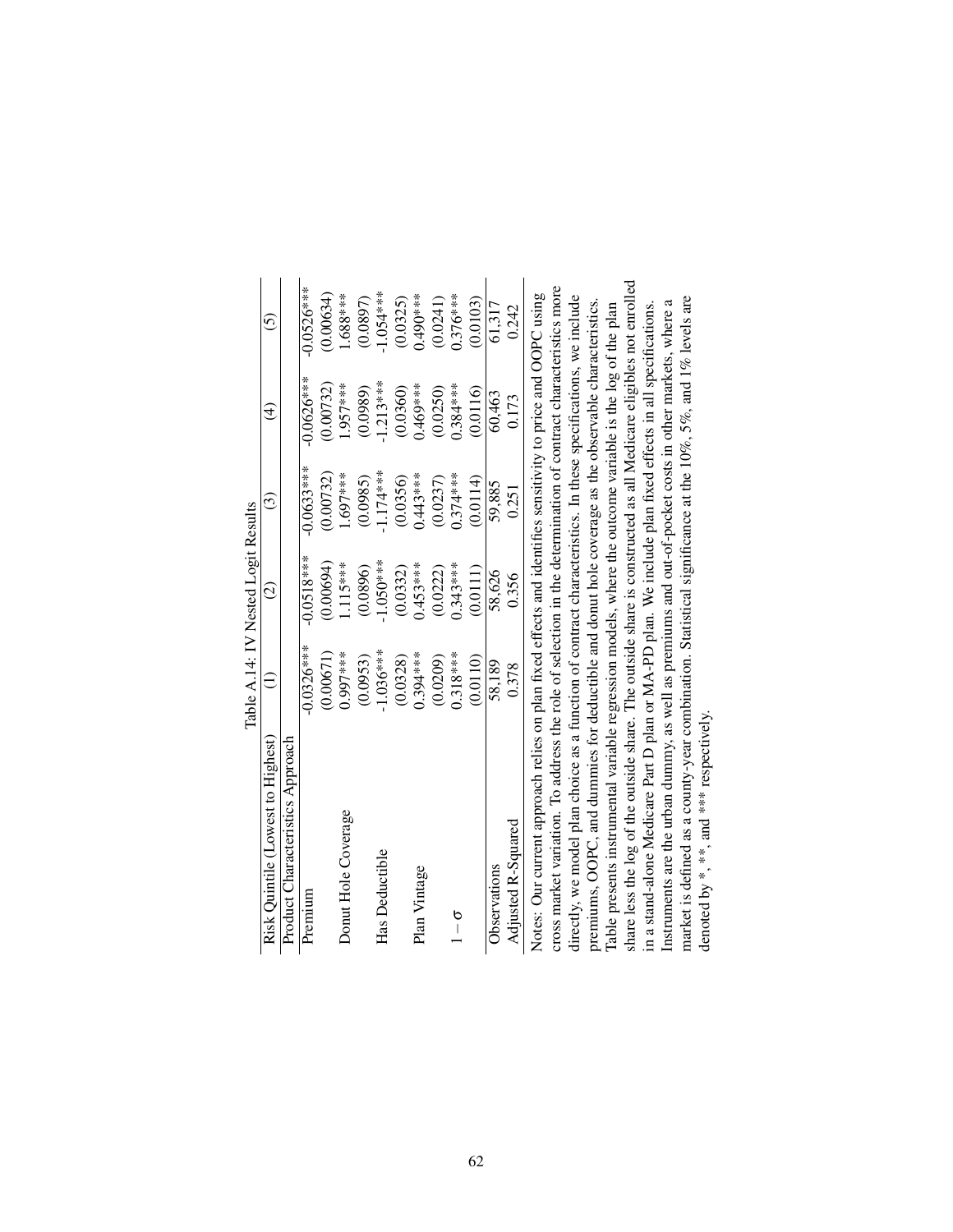Table A.14: IV Nested Logit Results

| Risk Quintile (Lowest to Highest) | (1) | (2) | (3) | (4) | (5) |
|---|---|---|---|---|---|
| Product Characteristics Approach | | | | | |
| Premium | -0.0326*** | -0.0518*** | -0.0633*** | -0.0626*** | -0.0526*** |
| | (0.00671) | (0.00694) | (0.00732) | (0.00732) | (0.00634) |
| Donut Hole Coverage | 0.997*** | 1.115*** | 1.697*** | 1.957*** | 1.688*** |
| | (0.0953) | (0.0896) | (0.0985) | (0.0989) | (0.0897) |
| Has Deductible | -1.036*** | -1.050*** | -1.174*** | -1.213*** | -1.054*** |
| | (0.0328) | (0.0332) | (0.0356) | (0.0360) | (0.0325) |
| Plan Vintage | 0.394*** | 0.453*** | 0.443*** | 0.469*** | 0.490*** |
| | (0.0209) | (0.0222) | (0.0237) | (0.0250) | (0.0241) |
| $1-\sigma$ | 0.318*** | 0.343*** | 0.374*** | 0.384*** | 0.376*** |
| | (0.0110) | (0.0111) | (0.0114) | (0.0116) | (0.0103) |
| Observations | 58,189 | 58,626 | 59,885 | 60,463 | 61,317 |
| Adjusted R-Squared | 0.378 | 0.356 | 0.251 | 0.173 | 0.242 |

Notes: Our current approach relies on plan fixed effects and identifies sensitivity to price and OOPC using cross market variation. To address the role of selection in the determination of contract characteristics more directly, we model plan choice as a function of contract characteristics. In these specifications, we include premiums, OOPC, and dummies for deductible and donut hole coverage as the observable characteristics. Table presents instrumental variable regression models, where the outcome variable is the log of the plan share less the log of the outside share. The outside share is constructed as all Medicare eligibles not enrolled in a stand-alone Medicare Part D plan or MA-PD plan. We include plan fixed effects in all specifications. Instruments are the urban dummy, as well as premiums and out-of-pocket costs in other markets, where a market is defined as a county-year combination. Statistical significance at the 10%, 5%, and 1% levels are denoted by *, **, and *** respectively.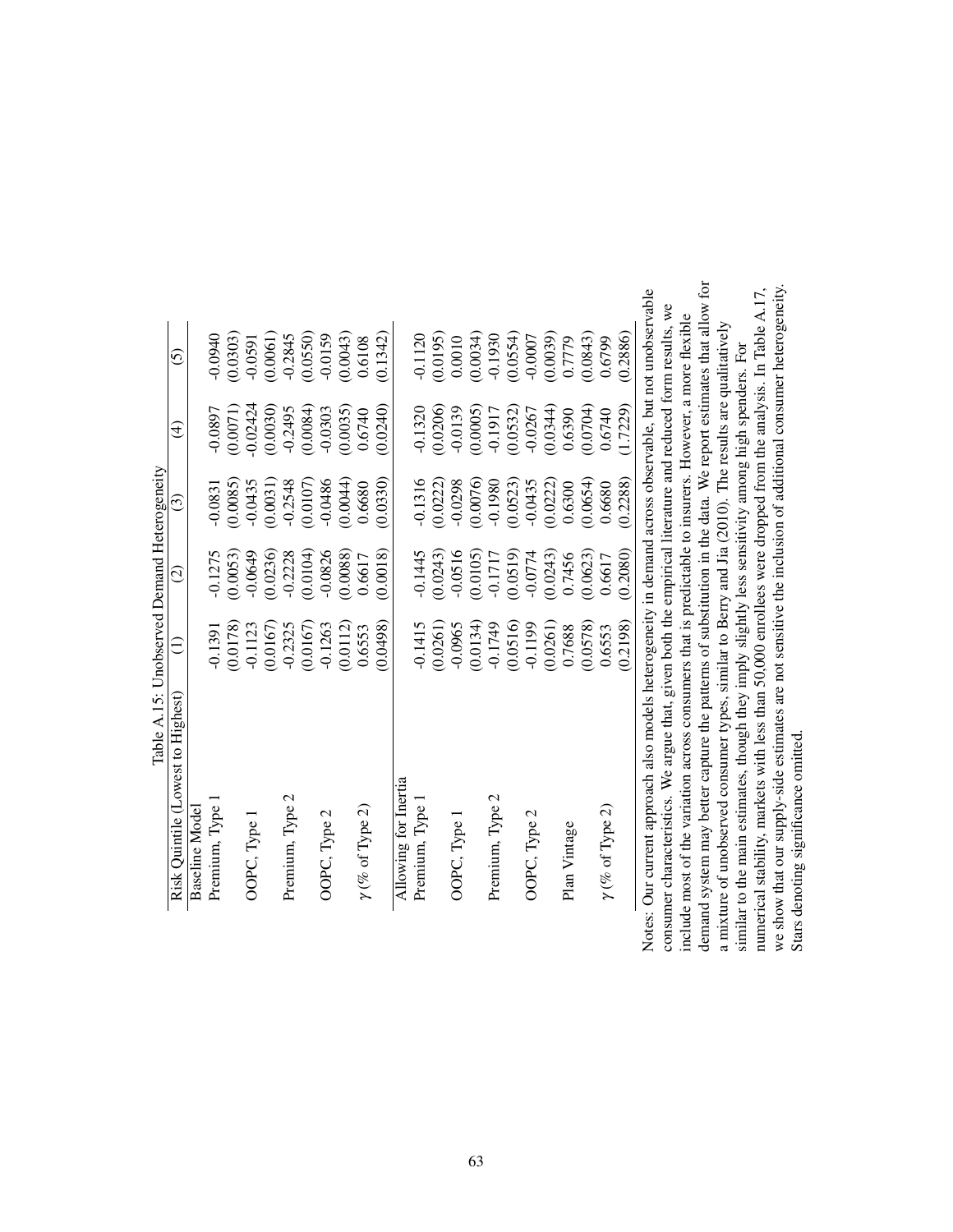Table A.15: Unobserved Demand Heterogeneity

| Risk Quintile (Lowest to Highest) | (1) | (2) | (3) | (4) | (5) |
|---|---|---|---|---|---|
| Baseline Model | | | | | |
| Premium, Type 1 | -0.1391 | -0.1275 | -0.0831 | -0.0897 | -0.0940 |
| | (0.0178) | (0.0053) | (0.0085) | (0.0071) | (0.0303) |
| OOPC, Type 1 | -0.1123 | -0.0649 | -0.0435 | -0.02424 | -0.0591 |
| | (0.0167) | (0.0236) | (0.0031) | (0.0030) | (0.0061) |
| Premium, Type 2 | -0.2325 | -0.2228 | -0.2548 | -0.2495 | -0.2845 |
| | (0.0167) | (0.0104) | (0.0107) | (0.0084) | (0.0550) |
| OOPC, Type 2 | -0.1263 | -0.0826 | -0.0486 | -0.0303 | -0.0159 |
| | (0.0112) | (0.0088) | (0.0044) | (0.0035) | (0.0043) |
| $\gamma$ (% of Type 2) | 0.6553 | 0.6617 | 0.6680 | 0.6740 | 0.6108 |
| | (0.0498) | (0.0018) | (0.0330) | (0.0240) | (0.1342) |
| Allowing for Inertia | | | | | |
| Premium, Type 1 | -0.1415 | -0.1445 | -0.1316 | -0.1320 | -0.1120 |
| | (0.0261) | (0.0243) | (0.0222) | (0.0206) | (0.0195) |
| OOPC, Type 1 | -0.0965 | -0.0516 | -0.0298 | -0.0139 | 0.0010 |
| | (0.0134) | (0.0105) | (0.0076) | (0.0005) | (0.0034) |
| Premium, Type 2 | -0.1749 | -0.1717 | -0.1980 | -0.1917 | -0.1930 |
| | (0.0516) | (0.0519) | (0.0523) | (0.0532) | (0.0554) |
| OOPC, Type 2 | -0.1199 | -0.0774 | -0.0435 | -0.0267 | -0.0007 |
| | (0.0261) | (0.0243) | (0.0222) | (0.0344) | (0.0039) |
| Plan Vintage | 0.7688 | 0.7456 | 0.6300 | 0.6390 | 0.7779 |
| | (0.0578) | (0.0623) | (0.0654) | (0.0704) | (0.0843) |
| $\gamma$ (% of Type 2) | 0.6553 | 0.6617 | 0.6680 | 0.6740 | 0.6799 |
| | (0.2198) | (0.2080) | (0.2288) | (1.7229) | (0.2886) |

Notes: Our current approach also models heterogeneity in demand across observable, but not unobservable consumer characteristics. We argue that, given both the empirical literature and reduced form results, we include most of the variation across consumers that is predictable to insurers. However, a more flexible demand system may better capture the patterns of substitution in the data. We report estimates that allow for a mixture of unobserved consumer types, similar to Berry and Jia (2010). The results are qualitatively similar to the main estimates, though they imply slightly less sensitivity among high spenders. For numerical stability, markets with less than 50,000 enrollees were dropped from the analysis. In Table A.17, we show that our supply-side estimates are not sensitive the inclusion of additional consumer heterogeneity. Stars denoting significance omitted.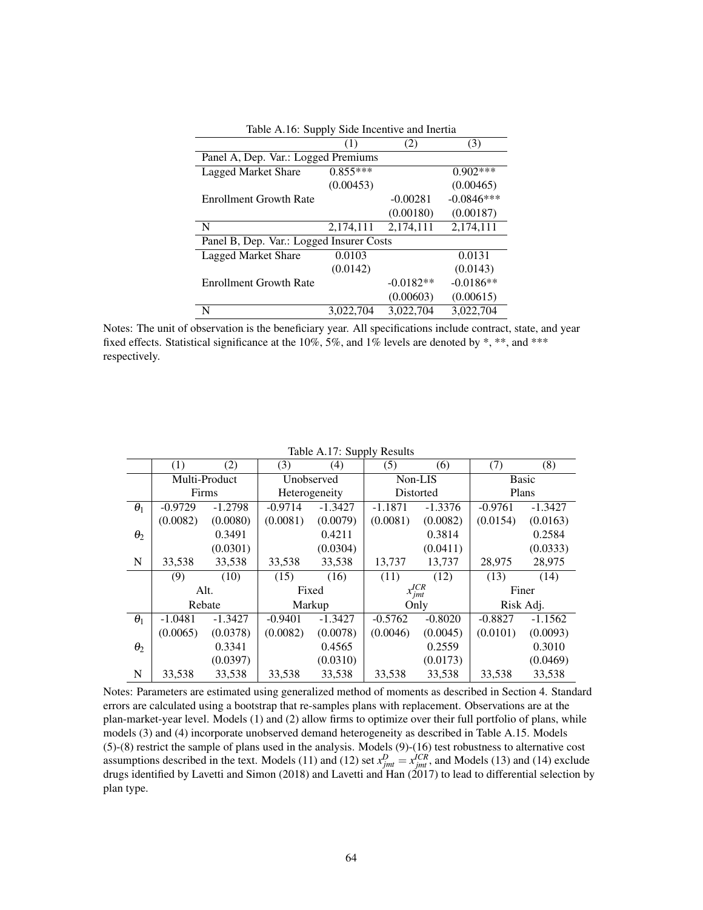Table A.16: Supply Side Incentive and Inertia

| | (1) | (2) | (3) |
|---|---|---|---|
| Panel A, Dep. Var.: Logged Premiums | | | |
| Lagged Market Share | 0.855*** | | 0.902*** |
| | (0.00453) | | (0.00465) |
| Enrollment Growth Rate | | -0.00281 | -0.0846*** |
| | | (0.00180) | (0.00187) |
| N | 2,174,111 | 2,174,111 | 2,174,111 |
| Panel B, Dep. Var.: Logged Insurer Costs | | | |
| Lagged Market Share | 0.0103 | | 0.0131 |
| | (0.0142) | | (0.0143) |
| Enrollment Growth Rate | | -0.0182** | -0.0186** |
| | | (0.00603) | (0.00615) |
| N | 3,022,704 | 3,022,704 | 3,022,704 |

Notes: The unit of observation is the beneficiary year. All specifications include contract, state, and year fixed effects. Statistical significance at the 10%, 5%, and 1% levels are denoted by *, **, and *** respectively.

Table A.17: Supply Results

| | (1) | (2) | (3) | (4) | (5) | (6) | (7) | (8) |
|---|---|---|---|---|---|---|---|---|
| | Multi-Product Firms | | Unobserved Heterogeneity | | Non-LIS Distorted | | Basic Plans | |
| $\theta_1$ | -0.9729 | -1.2798 | -0.9714 | -1.3427 | -1.1871 | -1.3376 | -0.9761 | -1.3427 |
| | (0.0082) | (0.0080) | (0.0081) | (0.0079) | (0.0081) | (0.0082) | (0.0154) | (0.0163) |
| $\theta_2$ | | 0.3491 | | 0.4211 | | 0.3814 | | 0.2584 |
| | | (0.0301) | | (0.0304) | | (0.0411) | | (0.0333) |
| N | 33,538 | 33,538 | 33,538 | 33,538 | 13,737 | 13,737 | 28,975 | 28,975 |
| | (9) | (10) | (15) | (16) | (11) | (12) | (13) | (14) |
| | Alt. Rebate | | Fixed Markup | | $x_{jmt}^{ICR}$ Only | | Finer Risk Adj. | |
| $\theta_1$ | -1.0481 | -1.3427 | -0.9401 | -1.3427 | -0.5762 | -0.8020 | -0.8827 | -1.1562 |
| | (0.0065) | (0.0378) | (0.0082) | (0.0078) | (0.0046) | (0.0045) | (0.0101) | (0.0093) |
| $\theta_2$ | | 0.3341 | | 0.4565 | | 0.2559 | | 0.3010 |
| | | (0.0397) | | (0.0310) | | (0.0173) | | (0.0469) |
| N | 33,538 | 33,538 | 33,538 | 33,538 | 33,538 | 33,538 | 33,538 | 33,538 |

Notes: Parameters are estimated using generalized method of moments as described in Section 4. Standard errors are calculated using a bootstrap that re-samples plans with replacement. Observations are at the plan-market-year level. Models (1) and (2) allow firms to optimize over their full portfolio of plans, while models (3) and (4) incorporate unobserved demand heterogeneity as described in Table A.15. Models (5)-(8) restrict the sample of plans used in the analysis. Models (9)-(16) test robustness to alternative cost assumptions described in the text. Models (11) and (12) set $x_{jmt}^{D} = x_{jmt}^{ICR}$, and Models (13) and (14) exclude drugs identified by Lavetti and Simon (2018) and Lavetti and Han (2017) to lead to differential selection by plan type.